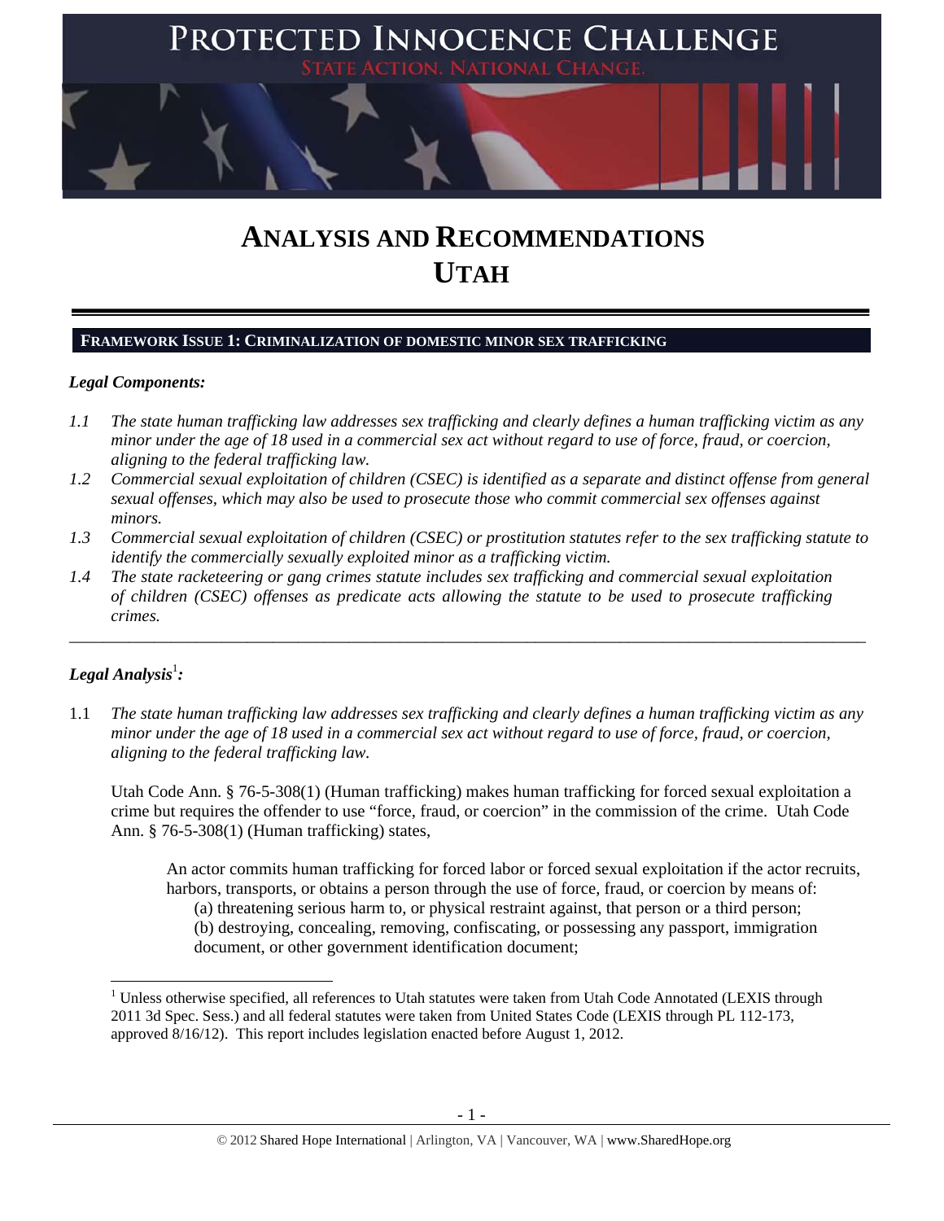# PROTECTED INNOCENCE CHALLENGE

STATE ACTION. NATIONAL CHANGE.

# ANALYSIS AND RECOMMENDATIONS
# UTAH

## FRAMEWORK ISSUE 1: CRIMINALIZATION OF DOMESTIC MINOR SEX TRAFFICKING

***Legal Components:***

*1.1 The state human trafficking law addresses sex trafficking and clearly defines a human trafficking victim as any minor under the age of 18 used in a commercial sex act without regard to use of force, fraud, or coercion, aligning to the federal trafficking law.*

*1.2 Commercial sexual exploitation of children (CSEC) is identified as a separate and distinct offense from general sexual offenses, which may also be used to prosecute those who commit commercial sex offenses against minors.*

*1.3 Commercial sexual exploitation of children (CSEC) or prostitution statutes refer to the sex trafficking statute to identify the commercially sexually exploited minor as a trafficking victim.*

*1.4 The state racketeering or gang crimes statute includes sex trafficking and commercial sexual exploitation of children (CSEC) offenses as predicate acts allowing the statute to be used to prosecute trafficking crimes.*

---

***Legal Analysis*[1]*:***

1.1 *The state human trafficking law addresses sex trafficking and clearly defines a human trafficking victim as any minor under the age of 18 used in a commercial sex act without regard to use of force, fraud, or coercion, aligning to the federal trafficking law.*

Utah Code Ann. § 76-5-308(1) (Human trafficking) makes human trafficking for forced sexual exploitation a crime but requires the offender to use "force, fraud, or coercion" in the commission of the crime. Utah Code Ann. § 76-5-308(1) (Human trafficking) states,

> An actor commits human trafficking for forced labor or forced sexual exploitation if the actor recruits, harbors, transports, or obtains a person through the use of force, fraud, or coercion by means of:
>
> (a) threatening serious harm to, or physical restraint against, that person or a third person;
>
> (b) destroying, concealing, removing, confiscating, or possessing any passport, immigration document, or other government identification document;

[1] Unless otherwise specified, all references to Utah statutes were taken from Utah Code Annotated (LEXIS through 2011 3d Spec. Sess.) and all federal statutes were taken from United States Code (LEXIS through PL 112-173, approved 8/16/12). This report includes legislation enacted before August 1, 2012.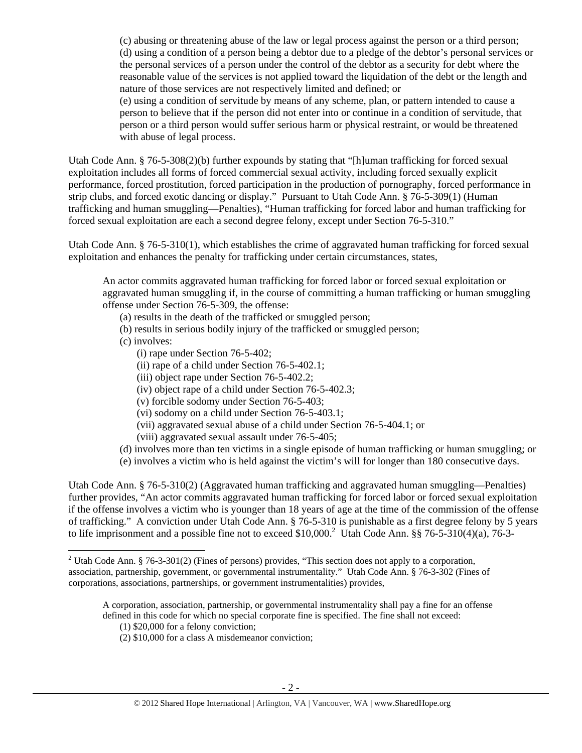(c) abusing or threatening abuse of the law or legal process against the person or a third person;
(d) using a condition of a person being a debtor due to a pledge of the debtor's personal services or the personal services of a person under the control of the debtor as a security for debt where the reasonable value of the services is not applied toward the liquidation of the debt or the length and nature of those services are not respectively limited and defined; or
(e) using a condition of servitude by means of any scheme, plan, or pattern intended to cause a person to believe that if the person did not enter into or continue in a condition of servitude, that person or a third person would suffer serious harm or physical restraint, or would be threatened with abuse of legal process.

Utah Code Ann. § 76-5-308(2)(b) further expounds by stating that "[h]uman trafficking for forced sexual exploitation includes all forms of forced commercial sexual activity, including forced sexually explicit performance, forced prostitution, forced participation in the production of pornography, forced performance in strip clubs, and forced exotic dancing or display." Pursuant to Utah Code Ann. § 76-5-309(1) (Human trafficking and human smuggling—Penalties), "Human trafficking for forced labor and human trafficking for forced sexual exploitation are each a second degree felony, except under Section 76-5-310."

Utah Code Ann. § 76-5-310(1), which establishes the crime of aggravated human trafficking for forced sexual exploitation and enhances the penalty for trafficking under certain circumstances, states,

> An actor commits aggravated human trafficking for forced labor or forced sexual exploitation or aggravated human smuggling if, in the course of committing a human trafficking or human smuggling offense under Section 76-5-309, the offense:
> (a) results in the death of the trafficked or smuggled person;
> (b) results in serious bodily injury of the trafficked or smuggled person;
> (c) involves:
> (i) rape under Section 76-5-402;
> (ii) rape of a child under Section 76-5-402.1;
> (iii) object rape under Section 76-5-402.2;
> (iv) object rape of a child under Section 76-5-402.3;
> (v) forcible sodomy under Section 76-5-403;
> (vi) sodomy on a child under Section 76-5-403.1;
> (vii) aggravated sexual abuse of a child under Section 76-5-404.1; or
> (viii) aggravated sexual assault under 76-5-405;
> (d) involves more than ten victims in a single episode of human trafficking or human smuggling; or
> (e) involves a victim who is held against the victim's will for longer than 180 consecutive days.

Utah Code Ann. § 76-5-310(2) (Aggravated human trafficking and aggravated human smuggling—Penalties) further provides, "An actor commits aggravated human trafficking for forced labor or forced sexual exploitation if the offense involves a victim who is younger than 18 years of age at the time of the commission of the offense of trafficking." A conviction under Utah Code Ann. § 76-5-310 is punishable as a first degree felony by 5 years to life imprisonment and a possible fine not to exceed $10,000.[2] Utah Code Ann. §§ 76-5-310(4)(a), 76-3-

---

[2] Utah Code Ann. § 76-3-301(2) (Fines of persons) provides, "This section does not apply to a corporation, association, partnership, government, or governmental instrumentality." Utah Code Ann. § 76-3-302 (Fines of corporations, associations, partnerships, or government instrumentalities) provides,

> A corporation, association, partnership, or governmental instrumentality shall pay a fine for an offense defined in this code for which no special corporate fine is specified. The fine shall not exceed:
> (1) $20,000 for a felony conviction;
> (2) $10,000 for a class A misdemeanor conviction;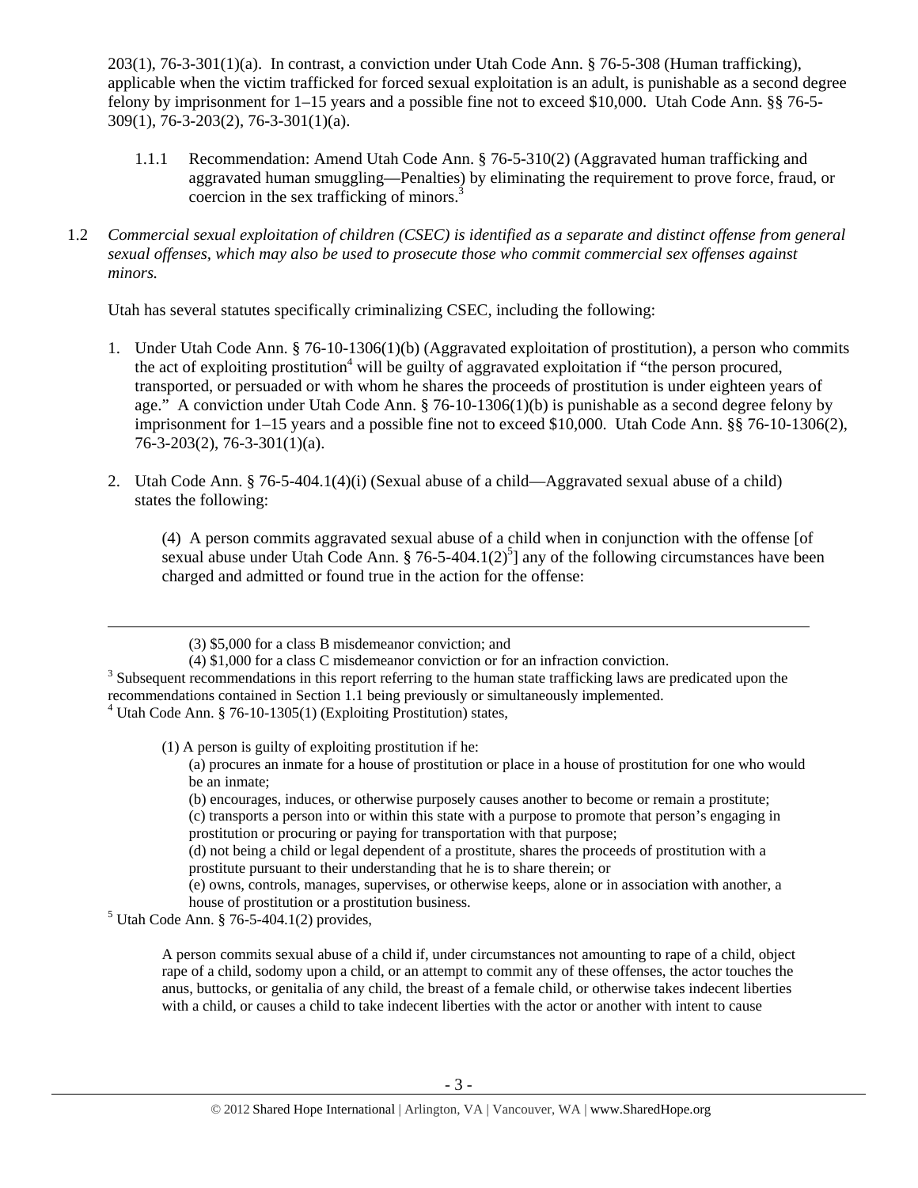203(1), 76-3-301(1)(a). In contrast, a conviction under Utah Code Ann. § 76-5-308 (Human trafficking), applicable when the victim trafficked for forced sexual exploitation is an adult, is punishable as a second degree felony by imprisonment for 1–15 years and a possible fine not to exceed $10,000. Utah Code Ann. §§ 76-5-309(1), 76-3-203(2), 76-3-301(1)(a).

1.1.1 Recommendation: Amend Utah Code Ann. § 76-5-310(2) (Aggravated human trafficking and aggravated human smuggling—Penalties) by eliminating the requirement to prove force, fraud, or coercion in the sex trafficking of minors.[3]

1.2 *Commercial sexual exploitation of children (CSEC) is identified as a separate and distinct offense from general sexual offenses, which may also be used to prosecute those who commit commercial sex offenses against minors.*

Utah has several statutes specifically criminalizing CSEC, including the following:

1. Under Utah Code Ann. § 76-10-1306(1)(b) (Aggravated exploitation of prostitution), a person who commits the act of exploiting prostitution[4] will be guilty of aggravated exploitation if "the person procured, transported, or persuaded or with whom he shares the proceeds of prostitution is under eighteen years of age." A conviction under Utah Code Ann. § 76-10-1306(1)(b) is punishable as a second degree felony by imprisonment for 1–15 years and a possible fine not to exceed $10,000. Utah Code Ann. §§ 76-10-1306(2), 76-3-203(2), 76-3-301(1)(a).

2. Utah Code Ann. § 76-5-404.1(4)(i) (Sexual abuse of a child—Aggravated sexual abuse of a child) states the following:

   > (4) A person commits aggravated sexual abuse of a child when in conjunction with the offense [of sexual abuse under Utah Code Ann. § 76-5-404.1(2)[5]] any of the following circumstances have been charged and admitted or found true in the action for the offense:

---

> (3) $5,000 for a class B misdemeanor conviction; and
> (4) $1,000 for a class C misdemeanor conviction or for an infraction conviction.

[3] Subsequent recommendations in this report referring to the human state trafficking laws are predicated upon the recommendations contained in Section 1.1 being previously or simultaneously implemented.

[4] Utah Code Ann. § 76-10-1305(1) (Exploiting Prostitution) states,

> (1) A person is guilty of exploiting prostitution if he:
> (a) procures an inmate for a house of prostitution or place in a house of prostitution for one who would be an inmate;
> (b) encourages, induces, or otherwise purposely causes another to become or remain a prostitute;
> (c) transports a person into or within this state with a purpose to promote that person's engaging in prostitution or procuring or paying for transportation with that purpose;
> (d) not being a child or legal dependent of a prostitute, shares the proceeds of prostitution with a prostitute pursuant to their understanding that he is to share therein; or
> (e) owns, controls, manages, supervises, or otherwise keeps, alone or in association with another, a house of prostitution or a prostitution business.

[5] Utah Code Ann. § 76-5-404.1(2) provides,

> A person commits sexual abuse of a child if, under circumstances not amounting to rape of a child, object rape of a child, sodomy upon a child, or an attempt to commit any of these offenses, the actor touches the anus, buttocks, or genitalia of any child, the breast of a female child, or otherwise takes indecent liberties with a child, or causes a child to take indecent liberties with the actor or another with intent to cause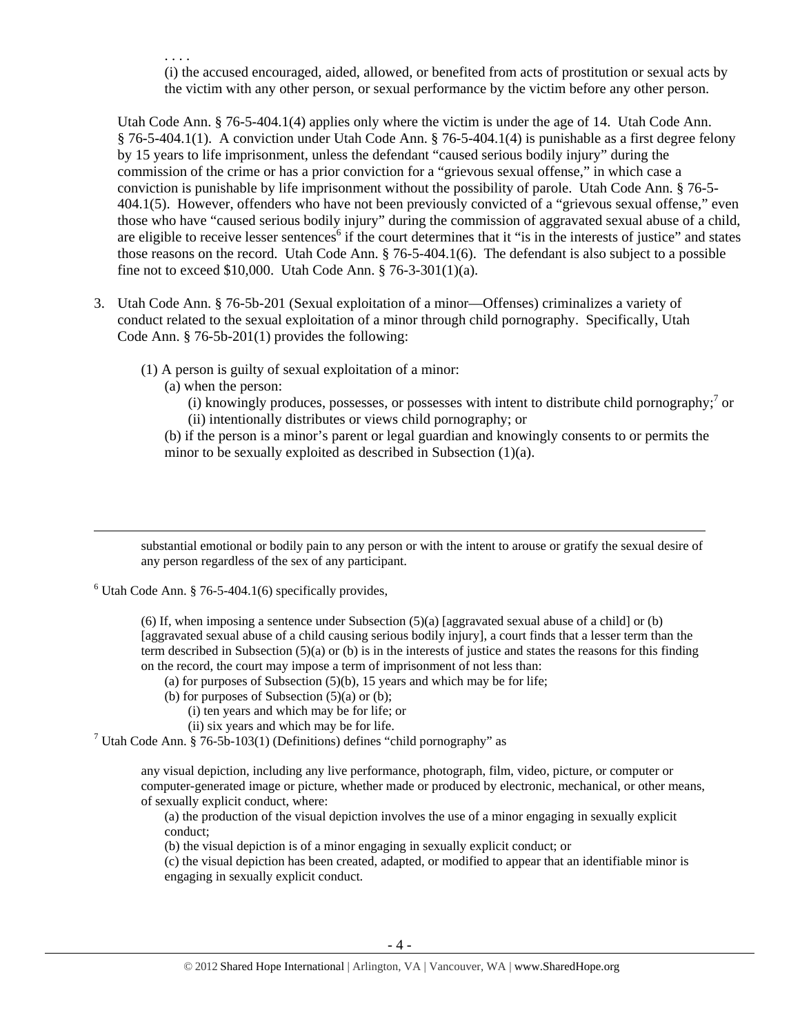. . . .

(i) the accused encouraged, aided, allowed, or benefited from acts of prostitution or sexual acts by the victim with any other person, or sexual performance by the victim before any other person.

Utah Code Ann. § 76-5-404.1(4) applies only where the victim is under the age of 14. Utah Code Ann. § 76-5-404.1(1). A conviction under Utah Code Ann. § 76-5-404.1(4) is punishable as a first degree felony by 15 years to life imprisonment, unless the defendant "caused serious bodily injury" during the commission of the crime or has a prior conviction for a "grievous sexual offense," in which case a conviction is punishable by life imprisonment without the possibility of parole. Utah Code Ann. § 76-5-404.1(5). However, offenders who have not been previously convicted of a "grievous sexual offense," even those who have "caused serious bodily injury" during the commission of aggravated sexual abuse of a child, are eligible to receive lesser sentences[6] if the court determines that it "is in the interests of justice" and states those reasons on the record. Utah Code Ann. § 76-5-404.1(6). The defendant is also subject to a possible fine not to exceed $10,000. Utah Code Ann. § 76-3-301(1)(a).

3. Utah Code Ann. § 76-5b-201 (Sexual exploitation of a minor—Offenses) criminalizes a variety of conduct related to the sexual exploitation of a minor through child pornography. Specifically, Utah Code Ann. § 76-5b-201(1) provides the following:

   (1) A person is guilty of sexual exploitation of a minor:
      (a) when the person:
         (i) knowingly produces, possesses, or possesses with intent to distribute child pornography;[7] or
         (ii) intentionally distributes or views child pornography; or
      (b) if the person is a minor's parent or legal guardian and knowingly consents to or permits the minor to be sexually exploited as described in Subsection (1)(a).

---

substantial emotional or bodily pain to any person or with the intent to arouse or gratify the sexual desire of any person regardless of the sex of any participant.

[6] Utah Code Ann. § 76-5-404.1(6) specifically provides,

> (6) If, when imposing a sentence under Subsection (5)(a) [aggravated sexual abuse of a child] or (b) [aggravated sexual abuse of a child causing serious bodily injury], a court finds that a lesser term than the term described in Subsection (5)(a) or (b) is in the interests of justice and states the reasons for this finding on the record, the court may impose a term of imprisonment of not less than:
> (a) for purposes of Subsection (5)(b), 15 years and which may be for life;
> (b) for purposes of Subsection (5)(a) or (b);
> (i) ten years and which may be for life; or
> (ii) six years and which may be for life.

[7] Utah Code Ann. § 76-5b-103(1) (Definitions) defines "child pornography" as

> any visual depiction, including any live performance, photograph, film, video, picture, or computer or computer-generated image or picture, whether made or produced by electronic, mechanical, or other means, of sexually explicit conduct, where:
> (a) the production of the visual depiction involves the use of a minor engaging in sexually explicit conduct;
> (b) the visual depiction is of a minor engaging in sexually explicit conduct; or
> (c) the visual depiction has been created, adapted, or modified to appear that an identifiable minor is engaging in sexually explicit conduct.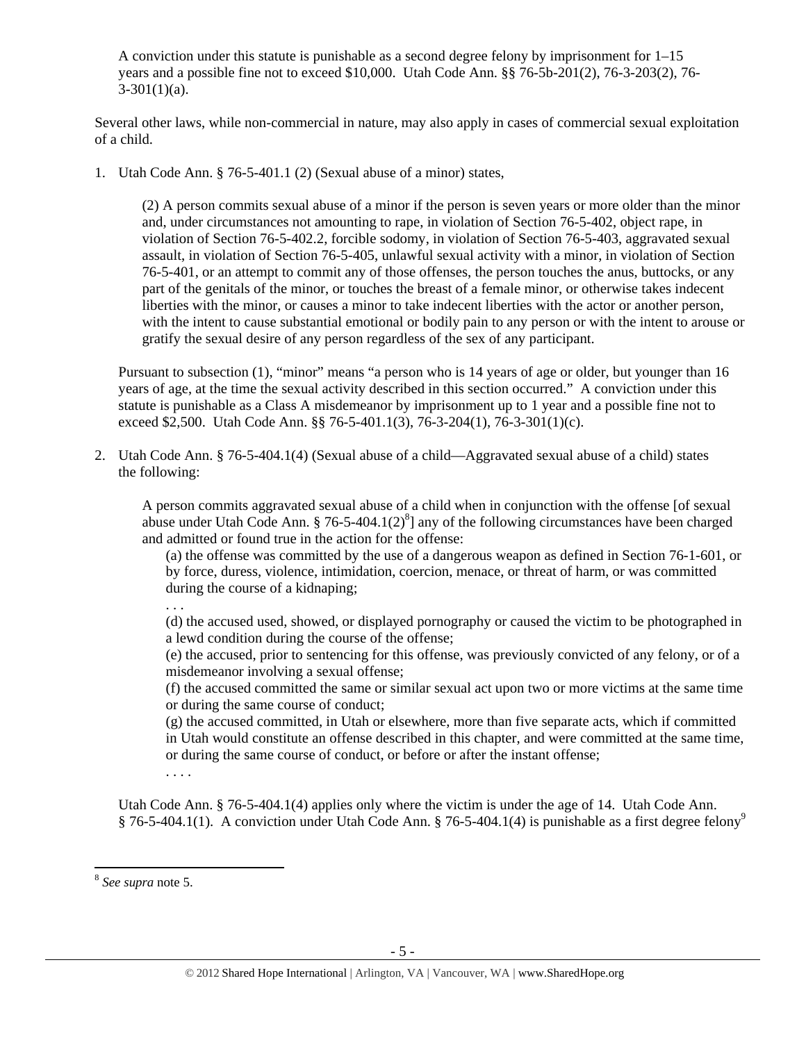A conviction under this statute is punishable as a second degree felony by imprisonment for 1–15 years and a possible fine not to exceed $10,000. Utah Code Ann. §§ 76-5b-201(2), 76-3-203(2), 76-3-301(1)(a).

Several other laws, while non-commercial in nature, may also apply in cases of commercial sexual exploitation of a child.

1. Utah Code Ann. § 76-5-401.1 (2) (Sexual abuse of a minor) states,

   > (2) A person commits sexual abuse of a minor if the person is seven years or more older than the minor and, under circumstances not amounting to rape, in violation of Section 76-5-402, object rape, in violation of Section 76-5-402.2, forcible sodomy, in violation of Section 76-5-403, aggravated sexual assault, in violation of Section 76-5-405, unlawful sexual activity with a minor, in violation of Section 76-5-401, or an attempt to commit any of those offenses, the person touches the anus, buttocks, or any part of the genitals of the minor, or touches the breast of a female minor, or otherwise takes indecent liberties with the minor, or causes a minor to take indecent liberties with the actor or another person, with the intent to cause substantial emotional or bodily pain to any person or with the intent to arouse or gratify the sexual desire of any person regardless of the sex of any participant.

   Pursuant to subsection (1), "minor" means "a person who is 14 years of age or older, but younger than 16 years of age, at the time the sexual activity described in this section occurred." A conviction under this statute is punishable as a Class A misdemeanor by imprisonment up to 1 year and a possible fine not to exceed $2,500. Utah Code Ann. §§ 76-5-401.1(3), 76-3-204(1), 76-3-301(1)(c).

2. Utah Code Ann. § 76-5-404.1(4) (Sexual abuse of a child—Aggravated sexual abuse of a child) states the following:

   > A person commits aggravated sexual abuse of a child when in conjunction with the offense [of sexual abuse under Utah Code Ann. § 76-5-404.1(2)[8]] any of the following circumstances have been charged and admitted or found true in the action for the offense:
   >
   > (a) the offense was committed by the use of a dangerous weapon as defined in Section 76-1-601, or by force, duress, violence, intimidation, coercion, menace, or threat of harm, or was committed during the course of a kidnaping;
   >
   > . . .
   >
   > (d) the accused used, showed, or displayed pornography or caused the victim to be photographed in a lewd condition during the course of the offense;
   >
   > (e) the accused, prior to sentencing for this offense, was previously convicted of any felony, or of a misdemeanor involving a sexual offense;
   >
   > (f) the accused committed the same or similar sexual act upon two or more victims at the same time or during the same course of conduct;
   >
   > (g) the accused committed, in Utah or elsewhere, more than five separate acts, which if committed in Utah would constitute an offense described in this chapter, and were committed at the same time, or during the same course of conduct, or before or after the instant offense;
   >
   > . . . .

   Utah Code Ann. § 76-5-404.1(4) applies only where the victim is under the age of 14. Utah Code Ann. § 76-5-404.1(1). A conviction under Utah Code Ann. § 76-5-404.1(4) is punishable as a first degree felony[9]

---

[8] *See supra* note 5.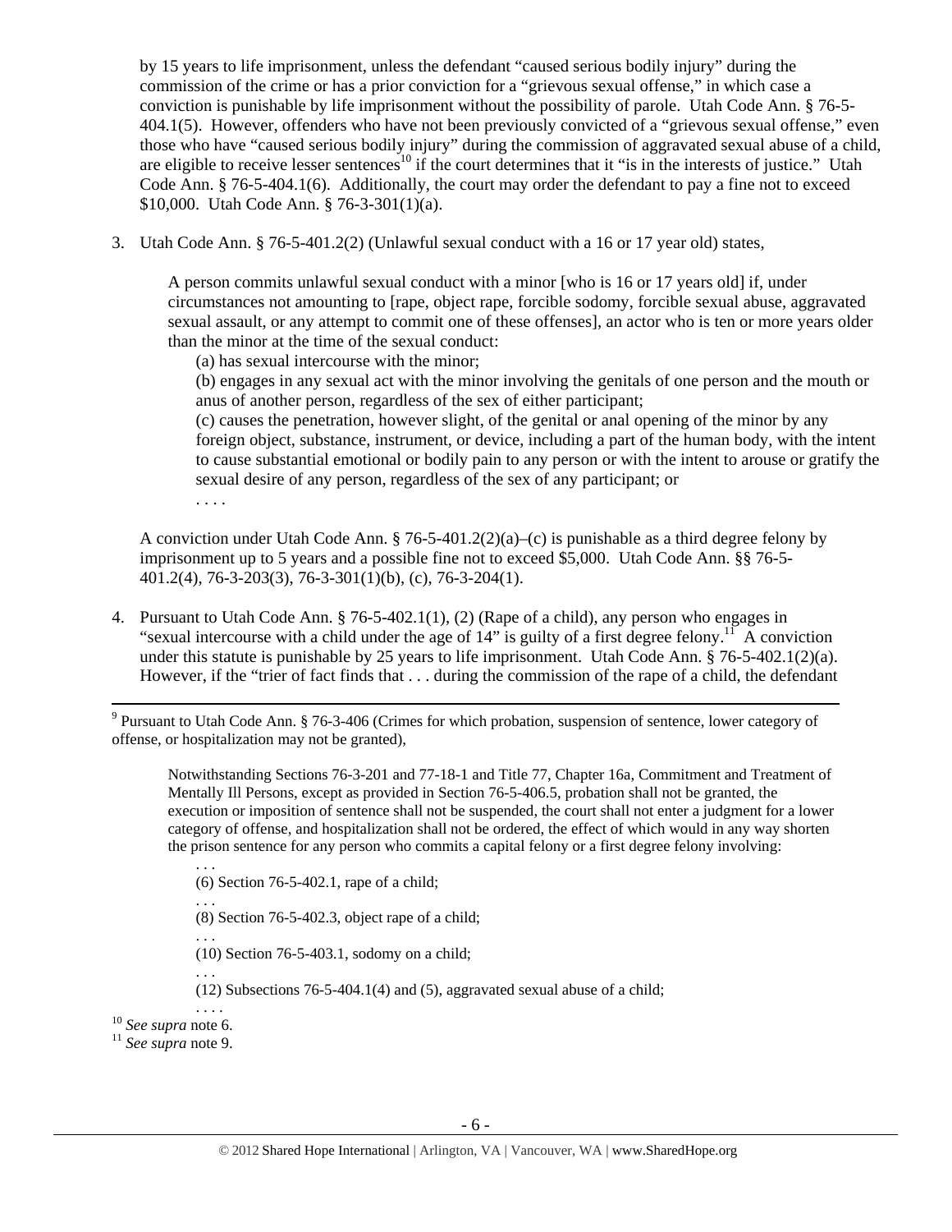by 15 years to life imprisonment, unless the defendant "caused serious bodily injury" during the commission of the crime or has a prior conviction for a "grievous sexual offense," in which case a conviction is punishable by life imprisonment without the possibility of parole. Utah Code Ann. § 76-5-404.1(5). However, offenders who have not been previously convicted of a "grievous sexual offense," even those who have "caused serious bodily injury" during the commission of aggravated sexual abuse of a child, are eligible to receive lesser sentences[10] if the court determines that it "is in the interests of justice." Utah Code Ann. § 76-5-404.1(6). Additionally, the court may order the defendant to pay a fine not to exceed $10,000. Utah Code Ann. § 76-3-301(1)(a).

3. Utah Code Ann. § 76-5-401.2(2) (Unlawful sexual conduct with a 16 or 17 year old) states,

   > A person commits unlawful sexual conduct with a minor [who is 16 or 17 years old] if, under circumstances not amounting to [rape, object rape, forcible sodomy, forcible sexual abuse, aggravated sexual assault, or any attempt to commit one of these offenses], an actor who is ten or more years older than the minor at the time of the sexual conduct:
   >
   > (a) has sexual intercourse with the minor;
   >
   > (b) engages in any sexual act with the minor involving the genitals of one person and the mouth or anus of another person, regardless of the sex of either participant;
   >
   > (c) causes the penetration, however slight, of the genital or anal opening of the minor by any foreign object, substance, instrument, or device, including a part of the human body, with the intent to cause substantial emotional or bodily pain to any person or with the intent to arouse or gratify the sexual desire of any person, regardless of the sex of any participant; or
   >
   > . . . .

   A conviction under Utah Code Ann. § 76-5-401.2(2)(a)–(c) is punishable as a third degree felony by imprisonment up to 5 years and a possible fine not to exceed $5,000. Utah Code Ann. §§ 76-5-401.2(4), 76-3-203(3), 76-3-301(1)(b), (c), 76-3-204(1).

4. Pursuant to Utah Code Ann. § 76-5-402.1(1), (2) (Rape of a child), any person who engages in "sexual intercourse with a child under the age of 14" is guilty of a first degree felony.[11] A conviction under this statute is punishable by 25 years to life imprisonment. Utah Code Ann. § 76-5-402.1(2)(a). However, if the "trier of fact finds that . . . during the commission of the rape of a child, the defendant

---

[9] Pursuant to Utah Code Ann. § 76-3-406 (Crimes for which probation, suspension of sentence, lower category of offense, or hospitalization may not be granted),

> Notwithstanding Sections 76-3-201 and 77-18-1 and Title 77, Chapter 16a, Commitment and Treatment of Mentally Ill Persons, except as provided in Section 76-5-406.5, probation shall not be granted, the execution or imposition of sentence shall not be suspended, the court shall not enter a judgment for a lower category of offense, and hospitalization shall not be ordered, the effect of which would in any way shorten the prison sentence for any person who commits a capital felony or a first degree felony involving:
>
> . . .
> (6) Section 76-5-402.1, rape of a child;
> . . .
> (8) Section 76-5-402.3, object rape of a child;
> . . .
> (10) Section 76-5-403.1, sodomy on a child;
> . . .
> (12) Subsections 76-5-404.1(4) and (5), aggravated sexual abuse of a child;
> . . . .

[10] *See supra* note 6.

[11] *See supra* note 9.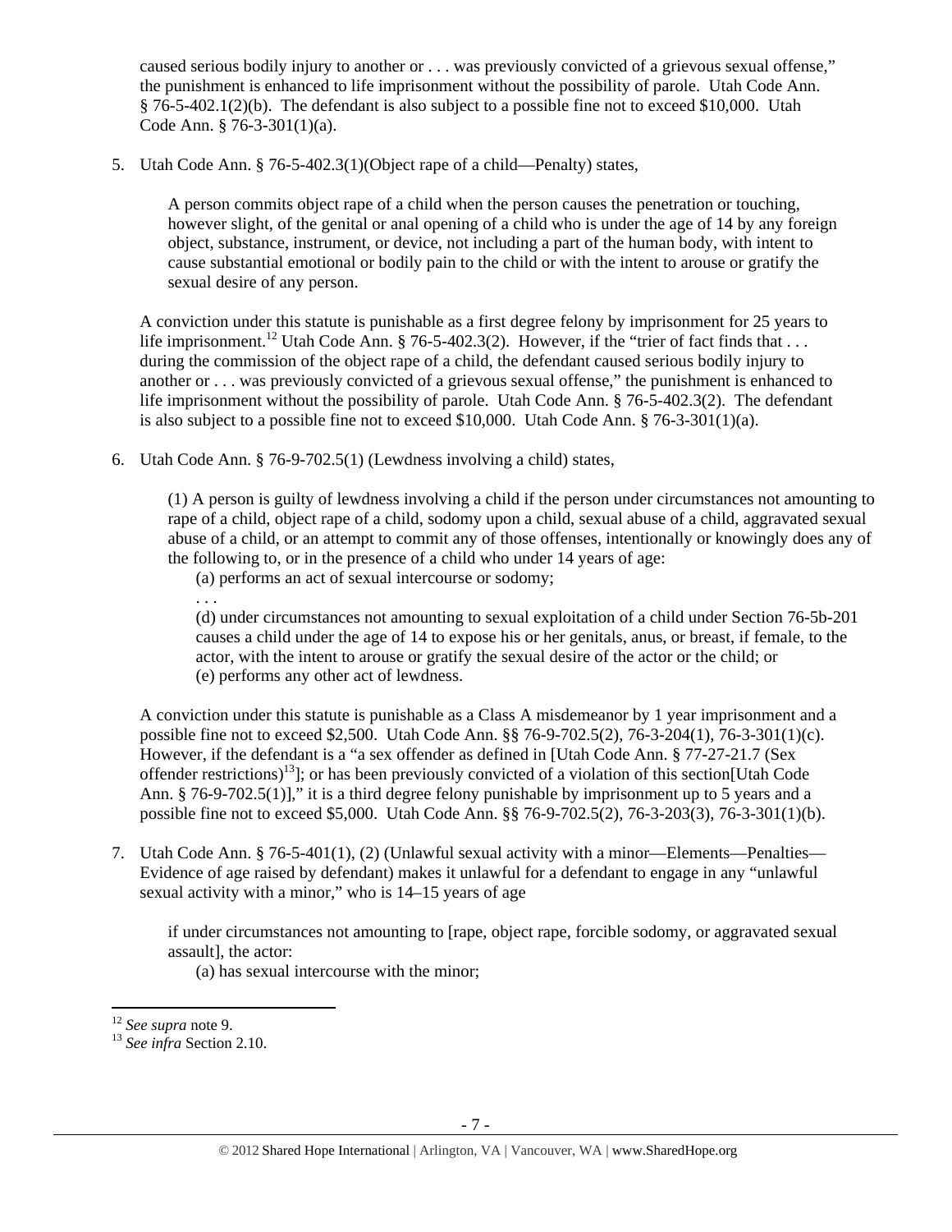caused serious bodily injury to another or . . . was previously convicted of a grievous sexual offense," the punishment is enhanced to life imprisonment without the possibility of parole. Utah Code Ann. § 76-5-402.1(2)(b). The defendant is also subject to a possible fine not to exceed $10,000. Utah Code Ann. § 76-3-301(1)(a).

5. Utah Code Ann. § 76-5-402.3(1)(Object rape of a child—Penalty) states,

   > A person commits object rape of a child when the person causes the penetration or touching, however slight, of the genital or anal opening of a child who is under the age of 14 by any foreign object, substance, instrument, or device, not including a part of the human body, with intent to cause substantial emotional or bodily pain to the child or with the intent to arouse or gratify the sexual desire of any person.

   A conviction under this statute is punishable as a first degree felony by imprisonment for 25 years to life imprisonment.[12] Utah Code Ann. § 76-5-402.3(2). However, if the "trier of fact finds that . . . during the commission of the object rape of a child, the defendant caused serious bodily injury to another or . . . was previously convicted of a grievous sexual offense," the punishment is enhanced to life imprisonment without the possibility of parole. Utah Code Ann. § 76-5-402.3(2). The defendant is also subject to a possible fine not to exceed $10,000. Utah Code Ann. § 76-3-301(1)(a).

6. Utah Code Ann. § 76-9-702.5(1) (Lewdness involving a child) states,

   > (1) A person is guilty of lewdness involving a child if the person under circumstances not amounting to rape of a child, object rape of a child, sodomy upon a child, sexual abuse of a child, aggravated sexual abuse of a child, or an attempt to commit any of those offenses, intentionally or knowingly does any of the following to, or in the presence of a child who under 14 years of age:
   >
   > (a) performs an act of sexual intercourse or sodomy;
   >
   > . . .
   >
   > (d) under circumstances not amounting to sexual exploitation of a child under Section 76-5b-201 causes a child under the age of 14 to expose his or her genitals, anus, or breast, if female, to the actor, with the intent to arouse or gratify the sexual desire of the actor or the child; or
   >
   > (e) performs any other act of lewdness.

   A conviction under this statute is punishable as a Class A misdemeanor by 1 year imprisonment and a possible fine not to exceed $2,500. Utah Code Ann. §§ 76-9-702.5(2), 76-3-204(1), 76-3-301(1)(c). However, if the defendant is a "a sex offender as defined in [Utah Code Ann. § 77-27-21.7 (Sex offender restrictions)[13]]; or has been previously convicted of a violation of this section[Utah Code Ann. § 76-9-702.5(1)]," it is a third degree felony punishable by imprisonment up to 5 years and a possible fine not to exceed $5,000. Utah Code Ann. §§ 76-9-702.5(2), 76-3-203(3), 76-3-301(1)(b).

7. Utah Code Ann. § 76-5-401(1), (2) (Unlawful sexual activity with a minor—Elements—Penalties—Evidence of age raised by defendant) makes it unlawful for a defendant to engage in any "unlawful sexual activity with a minor," who is 14–15 years of age

   > if under circumstances not amounting to [rape, object rape, forcible sodomy, or aggravated sexual assault], the actor:
   >
   > (a) has sexual intercourse with the minor;

---

[12] *See supra* note 9.

[13] *See infra* Section 2.10.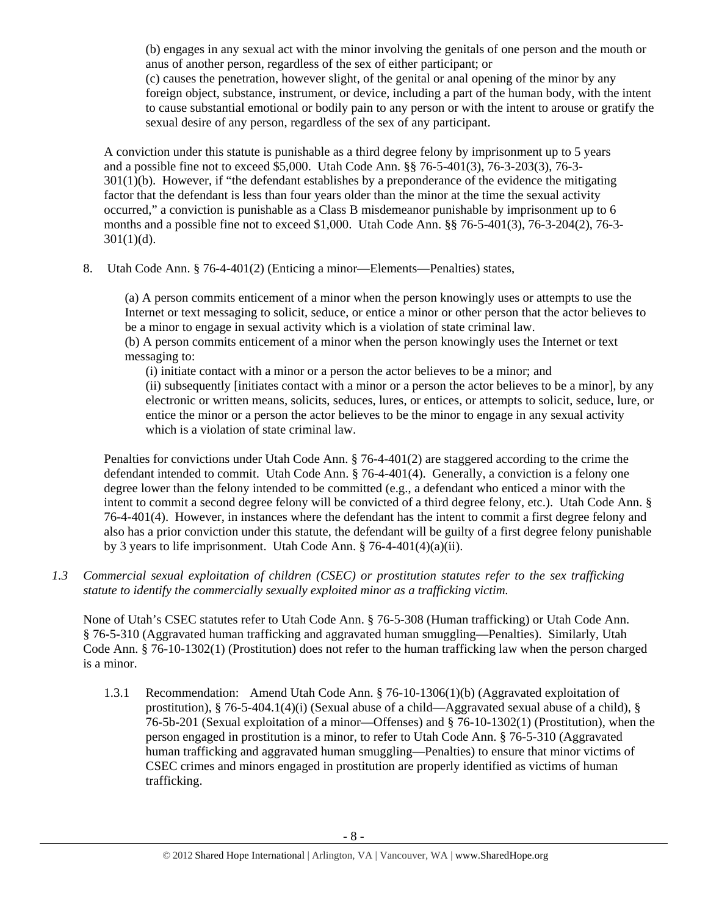(b) engages in any sexual act with the minor involving the genitals of one person and the mouth or anus of another person, regardless of the sex of either participant; or
(c) causes the penetration, however slight, of the genital or anal opening of the minor by any foreign object, substance, instrument, or device, including a part of the human body, with the intent to cause substantial emotional or bodily pain to any person or with the intent to arouse or gratify the sexual desire of any person, regardless of the sex of any participant.

A conviction under this statute is punishable as a third degree felony by imprisonment up to 5 years and a possible fine not to exceed $5,000. Utah Code Ann. §§ 76-5-401(3), 76-3-203(3), 76-3-301(1)(b). However, if "the defendant establishes by a preponderance of the evidence the mitigating factor that the defendant is less than four years older than the minor at the time the sexual activity occurred," a conviction is punishable as a Class B misdemeanor punishable by imprisonment up to 6 months and a possible fine not to exceed $1,000. Utah Code Ann. §§ 76-5-401(3), 76-3-204(2), 76-3-301(1)(d).

8. Utah Code Ann. § 76-4-401(2) (Enticing a minor—Elements—Penalties) states,

   (a) A person commits enticement of a minor when the person knowingly uses or attempts to use the Internet or text messaging to solicit, seduce, or entice a minor or other person that the actor believes to be a minor to engage in sexual activity which is a violation of state criminal law.
   (b) A person commits enticement of a minor when the person knowingly uses the Internet or text messaging to:
   (i) initiate contact with a minor or a person the actor believes to be a minor; and
   (ii) subsequently [initiates contact with a minor or a person the actor believes to be a minor], by any electronic or written means, solicits, seduces, lures, or entices, or attempts to solicit, seduce, lure, or entice the minor or a person the actor believes to be the minor to engage in any sexual activity which is a violation of state criminal law.

   Penalties for convictions under Utah Code Ann. § 76-4-401(2) are staggered according to the crime the defendant intended to commit. Utah Code Ann. § 76-4-401(4). Generally, a conviction is a felony one degree lower than the felony intended to be committed (e.g., a defendant who enticed a minor with the intent to commit a second degree felony will be convicted of a third degree felony, etc.). Utah Code Ann. § 76-4-401(4). However, in instances where the defendant has the intent to commit a first degree felony and also has a prior conviction under this statute, the defendant will be guilty of a first degree felony punishable by 3 years to life imprisonment. Utah Code Ann. § 76-4-401(4)(a)(ii).

*1.3 Commercial sexual exploitation of children (CSEC) or prostitution statutes refer to the sex trafficking statute to identify the commercially sexually exploited minor as a trafficking victim.*

None of Utah's CSEC statutes refer to Utah Code Ann. § 76-5-308 (Human trafficking) or Utah Code Ann. § 76-5-310 (Aggravated human trafficking and aggravated human smuggling—Penalties). Similarly, Utah Code Ann. § 76-10-1302(1) (Prostitution) does not refer to the human trafficking law when the person charged is a minor.

1.3.1 Recommendation: Amend Utah Code Ann. § 76-10-1306(1)(b) (Aggravated exploitation of prostitution), § 76-5-404.1(4)(i) (Sexual abuse of a child—Aggravated sexual abuse of a child), § 76-5b-201 (Sexual exploitation of a minor—Offenses) and § 76-10-1302(1) (Prostitution), when the person engaged in prostitution is a minor, to refer to Utah Code Ann. § 76-5-310 (Aggravated human trafficking and aggravated human smuggling—Penalties) to ensure that minor victims of CSEC crimes and minors engaged in prostitution are properly identified as victims of human trafficking.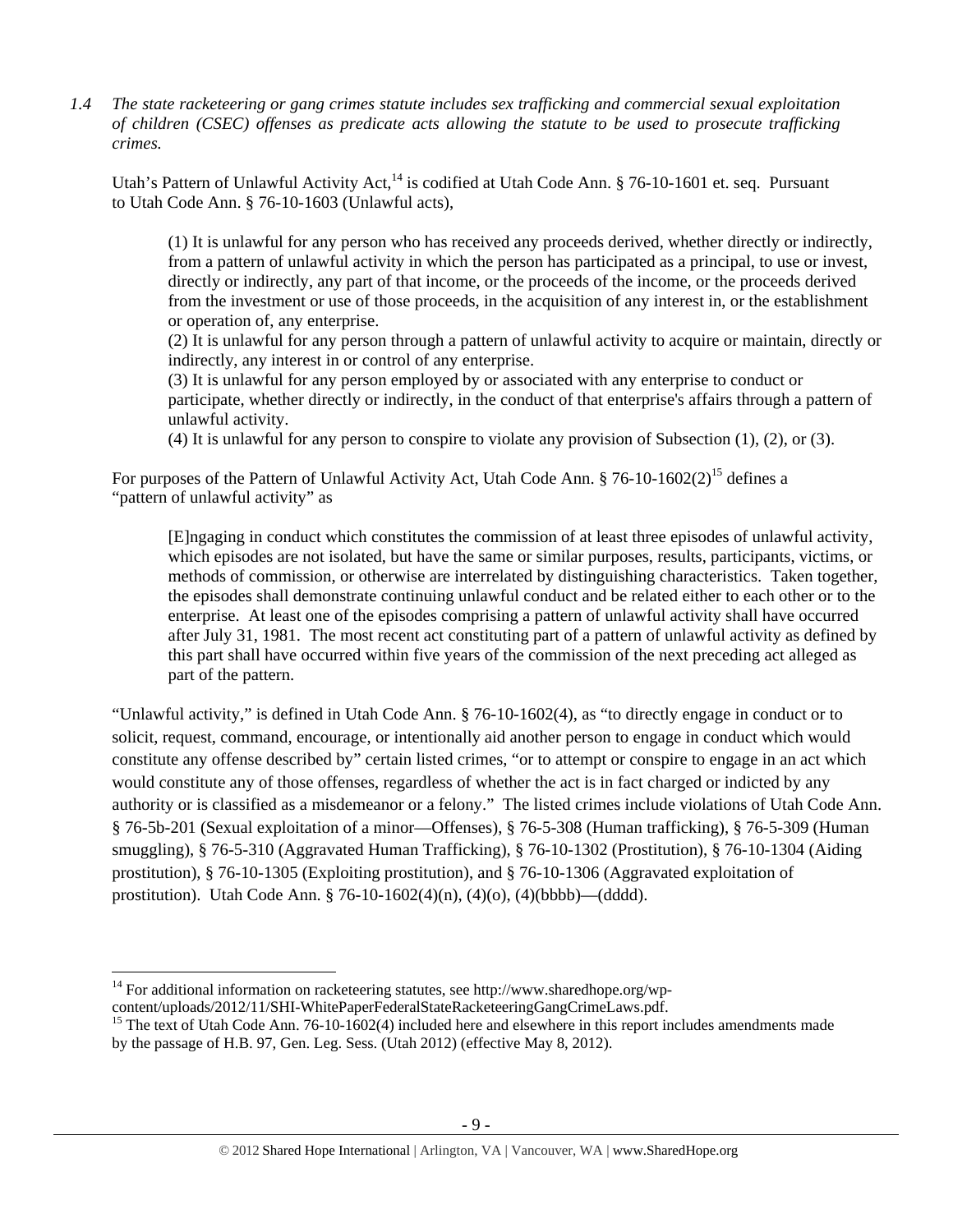*1.4 The state racketeering or gang crimes statute includes sex trafficking and commercial sexual exploitation of children (CSEC) offenses as predicate acts allowing the statute to be used to prosecute trafficking crimes.*

Utah's Pattern of Unlawful Activity Act,[14] is codified at Utah Code Ann. § 76-10-1601 et. seq. Pursuant to Utah Code Ann. § 76-10-1603 (Unlawful acts),

> (1) It is unlawful for any person who has received any proceeds derived, whether directly or indirectly, from a pattern of unlawful activity in which the person has participated as a principal, to use or invest, directly or indirectly, any part of that income, or the proceeds of the income, or the proceeds derived from the investment or use of those proceeds, in the acquisition of any interest in, or the establishment or operation of, any enterprise.
> (2) It is unlawful for any person through a pattern of unlawful activity to acquire or maintain, directly or indirectly, any interest in or control of any enterprise.
> (3) It is unlawful for any person employed by or associated with any enterprise to conduct or participate, whether directly or indirectly, in the conduct of that enterprise's affairs through a pattern of unlawful activity.
> (4) It is unlawful for any person to conspire to violate any provision of Subsection (1), (2), or (3).

For purposes of the Pattern of Unlawful Activity Act, Utah Code Ann. § 76-10-1602(2)[15] defines a "pattern of unlawful activity" as

> [E]ngaging in conduct which constitutes the commission of at least three episodes of unlawful activity, which episodes are not isolated, but have the same or similar purposes, results, participants, victims, or methods of commission, or otherwise are interrelated by distinguishing characteristics. Taken together, the episodes shall demonstrate continuing unlawful conduct and be related either to each other or to the enterprise. At least one of the episodes comprising a pattern of unlawful activity shall have occurred after July 31, 1981. The most recent act constituting part of a pattern of unlawful activity as defined by this part shall have occurred within five years of the commission of the next preceding act alleged as part of the pattern.

"Unlawful activity," is defined in Utah Code Ann. § 76-10-1602(4), as "to directly engage in conduct or to solicit, request, command, encourage, or intentionally aid another person to engage in conduct which would constitute any offense described by" certain listed crimes, "or to attempt or conspire to engage in an act which would constitute any of those offenses, regardless of whether the act is in fact charged or indicted by any authority or is classified as a misdemeanor or a felony." The listed crimes include violations of Utah Code Ann. § 76-5b-201 (Sexual exploitation of a minor—Offenses), § 76-5-308 (Human trafficking), § 76-5-309 (Human smuggling), § 76-5-310 (Aggravated Human Trafficking), § 76-10-1302 (Prostitution), § 76-10-1304 (Aiding prostitution), § 76-10-1305 (Exploiting prostitution), and § 76-10-1306 (Aggravated exploitation of prostitution). Utah Code Ann. § 76-10-1602(4)(n), (4)(o), (4)(bbbb)—(dddd).

---

[14] For additional information on racketeering statutes, see http://www.sharedhope.org/wp-content/uploads/2012/11/SHI-WhitePaperFederalStateRacketeeringGangCrimeLaws.pdf.

[15] The text of Utah Code Ann. 76-10-1602(4) included here and elsewhere in this report includes amendments made by the passage of H.B. 97, Gen. Leg. Sess. (Utah 2012) (effective May 8, 2012).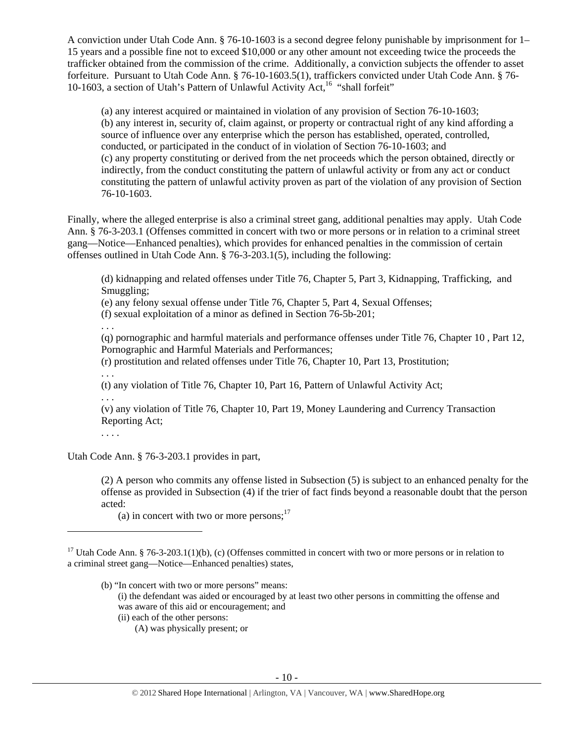A conviction under Utah Code Ann. § 76-10-1603 is a second degree felony punishable by imprisonment for 1–15 years and a possible fine not to exceed $10,000 or any other amount not exceeding twice the proceeds the trafficker obtained from the commission of the crime. Additionally, a conviction subjects the offender to asset forfeiture. Pursuant to Utah Code Ann. § 76-10-1603.5(1), traffickers convicted under Utah Code Ann. § 76-10-1603, a section of Utah's Pattern of Unlawful Activity Act,[16] "shall forfeit"

> (a) any interest acquired or maintained in violation of any provision of Section 76-10-1603;
> (b) any interest in, security of, claim against, or property or contractual right of any kind affording a source of influence over any enterprise which the person has established, operated, controlled, conducted, or participated in the conduct of in violation of Section 76-10-1603; and
> (c) any property constituting or derived from the net proceeds which the person obtained, directly or indirectly, from the conduct constituting the pattern of unlawful activity or from any act or conduct constituting the pattern of unlawful activity proven as part of the violation of any provision of Section 76-10-1603.

Finally, where the alleged enterprise is also a criminal street gang, additional penalties may apply. Utah Code Ann. § 76-3-203.1 (Offenses committed in concert with two or more persons or in relation to a criminal street gang—Notice—Enhanced penalties), which provides for enhanced penalties in the commission of certain offenses outlined in Utah Code Ann. § 76-3-203.1(5), including the following:

> (d) kidnapping and related offenses under Title 76, Chapter 5, Part 3, Kidnapping, Trafficking, and Smuggling;
> (e) any felony sexual offense under Title 76, Chapter 5, Part 4, Sexual Offenses;
> (f) sexual exploitation of a minor as defined in Section 76-5b-201;
> . . .
> (q) pornographic and harmful materials and performance offenses under Title 76, Chapter 10 , Part 12, Pornographic and Harmful Materials and Performances;
> (r) prostitution and related offenses under Title 76, Chapter 10, Part 13, Prostitution;
> . . .
> (t) any violation of Title 76, Chapter 10, Part 16, Pattern of Unlawful Activity Act;
> . . .
> (v) any violation of Title 76, Chapter 10, Part 19, Money Laundering and Currency Transaction Reporting Act;
> . . . .

Utah Code Ann. § 76-3-203.1 provides in part,

> (2) A person who commits any offense listed in Subsection (5) is subject to an enhanced penalty for the offense as provided in Subsection (4) if the trier of fact finds beyond a reasonable doubt that the person acted:
> (a) in concert with two or more persons;[17]

---

[17] Utah Code Ann. § 76-3-203.1(1)(b), (c) (Offenses committed in concert with two or more persons or in relation to a criminal street gang—Notice—Enhanced penalties) states,

> (b) "In concert with two or more persons" means:
> (i) the defendant was aided or encouraged by at least two other persons in committing the offense and was aware of this aid or encouragement; and
> (ii) each of the other persons:
> (A) was physically present; or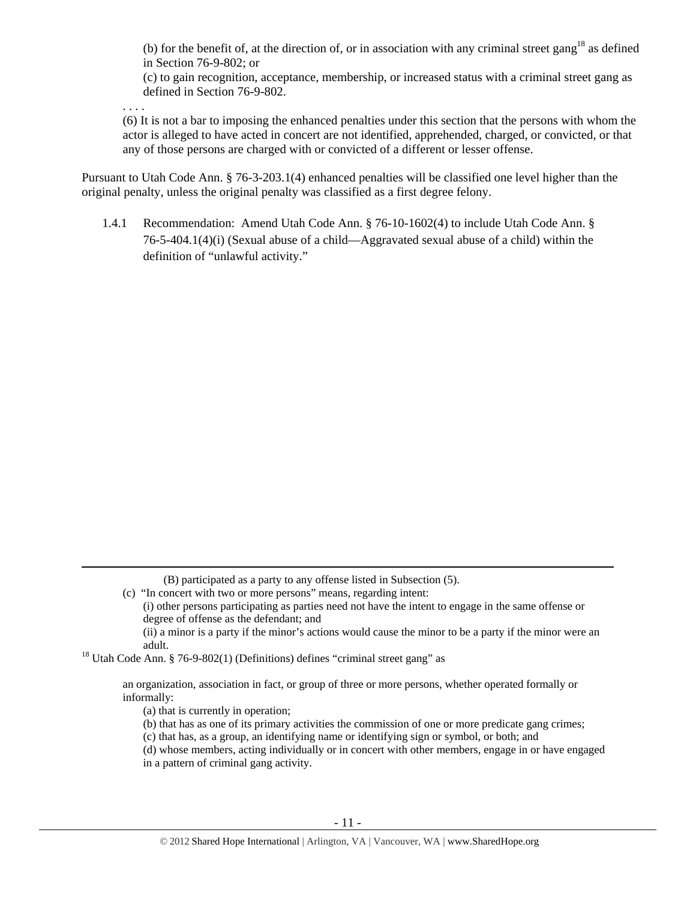(b) for the benefit of, at the direction of, or in association with any criminal street gang[18] as defined in Section 76-9-802; or

(c) to gain recognition, acceptance, membership, or increased status with a criminal street gang as defined in Section 76-9-802.

. . . .

(6) It is not a bar to imposing the enhanced penalties under this section that the persons with whom the actor is alleged to have acted in concert are not identified, apprehended, charged, or convicted, or that any of those persons are charged with or convicted of a different or lesser offense.

Pursuant to Utah Code Ann. § 76-3-203.1(4) enhanced penalties will be classified one level higher than the original penalty, unless the original penalty was classified as a first degree felony.

1.4.1 Recommendation: Amend Utah Code Ann. § 76-10-1602(4) to include Utah Code Ann. § 76-5-404.1(4)(i) (Sexual abuse of a child—Aggravated sexual abuse of a child) within the definition of "unlawful activity."

---

(B) participated as a party to any offense listed in Subsection (5).

(c) "In concert with two or more persons" means, regarding intent:

(i) other persons participating as parties need not have the intent to engage in the same offense or degree of offense as the defendant; and

(ii) a minor is a party if the minor's actions would cause the minor to be a party if the minor were an adult.

[18] Utah Code Ann. § 76-9-802(1) (Definitions) defines "criminal street gang" as

an organization, association in fact, or group of three or more persons, whether operated formally or informally:

(a) that is currently in operation;

(b) that has as one of its primary activities the commission of one or more predicate gang crimes;

(c) that has, as a group, an identifying name or identifying sign or symbol, or both; and

(d) whose members, acting individually or in concert with other members, engage in or have engaged in a pattern of criminal gang activity.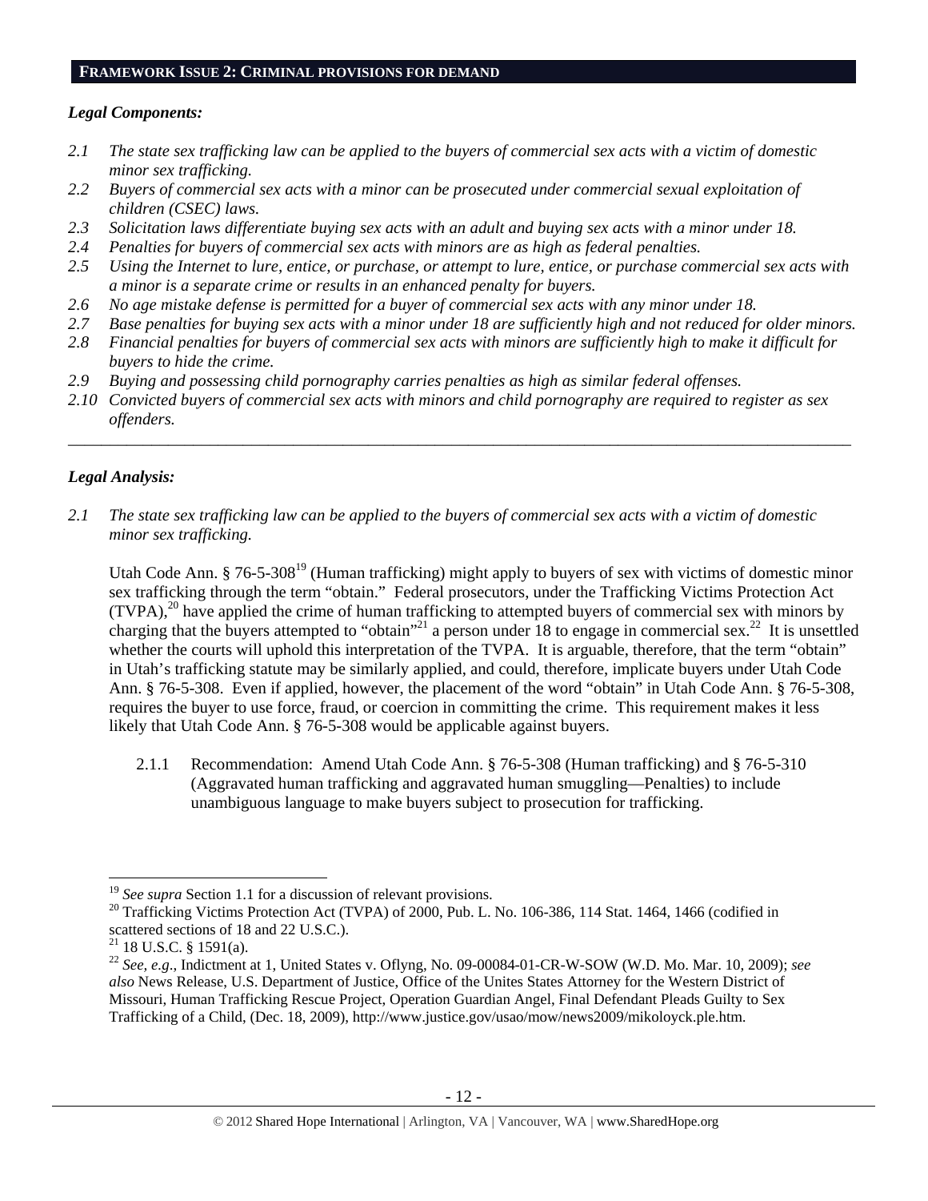## FRAMEWORK ISSUE 2: CRIMINAL PROVISIONS FOR DEMAND

***Legal Components:***

*2.1 The state sex trafficking law can be applied to the buyers of commercial sex acts with a victim of domestic minor sex trafficking.*

*2.2 Buyers of commercial sex acts with a minor can be prosecuted under commercial sexual exploitation of children (CSEC) laws.*

*2.3 Solicitation laws differentiate buying sex acts with an adult and buying sex acts with a minor under 18.*

*2.4 Penalties for buyers of commercial sex acts with minors are as high as federal penalties.*

*2.5 Using the Internet to lure, entice, or purchase, or attempt to lure, entice, or purchase commercial sex acts with a minor is a separate crime or results in an enhanced penalty for buyers.*

*2.6 No age mistake defense is permitted for a buyer of commercial sex acts with any minor under 18.*

*2.7 Base penalties for buying sex acts with a minor under 18 are sufficiently high and not reduced for older minors.*

*2.8 Financial penalties for buyers of commercial sex acts with minors are sufficiently high to make it difficult for buyers to hide the crime.*

*2.9 Buying and possessing child pornography carries penalties as high as similar federal offenses.*

*2.10 Convicted buyers of commercial sex acts with minors and child pornography are required to register as sex offenders.*

---

***Legal Analysis:***

*2.1 The state sex trafficking law can be applied to the buyers of commercial sex acts with a victim of domestic minor sex trafficking.*

Utah Code Ann. § 76-5-308[19] (Human trafficking) might apply to buyers of sex with victims of domestic minor sex trafficking through the term "obtain." Federal prosecutors, under the Trafficking Victims Protection Act (TVPA),[20] have applied the crime of human trafficking to attempted buyers of commercial sex with minors by charging that the buyers attempted to "obtain"[21] a person under 18 to engage in commercial sex.[22] It is unsettled whether the courts will uphold this interpretation of the TVPA. It is arguable, therefore, that the term "obtain" in Utah's trafficking statute may be similarly applied, and could, therefore, implicate buyers under Utah Code Ann. § 76-5-308. Even if applied, however, the placement of the word "obtain" in Utah Code Ann. § 76-5-308, requires the buyer to use force, fraud, or coercion in committing the crime. This requirement makes it less likely that Utah Code Ann. § 76-5-308 would be applicable against buyers.

2.1.1 Recommendation: Amend Utah Code Ann. § 76-5-308 (Human trafficking) and § 76-5-310 (Aggravated human trafficking and aggravated human smuggling—Penalties) to include unambiguous language to make buyers subject to prosecution for trafficking.

---

[19] *See supra* Section 1.1 for a discussion of relevant provisions.

[20] Trafficking Victims Protection Act (TVPA) of 2000, Pub. L. No. 106-386, 114 Stat. 1464, 1466 (codified in scattered sections of 18 and 22 U.S.C.).

[21] 18 U.S.C. § 1591(a).

[22] *See, e.g*., Indictment at 1, United States v. Oflyng, No. 09-00084-01-CR-W-SOW (W.D. Mo. Mar. 10, 2009); *see also* News Release, U.S. Department of Justice, Office of the Unites States Attorney for the Western District of Missouri, Human Trafficking Rescue Project, Operation Guardian Angel, Final Defendant Pleads Guilty to Sex Trafficking of a Child, (Dec. 18, 2009), http://www.justice.gov/usao/mow/news2009/mikoloyck.ple.htm.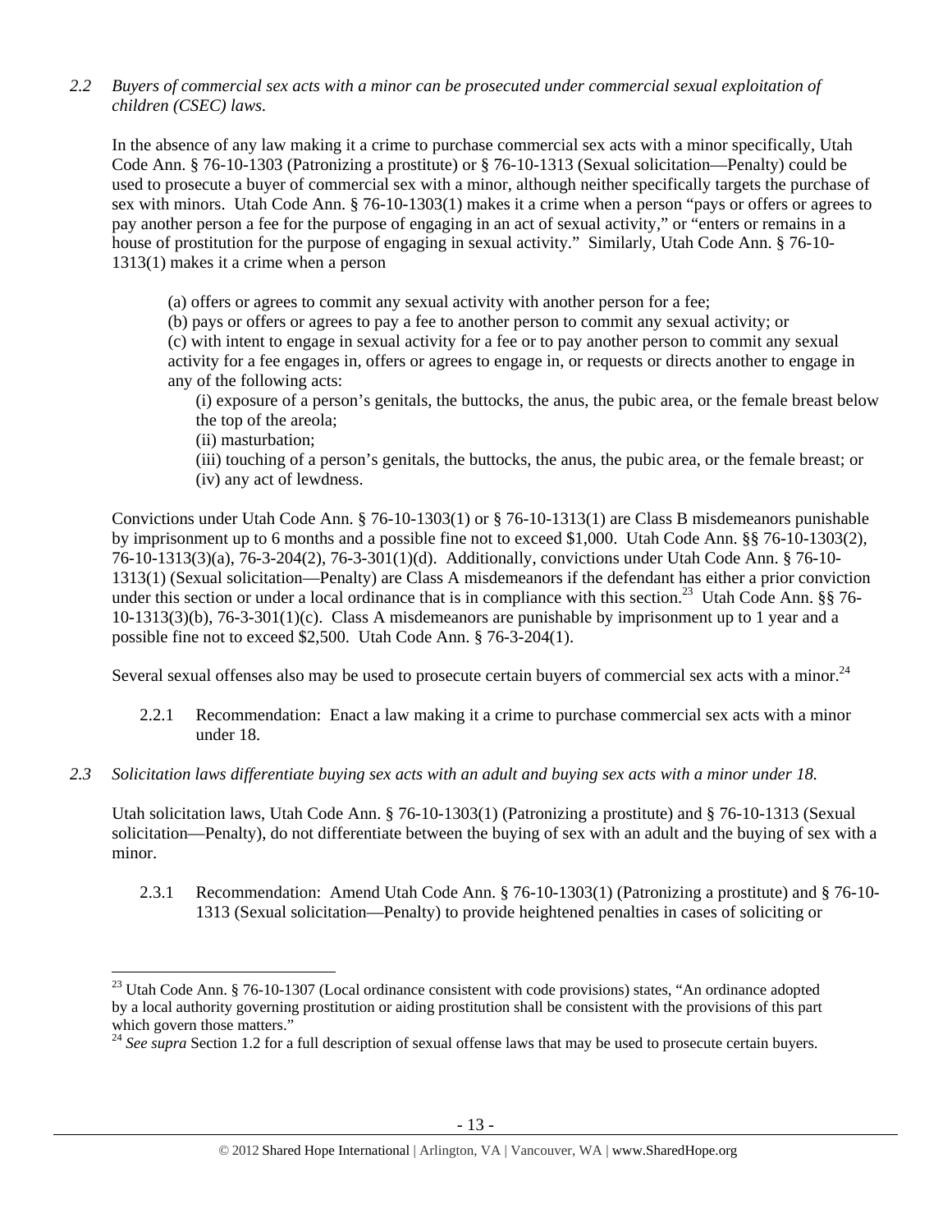*2.2 Buyers of commercial sex acts with a minor can be prosecuted under commercial sexual exploitation of children (CSEC) laws.*

In the absence of any law making it a crime to purchase commercial sex acts with a minor specifically, Utah Code Ann. § 76-10-1303 (Patronizing a prostitute) or § 76-10-1313 (Sexual solicitation—Penalty) could be used to prosecute a buyer of commercial sex with a minor, although neither specifically targets the purchase of sex with minors. Utah Code Ann. § 76-10-1303(1) makes it a crime when a person "pays or offers or agrees to pay another person a fee for the purpose of engaging in an act of sexual activity," or "enters or remains in a house of prostitution for the purpose of engaging in sexual activity." Similarly, Utah Code Ann. § 76-10-1313(1) makes it a crime when a person

> (a) offers or agrees to commit any sexual activity with another person for a fee;
> (b) pays or offers or agrees to pay a fee to another person to commit any sexual activity; or
> (c) with intent to engage in sexual activity for a fee or to pay another person to commit any sexual activity for a fee engages in, offers or agrees to engage in, or requests or directs another to engage in any of the following acts:
>> (i) exposure of a person's genitals, the buttocks, the anus, the pubic area, or the female breast below the top of the areola;
>> (ii) masturbation;
>> (iii) touching of a person's genitals, the buttocks, the anus, the pubic area, or the female breast; or
>> (iv) any act of lewdness.

Convictions under Utah Code Ann. § 76-10-1303(1) or § 76-10-1313(1) are Class B misdemeanors punishable by imprisonment up to 6 months and a possible fine not to exceed $1,000. Utah Code Ann. §§ 76-10-1303(2), 76-10-1313(3)(a), 76-3-204(2), 76-3-301(1)(d). Additionally, convictions under Utah Code Ann. § 76-10-1313(1) (Sexual solicitation—Penalty) are Class A misdemeanors if the defendant has either a prior conviction under this section or under a local ordinance that is in compliance with this section.[23] Utah Code Ann. §§ 76-10-1313(3)(b), 76-3-301(1)(c). Class A misdemeanors are punishable by imprisonment up to 1 year and a possible fine not to exceed $2,500. Utah Code Ann. § 76-3-204(1).

Several sexual offenses also may be used to prosecute certain buyers of commercial sex acts with a minor.[24]

2.2.1 Recommendation: Enact a law making it a crime to purchase commercial sex acts with a minor under 18.

*2.3 Solicitation laws differentiate buying sex acts with an adult and buying sex acts with a minor under 18.*

Utah solicitation laws, Utah Code Ann. § 76-10-1303(1) (Patronizing a prostitute) and § 76-10-1313 (Sexual solicitation—Penalty), do not differentiate between the buying of sex with an adult and the buying of sex with a minor.

2.3.1 Recommendation: Amend Utah Code Ann. § 76-10-1303(1) (Patronizing a prostitute) and § 76-10-1313 (Sexual solicitation—Penalty) to provide heightened penalties in cases of soliciting or

---

[23] Utah Code Ann. § 76-10-1307 (Local ordinance consistent with code provisions) states, "An ordinance adopted by a local authority governing prostitution or aiding prostitution shall be consistent with the provisions of this part which govern those matters."

[24] *See supra* Section 1.2 for a full description of sexual offense laws that may be used to prosecute certain buyers.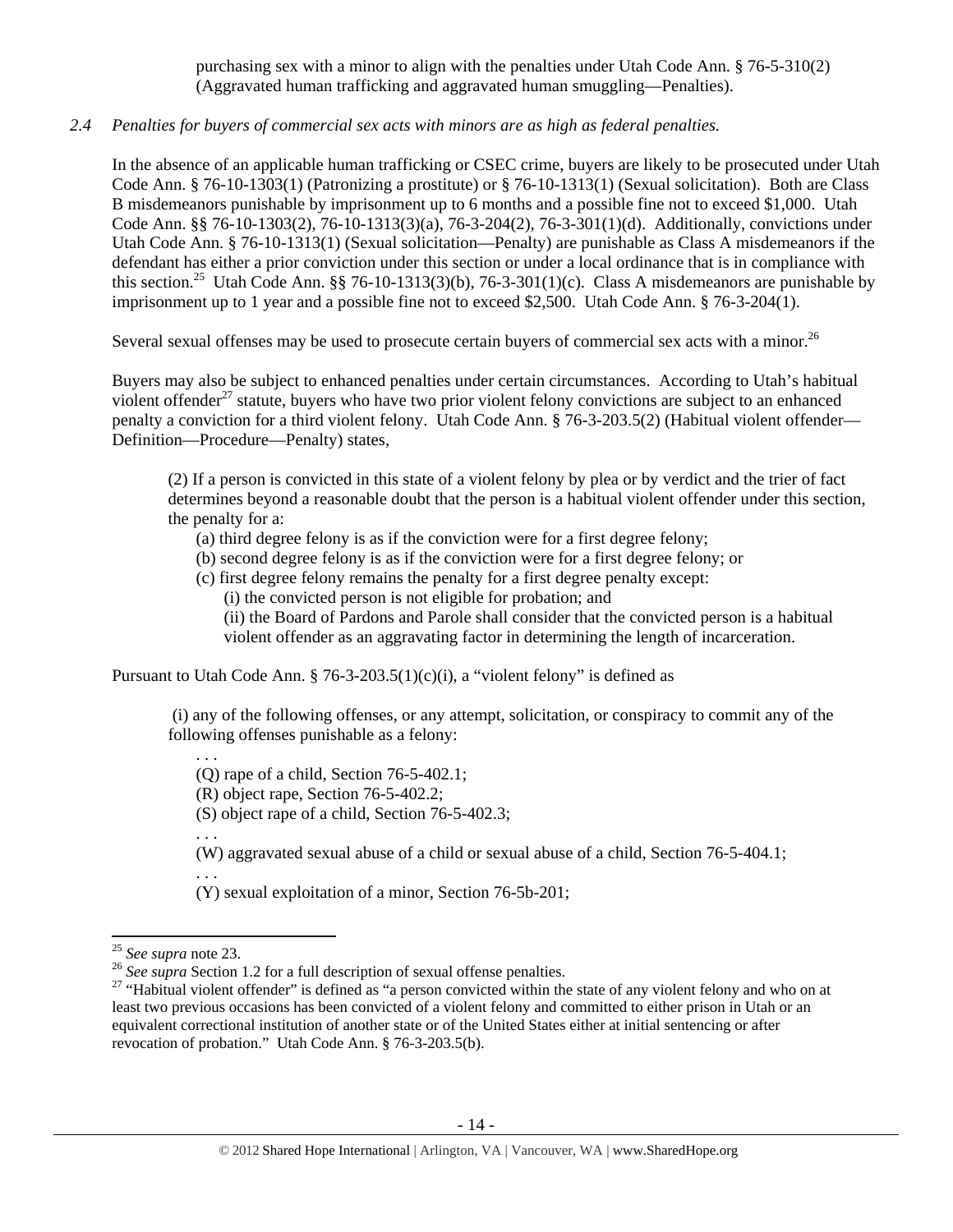purchasing sex with a minor to align with the penalties under Utah Code Ann. § 76-5-310(2) (Aggravated human trafficking and aggravated human smuggling—Penalties).

*2.4 Penalties for buyers of commercial sex acts with minors are as high as federal penalties.*

In the absence of an applicable human trafficking or CSEC crime, buyers are likely to be prosecuted under Utah Code Ann. § 76-10-1303(1) (Patronizing a prostitute) or § 76-10-1313(1) (Sexual solicitation). Both are Class B misdemeanors punishable by imprisonment up to 6 months and a possible fine not to exceed $1,000. Utah Code Ann. §§ 76-10-1303(2), 76-10-1313(3)(a), 76-3-204(2), 76-3-301(1)(d). Additionally, convictions under Utah Code Ann. § 76-10-1313(1) (Sexual solicitation—Penalty) are punishable as Class A misdemeanors if the defendant has either a prior conviction under this section or under a local ordinance that is in compliance with this section.[25] Utah Code Ann. §§ 76-10-1313(3)(b), 76-3-301(1)(c). Class A misdemeanors are punishable by imprisonment up to 1 year and a possible fine not to exceed $2,500. Utah Code Ann. § 76-3-204(1).

Several sexual offenses may be used to prosecute certain buyers of commercial sex acts with a minor.[26]

Buyers may also be subject to enhanced penalties under certain circumstances. According to Utah's habitual violent offender[27] statute, buyers who have two prior violent felony convictions are subject to an enhanced penalty a conviction for a third violent felony. Utah Code Ann. § 76-3-203.5(2) (Habitual violent offender—Definition—Procedure—Penalty) states,

> (2) If a person is convicted in this state of a violent felony by plea or by verdict and the trier of fact determines beyond a reasonable doubt that the person is a habitual violent offender under this section, the penalty for a:
>
> (a) third degree felony is as if the conviction were for a first degree felony;
>
> (b) second degree felony is as if the conviction were for a first degree felony; or
>
> (c) first degree felony remains the penalty for a first degree penalty except:
>
> (i) the convicted person is not eligible for probation; and
>
> (ii) the Board of Pardons and Parole shall consider that the convicted person is a habitual violent offender as an aggravating factor in determining the length of incarceration.

Pursuant to Utah Code Ann. § 76-3-203.5(1)(c)(i), a "violent felony" is defined as

> (i) any of the following offenses, or any attempt, solicitation, or conspiracy to commit any of the following offenses punishable as a felony:
>
> . . .
>
> (Q) rape of a child, Section 76-5-402.1;
>
> (R) object rape, Section 76-5-402.2;
>
> (S) object rape of a child, Section 76-5-402.3;
>
> . . .
>
> (W) aggravated sexual abuse of a child or sexual abuse of a child, Section 76-5-404.1;
>
> . . .
>
> (Y) sexual exploitation of a minor, Section 76-5b-201;

---

[25] *See supra* note 23.

[26] *See supra* Section 1.2 for a full description of sexual offense penalties.

[27] "Habitual violent offender" is defined as "a person convicted within the state of any violent felony and who on at least two previous occasions has been convicted of a violent felony and committed to either prison in Utah or an equivalent correctional institution of another state or of the United States either at initial sentencing or after revocation of probation." Utah Code Ann. § 76-3-203.5(b).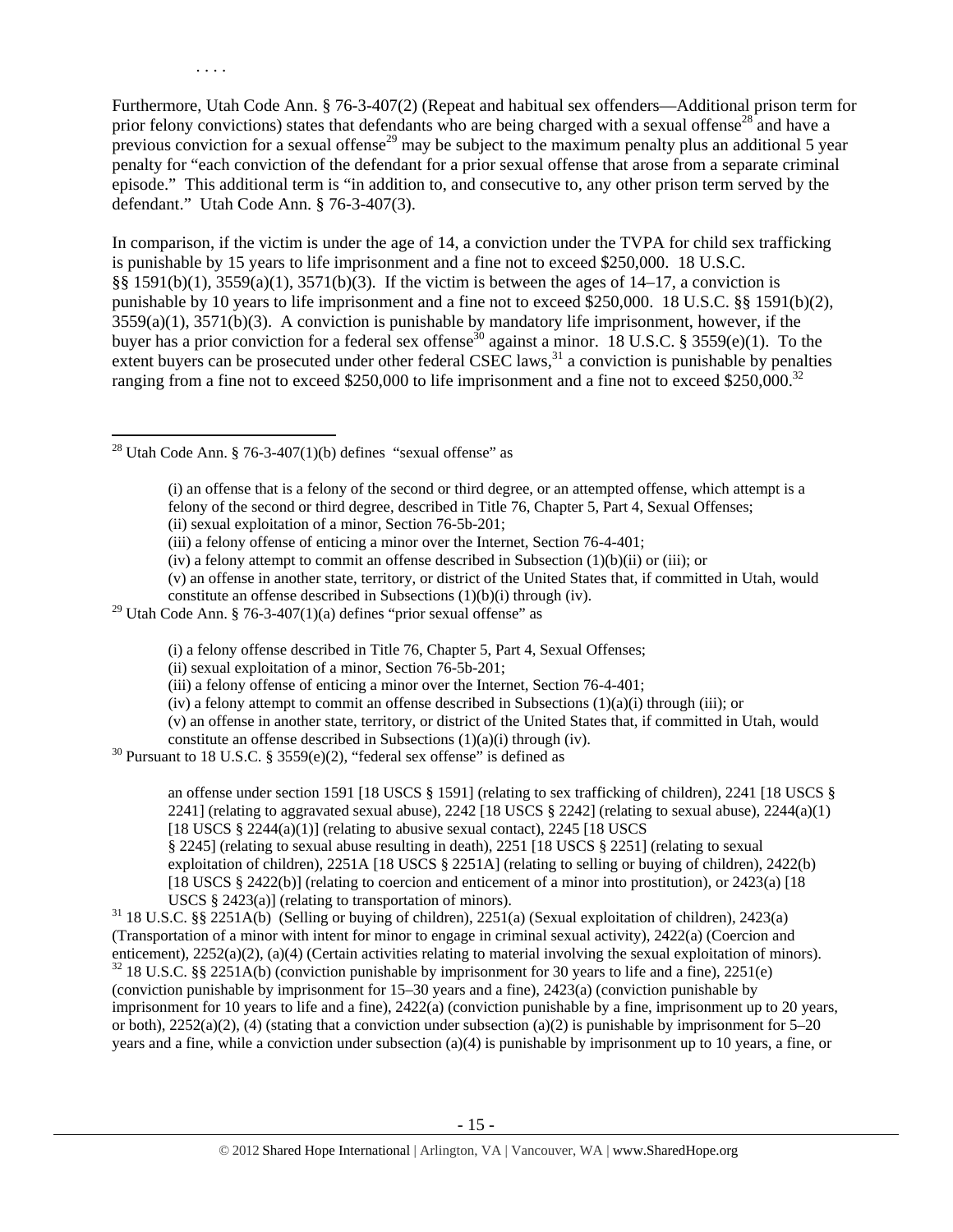. . . .

Furthermore, Utah Code Ann. § 76-3-407(2) (Repeat and habitual sex offenders—Additional prison term for prior felony convictions) states that defendants who are being charged with a sexual offense[28] and have a previous conviction for a sexual offense[29] may be subject to the maximum penalty plus an additional 5 year penalty for "each conviction of the defendant for a prior sexual offense that arose from a separate criminal episode." This additional term is "in addition to, and consecutive to, any other prison term served by the defendant." Utah Code Ann. § 76-3-407(3).

In comparison, if the victim is under the age of 14, a conviction under the TVPA for child sex trafficking is punishable by 15 years to life imprisonment and a fine not to exceed $250,000. 18 U.S.C. §§ 1591(b)(1), 3559(a)(1), 3571(b)(3). If the victim is between the ages of 14–17, a conviction is punishable by 10 years to life imprisonment and a fine not to exceed $250,000. 18 U.S.C. §§ 1591(b)(2), 3559(a)(1), 3571(b)(3). A conviction is punishable by mandatory life imprisonment, however, if the buyer has a prior conviction for a federal sex offense[30] against a minor. 18 U.S.C. § 3559(e)(1). To the extent buyers can be prosecuted under other federal CSEC laws,[31] a conviction is punishable by penalties ranging from a fine not to exceed $250,000 to life imprisonment and a fine not to exceed $250,000.[32]

---

[28] Utah Code Ann. § 76-3-407(1)(b) defines "sexual offense" as

> (i) an offense that is a felony of the second or third degree, or an attempted offense, which attempt is a felony of the second or third degree, described in Title 76, Chapter 5, Part 4, Sexual Offenses;
> (ii) sexual exploitation of a minor, Section 76-5b-201;
> (iii) a felony offense of enticing a minor over the Internet, Section 76-4-401;
> (iv) a felony attempt to commit an offense described in Subsection (1)(b)(ii) or (iii); or
> (v) an offense in another state, territory, or district of the United States that, if committed in Utah, would constitute an offense described in Subsections (1)(b)(i) through (iv).

[29] Utah Code Ann. § 76-3-407(1)(a) defines "prior sexual offense" as

> (i) a felony offense described in Title 76, Chapter 5, Part 4, Sexual Offenses;
> (ii) sexual exploitation of a minor, Section 76-5b-201;
> (iii) a felony offense of enticing a minor over the Internet, Section 76-4-401;
> (iv) a felony attempt to commit an offense described in Subsections (1)(a)(i) through (iii); or
> (v) an offense in another state, territory, or district of the United States that, if committed in Utah, would constitute an offense described in Subsections (1)(a)(i) through (iv).

[30] Pursuant to 18 U.S.C. § 3559(e)(2), "federal sex offense" is defined as

> an offense under section 1591 [18 USCS § 1591] (relating to sex trafficking of children), 2241 [18 USCS § 2241] (relating to aggravated sexual abuse), 2242 [18 USCS § 2242] (relating to sexual abuse), 2244(a)(1) [18 USCS § 2244(a)(1)] (relating to abusive sexual contact), 2245 [18 USCS § 2245] (relating to sexual abuse resulting in death), 2251 [18 USCS § 2251] (relating to sexual exploitation of children), 2251A [18 USCS § 2251A] (relating to selling or buying of children), 2422(b) [18 USCS § 2422(b)] (relating to coercion and enticement of a minor into prostitution), or 2423(a) [18 USCS § 2423(a)] (relating to transportation of minors).

[31] 18 U.S.C. §§ 2251A(b) (Selling or buying of children), 2251(a) (Sexual exploitation of children), 2423(a) (Transportation of a minor with intent for minor to engage in criminal sexual activity), 2422(a) (Coercion and enticement), 2252(a)(2), (a)(4) (Certain activities relating to material involving the sexual exploitation of minors).

[32] 18 U.S.C. §§ 2251A(b) (conviction punishable by imprisonment for 30 years to life and a fine), 2251(e) (conviction punishable by imprisonment for 15–30 years and a fine), 2423(a) (conviction punishable by imprisonment for 10 years to life and a fine), 2422(a) (conviction punishable by a fine, imprisonment up to 20 years, or both), 2252(a)(2), (4) (stating that a conviction under subsection (a)(2) is punishable by imprisonment for 5–20 years and a fine, while a conviction under subsection (a)(4) is punishable by imprisonment up to 10 years, a fine, or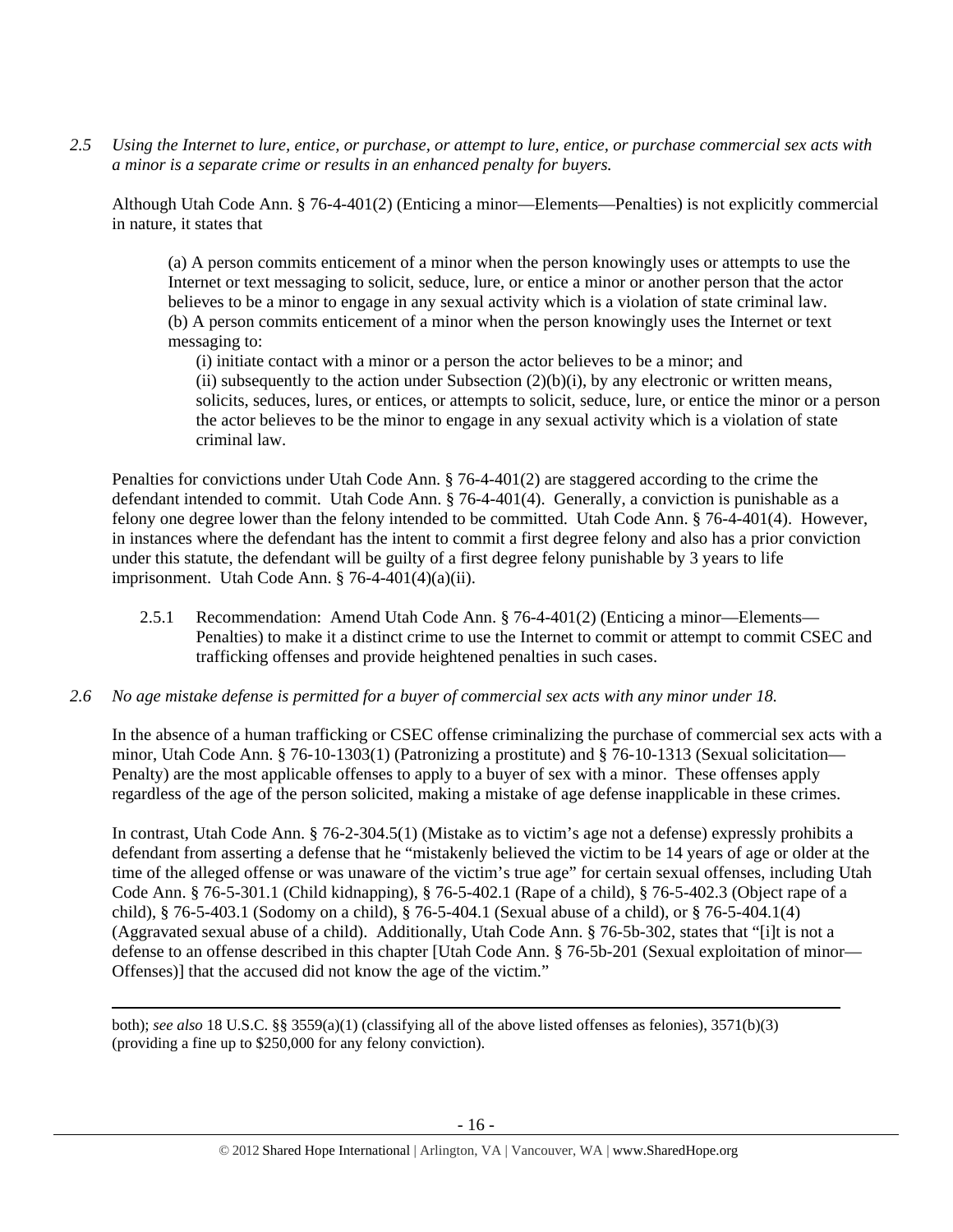*2.5 Using the Internet to lure, entice, or purchase, or attempt to lure, entice, or purchase commercial sex acts with a minor is a separate crime or results in an enhanced penalty for buyers.*

Although Utah Code Ann. § 76-4-401(2) (Enticing a minor—Elements—Penalties) is not explicitly commercial in nature, it states that

> (a) A person commits enticement of a minor when the person knowingly uses or attempts to use the Internet or text messaging to solicit, seduce, lure, or entice a minor or another person that the actor believes to be a minor to engage in any sexual activity which is a violation of state criminal law.
> (b) A person commits enticement of a minor when the person knowingly uses the Internet or text messaging to:
>
> (i) initiate contact with a minor or a person the actor believes to be a minor; and
> (ii) subsequently to the action under Subsection (2)(b)(i), by any electronic or written means, solicits, seduces, lures, or entices, or attempts to solicit, seduce, lure, or entice the minor or a person the actor believes to be the minor to engage in any sexual activity which is a violation of state criminal law.

Penalties for convictions under Utah Code Ann. § 76-4-401(2) are staggered according to the crime the defendant intended to commit. Utah Code Ann. § 76-4-401(4). Generally, a conviction is punishable as a felony one degree lower than the felony intended to be committed. Utah Code Ann. § 76-4-401(4). However, in instances where the defendant has the intent to commit a first degree felony and also has a prior conviction under this statute, the defendant will be guilty of a first degree felony punishable by 3 years to life imprisonment. Utah Code Ann. § 76-4-401(4)(a)(ii).

2.5.1 Recommendation: Amend Utah Code Ann. § 76-4-401(2) (Enticing a minor—Elements—Penalties) to make it a distinct crime to use the Internet to commit or attempt to commit CSEC and trafficking offenses and provide heightened penalties in such cases.

*2.6 No age mistake defense is permitted for a buyer of commercial sex acts with any minor under 18.*

In the absence of a human trafficking or CSEC offense criminalizing the purchase of commercial sex acts with a minor, Utah Code Ann. § 76-10-1303(1) (Patronizing a prostitute) and § 76-10-1313 (Sexual solicitation—Penalty) are the most applicable offenses to apply to a buyer of sex with a minor. These offenses apply regardless of the age of the person solicited, making a mistake of age defense inapplicable in these crimes.

In contrast, Utah Code Ann. § 76-2-304.5(1) (Mistake as to victim's age not a defense) expressly prohibits a defendant from asserting a defense that he "mistakenly believed the victim to be 14 years of age or older at the time of the alleged offense or was unaware of the victim's true age" for certain sexual offenses, including Utah Code Ann. § 76-5-301.1 (Child kidnapping), § 76-5-402.1 (Rape of a child), § 76-5-402.3 (Object rape of a child), § 76-5-403.1 (Sodomy on a child), § 76-5-404.1 (Sexual abuse of a child), or § 76-5-404.1(4) (Aggravated sexual abuse of a child). Additionally, Utah Code Ann. § 76-5b-302, states that "[i]t is not a defense to an offense described in this chapter [Utah Code Ann. § 76-5b-201 (Sexual exploitation of minor—Offenses)] that the accused did not know the age of the victim."

---

both); *see also* 18 U.S.C. §§ 3559(a)(1) (classifying all of the above listed offenses as felonies), 3571(b)(3) (providing a fine up to $250,000 for any felony conviction).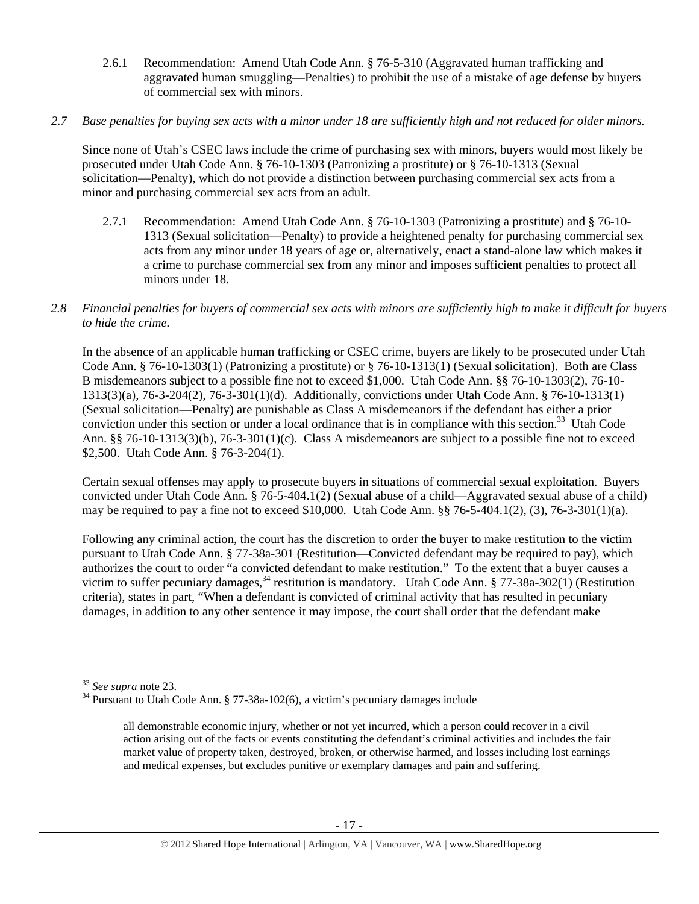2.6.1 Recommendation: Amend Utah Code Ann. § 76-5-310 (Aggravated human trafficking and aggravated human smuggling—Penalties) to prohibit the use of a mistake of age defense by buyers of commercial sex with minors.

*2.7 Base penalties for buying sex acts with a minor under 18 are sufficiently high and not reduced for older minors.*

Since none of Utah's CSEC laws include the crime of purchasing sex with minors, buyers would most likely be prosecuted under Utah Code Ann. § 76-10-1303 (Patronizing a prostitute) or § 76-10-1313 (Sexual solicitation—Penalty), which do not provide a distinction between purchasing commercial sex acts from a minor and purchasing commercial sex acts from an adult.

2.7.1 Recommendation: Amend Utah Code Ann. § 76-10-1303 (Patronizing a prostitute) and § 76-10-1313 (Sexual solicitation—Penalty) to provide a heightened penalty for purchasing commercial sex acts from any minor under 18 years of age or, alternatively, enact a stand-alone law which makes it a crime to purchase commercial sex from any minor and imposes sufficient penalties to protect all minors under 18.

*2.8 Financial penalties for buyers of commercial sex acts with minors are sufficiently high to make it difficult for buyers to hide the crime.*

In the absence of an applicable human trafficking or CSEC crime, buyers are likely to be prosecuted under Utah Code Ann. § 76-10-1303(1) (Patronizing a prostitute) or § 76-10-1313(1) (Sexual solicitation). Both are Class B misdemeanors subject to a possible fine not to exceed $1,000. Utah Code Ann. §§ 76-10-1303(2), 76-10-1313(3)(a), 76-3-204(2), 76-3-301(1)(d). Additionally, convictions under Utah Code Ann. § 76-10-1313(1) (Sexual solicitation—Penalty) are punishable as Class A misdemeanors if the defendant has either a prior conviction under this section or under a local ordinance that is in compliance with this section.[33] Utah Code Ann. §§ 76-10-1313(3)(b), 76-3-301(1)(c). Class A misdemeanors are subject to a possible fine not to exceed $2,500. Utah Code Ann. § 76-3-204(1).

Certain sexual offenses may apply to prosecute buyers in situations of commercial sexual exploitation. Buyers convicted under Utah Code Ann. § 76-5-404.1(2) (Sexual abuse of a child—Aggravated sexual abuse of a child) may be required to pay a fine not to exceed $10,000. Utah Code Ann. §§ 76-5-404.1(2), (3), 76-3-301(1)(a).

Following any criminal action, the court has the discretion to order the buyer to make restitution to the victim pursuant to Utah Code Ann. § 77-38a-301 (Restitution—Convicted defendant may be required to pay), which authorizes the court to order "a convicted defendant to make restitution." To the extent that a buyer causes a victim to suffer pecuniary damages,[34] restitution is mandatory. Utah Code Ann. § 77-38a-302(1) (Restitution criteria), states in part, "When a defendant is convicted of criminal activity that has resulted in pecuniary damages, in addition to any other sentence it may impose, the court shall order that the defendant make

---

[33] *See supra* note 23.

[34] Pursuant to Utah Code Ann. § 77-38a-102(6), a victim's pecuniary damages include

> all demonstrable economic injury, whether or not yet incurred, which a person could recover in a civil action arising out of the facts or events constituting the defendant's criminal activities and includes the fair market value of property taken, destroyed, broken, or otherwise harmed, and losses including lost earnings and medical expenses, but excludes punitive or exemplary damages and pain and suffering.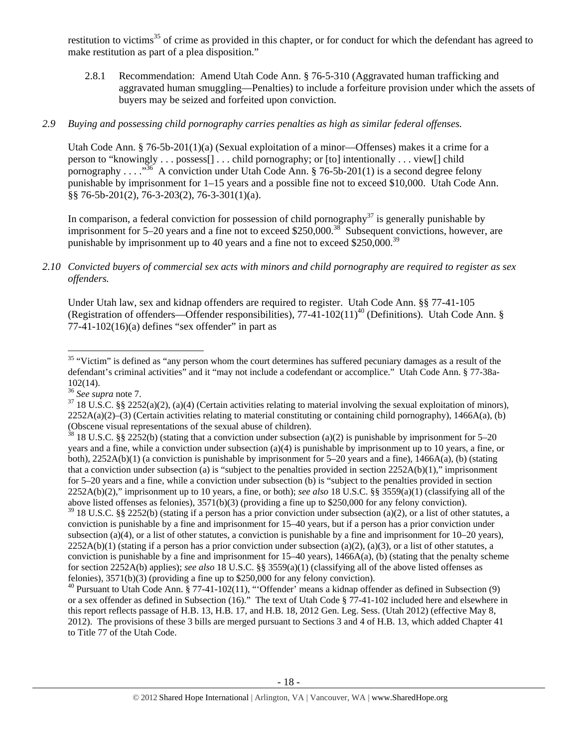restitution to victims[35] of crime as provided in this chapter, or for conduct for which the defendant has agreed to make restitution as part of a plea disposition."

2.8.1 Recommendation: Amend Utah Code Ann. § 76-5-310 (Aggravated human trafficking and aggravated human smuggling—Penalties) to include a forfeiture provision under which the assets of buyers may be seized and forfeited upon conviction.

*2.9 Buying and possessing child pornography carries penalties as high as similar federal offenses.*

Utah Code Ann. § 76-5b-201(1)(a) (Sexual exploitation of a minor—Offenses) makes it a crime for a person to "knowingly . . . possess[] . . . child pornography; or [to] intentionally . . . view[] child pornography . . . ."[36] A conviction under Utah Code Ann. § 76-5b-201(1) is a second degree felony punishable by imprisonment for 1–15 years and a possible fine not to exceed $10,000. Utah Code Ann. §§ 76-5b-201(2), 76-3-203(2), 76-3-301(1)(a).

In comparison, a federal conviction for possession of child pornography[37] is generally punishable by imprisonment for 5–20 years and a fine not to exceed $250,000.[38] Subsequent convictions, however, are punishable by imprisonment up to 40 years and a fine not to exceed $250,000.[39]

*2.10 Convicted buyers of commercial sex acts with minors and child pornography are required to register as sex offenders.*

Under Utah law, sex and kidnap offenders are required to register. Utah Code Ann. §§ 77-41-105 (Registration of offenders—Offender responsibilities), 77-41-102(11)[40] (Definitions). Utah Code Ann. § 77-41-102(16)(a) defines "sex offender" in part as

---

[35] "Victim" is defined as "any person whom the court determines has suffered pecuniary damages as a result of the defendant's criminal activities" and it "may not include a codefendant or accomplice." Utah Code Ann. § 77-38a-102(14).

[36] *See supra* note 7.

[37] 18 U.S.C. §§ 2252(a)(2), (a)(4) (Certain activities relating to material involving the sexual exploitation of minors), 2252A(a)(2)–(3) (Certain activities relating to material constituting or containing child pornography), 1466A(a), (b) (Obscene visual representations of the sexual abuse of children).

[38] 18 U.S.C. §§ 2252(b) (stating that a conviction under subsection (a)(2) is punishable by imprisonment for 5–20 years and a fine, while a conviction under subsection (a)(4) is punishable by imprisonment up to 10 years, a fine, or both), 2252A(b)(1) (a conviction is punishable by imprisonment for 5–20 years and a fine), 1466A(a), (b) (stating that a conviction under subsection (a) is "subject to the penalties provided in section 2252A(b)(1)," imprisonment for 5–20 years and a fine, while a conviction under subsection (b) is "subject to the penalties provided in section 2252A(b)(2)," imprisonment up to 10 years, a fine, or both); *see also* 18 U.S.C. §§ 3559(a)(1) (classifying all of the above listed offenses as felonies), 3571(b)(3) (providing a fine up to $250,000 for any felony conviction).

[39] 18 U.S.C. §§ 2252(b) (stating if a person has a prior conviction under subsection (a)(2), or a list of other statutes, a conviction is punishable by a fine and imprisonment for 15–40 years, but if a person has a prior conviction under subsection (a)(4), or a list of other statutes, a conviction is punishable by a fine and imprisonment for 10–20 years), 2252A(b)(1) (stating if a person has a prior conviction under subsection (a)(2), (a)(3), or a list of other statutes, a conviction is punishable by a fine and imprisonment for 15–40 years), 1466A(a), (b) (stating that the penalty scheme for section 2252A(b) applies); *see also* 18 U.S.C. §§ 3559(a)(1) (classifying all of the above listed offenses as felonies), 3571(b)(3) (providing a fine up to $250,000 for any felony conviction).

[40] Pursuant to Utah Code Ann. § 77-41-102(11), "'Offender' means a kidnap offender as defined in Subsection (9) or a sex offender as defined in Subsection (16)." The text of Utah Code § 77-41-102 included here and elsewhere in this report reflects passage of H.B. 13, H.B. 17, and H.B. 18, 2012 Gen. Leg. Sess. (Utah 2012) (effective May 8, 2012). The provisions of these 3 bills are merged pursuant to Sections 3 and 4 of H.B. 13, which added Chapter 41 to Title 77 of the Utah Code.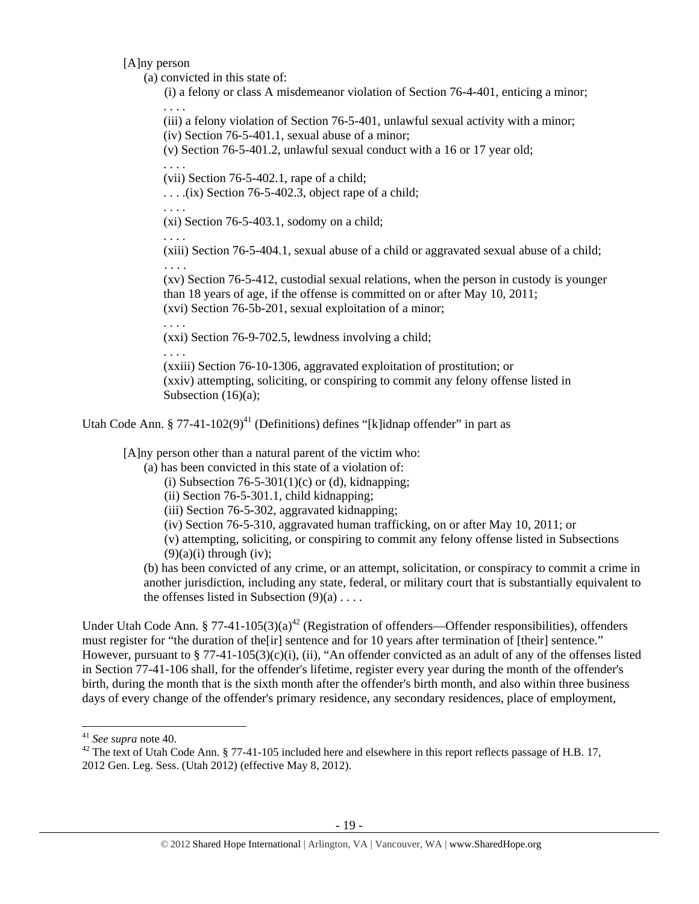[A]ny person

(a) convicted in this state of:

(i) a felony or class A misdemeanor violation of Section 76-4-401, enticing a minor;

. . . .

(iii) a felony violation of Section 76-5-401, unlawful sexual activity with a minor;

(iv) Section 76-5-401.1, sexual abuse of a minor;

(v) Section 76-5-401.2, unlawful sexual conduct with a 16 or 17 year old;

. . . .

(vii) Section 76-5-402.1, rape of a child;

. . . .(ix) Section 76-5-402.3, object rape of a child;

. . . .

(xi) Section 76-5-403.1, sodomy on a child;

. . . .

(xiii) Section 76-5-404.1, sexual abuse of a child or aggravated sexual abuse of a child;

. . . .

(xv) Section 76-5-412, custodial sexual relations, when the person in custody is younger than 18 years of age, if the offense is committed on or after May 10, 2011;

(xvi) Section 76-5b-201, sexual exploitation of a minor;

. . . .

(xxi) Section 76-9-702.5, lewdness involving a child;

. . . .

(xxiii) Section 76-10-1306, aggravated exploitation of prostitution; or

(xxiv) attempting, soliciting, or conspiring to commit any felony offense listed in Subsection (16)(a);

Utah Code Ann. § 77-41-102(9)[41] (Definitions) defines "[k]idnap offender" in part as

[A]ny person other than a natural parent of the victim who:

(a) has been convicted in this state of a violation of:

(i) Subsection 76-5-301(1)(c) or (d), kidnapping;

(ii) Section 76-5-301.1, child kidnapping;

(iii) Section 76-5-302, aggravated kidnapping;

(iv) Section 76-5-310, aggravated human trafficking, on or after May 10, 2011; or

(v) attempting, soliciting, or conspiring to commit any felony offense listed in Subsections (9)(a)(i) through (iv);

(b) has been convicted of any crime, or an attempt, solicitation, or conspiracy to commit a crime in another jurisdiction, including any state, federal, or military court that is substantially equivalent to the offenses listed in Subsection (9)(a) . . . .

Under Utah Code Ann. § 77-41-105(3)(a)[42] (Registration of offenders—Offender responsibilities), offenders must register for "the duration of the[ir] sentence and for 10 years after termination of [their] sentence." However, pursuant to § 77-41-105(3)(c)(i), (ii), "An offender convicted as an adult of any of the offenses listed in Section 77-41-106 shall, for the offender's lifetime, register every year during the month of the offender's birth, during the month that is the sixth month after the offender's birth month, and also within three business days of every change of the offender's primary residence, any secondary residences, place of employment,

---

[41] *See supra* note 40.

[42] The text of Utah Code Ann. § 77-41-105 included here and elsewhere in this report reflects passage of H.B. 17, 2012 Gen. Leg. Sess. (Utah 2012) (effective May 8, 2012).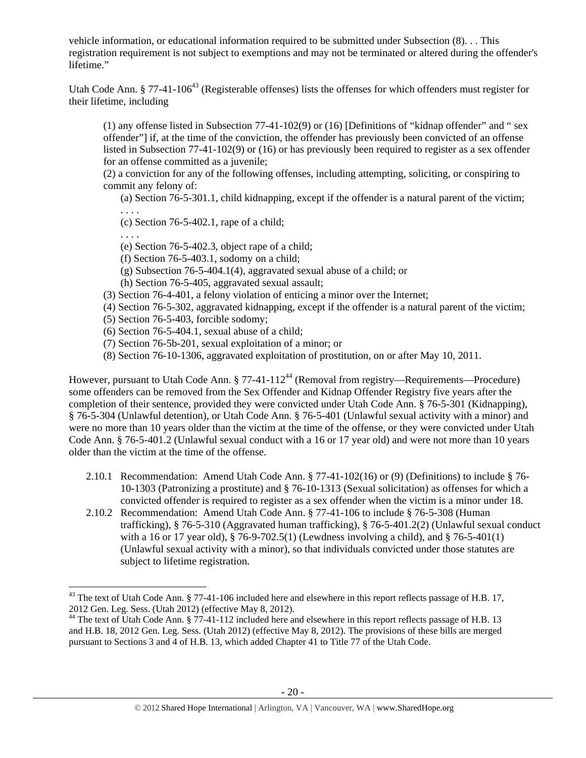vehicle information, or educational information required to be submitted under Subsection (8). . . This registration requirement is not subject to exemptions and may not be terminated or altered during the offender's lifetime."

Utah Code Ann. § 77-41-106[43] (Registerable offenses) lists the offenses for which offenders must register for their lifetime, including

> (1) any offense listed in Subsection 77-41-102(9) or (16) [Definitions of "kidnap offender" and " sex offender"] if, at the time of the conviction, the offender has previously been convicted of an offense listed in Subsection 77-41-102(9) or (16) or has previously been required to register as a sex offender for an offense committed as a juvenile;
> (2) a conviction for any of the following offenses, including attempting, soliciting, or conspiring to commit any felony of:
>
> > (a) Section 76-5-301.1, child kidnapping, except if the offender is a natural parent of the victim;
> > . . . .
> > (c) Section 76-5-402.1, rape of a child;
> > . . . .
> > (e) Section 76-5-402.3, object rape of a child;
> > (f) Section 76-5-403.1, sodomy on a child;
> > (g) Subsection 76-5-404.1(4), aggravated sexual abuse of a child; or
> > (h) Section 76-5-405, aggravated sexual assault;
>
> (3) Section 76-4-401, a felony violation of enticing a minor over the Internet;
> (4) Section 76-5-302, aggravated kidnapping, except if the offender is a natural parent of the victim;
> (5) Section 76-5-403, forcible sodomy;
> (6) Section 76-5-404.1, sexual abuse of a child;
> (7) Section 76-5b-201, sexual exploitation of a minor; or
> (8) Section 76-10-1306, aggravated exploitation of prostitution, on or after May 10, 2011.

However, pursuant to Utah Code Ann. § 77-41-112[44] (Removal from registry—Requirements—Procedure) some offenders can be removed from the Sex Offender and Kidnap Offender Registry five years after the completion of their sentence, provided they were convicted under Utah Code Ann. § 76-5-301 (Kidnapping), § 76-5-304 (Unlawful detention), or Utah Code Ann. § 76-5-401 (Unlawful sexual activity with a minor) and were no more than 10 years older than the victim at the time of the offense, or they were convicted under Utah Code Ann. § 76-5-401.2 (Unlawful sexual conduct with a 16 or 17 year old) and were not more than 10 years older than the victim at the time of the offense.

2.10.1 Recommendation: Amend Utah Code Ann. § 77-41-102(16) or (9) (Definitions) to include § 76-10-1303 (Patronizing a prostitute) and § 76-10-1313 (Sexual solicitation) as offenses for which a convicted offender is required to register as a sex offender when the victim is a minor under 18.

2.10.2 Recommendation: Amend Utah Code Ann. § 77-41-106 to include § 76-5-308 (Human trafficking), § 76-5-310 (Aggravated human trafficking), § 76-5-401.2(2) (Unlawful sexual conduct with a 16 or 17 year old), § 76-9-702.5(1) (Lewdness involving a child), and § 76-5-401(1) (Unlawful sexual activity with a minor), so that individuals convicted under those statutes are subject to lifetime registration.

---

[43] The text of Utah Code Ann. § 77-41-106 included here and elsewhere in this report reflects passage of H.B. 17, 2012 Gen. Leg. Sess. (Utah 2012) (effective May 8, 2012).

[44] The text of Utah Code Ann. § 77-41-112 included here and elsewhere in this report reflects passage of H.B. 13 and H.B. 18, 2012 Gen. Leg. Sess. (Utah 2012) (effective May 8, 2012). The provisions of these bills are merged pursuant to Sections 3 and 4 of H.B. 13, which added Chapter 41 to Title 77 of the Utah Code.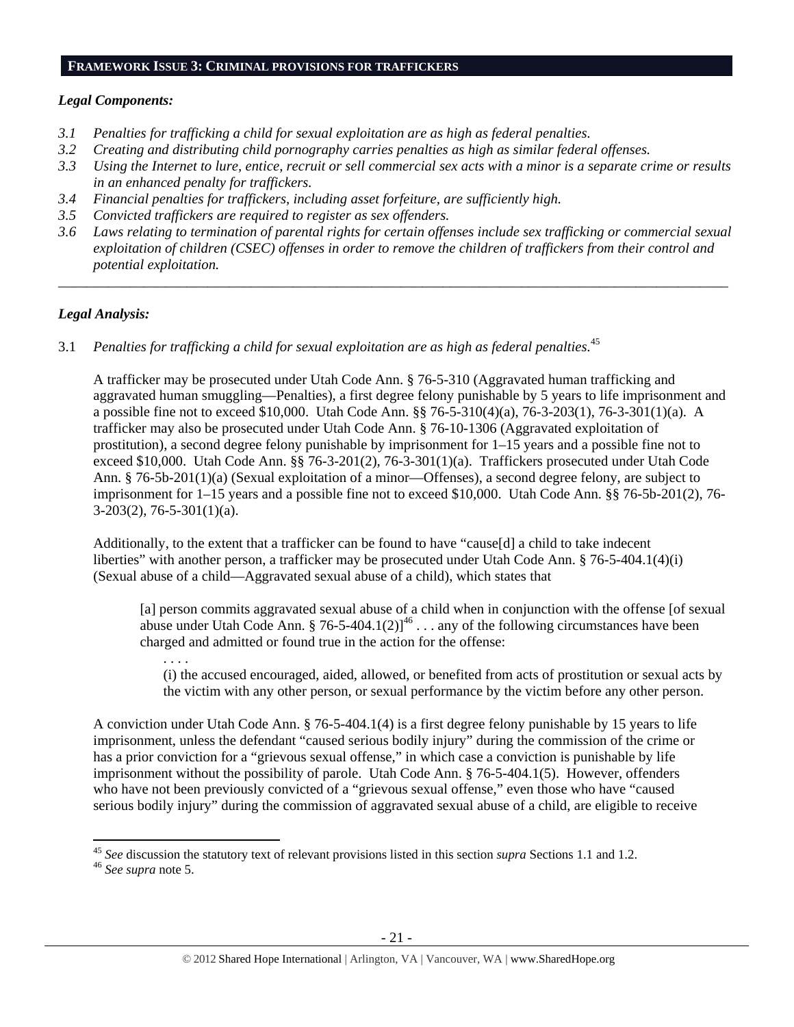## FRAMEWORK ISSUE 3: CRIMINAL PROVISIONS FOR TRAFFICKERS

***Legal Components:***

*3.1 Penalties for trafficking a child for sexual exploitation are as high as federal penalties.*
*3.2 Creating and distributing child pornography carries penalties as high as similar federal offenses.*
*3.3 Using the Internet to lure, entice, recruit or sell commercial sex acts with a minor is a separate crime or results in an enhanced penalty for traffickers.*
*3.4 Financial penalties for traffickers, including asset forfeiture, are sufficiently high.*
*3.5 Convicted traffickers are required to register as sex offenders.*
*3.6 Laws relating to termination of parental rights for certain offenses include sex trafficking or commercial sexual exploitation of children (CSEC) offenses in order to remove the children of traffickers from their control and potential exploitation.*

---

***Legal Analysis:***

3.1 *Penalties for trafficking a child for sexual exploitation are as high as federal penalties.*[45]

A trafficker may be prosecuted under Utah Code Ann. § 76-5-310 (Aggravated human trafficking and aggravated human smuggling—Penalties), a first degree felony punishable by 5 years to life imprisonment and a possible fine not to exceed $10,000. Utah Code Ann. §§ 76-5-310(4)(a), 76-3-203(1), 76-3-301(1)(a). A trafficker may also be prosecuted under Utah Code Ann. § 76-10-1306 (Aggravated exploitation of prostitution), a second degree felony punishable by imprisonment for 1–15 years and a possible fine not to exceed $10,000. Utah Code Ann. §§ 76-3-201(2), 76-3-301(1)(a). Traffickers prosecuted under Utah Code Ann. § 76-5b-201(1)(a) (Sexual exploitation of a minor—Offenses), a second degree felony, are subject to imprisonment for 1–15 years and a possible fine not to exceed $10,000. Utah Code Ann. §§ 76-5b-201(2), 76-3-203(2), 76-5-301(1)(a).

Additionally, to the extent that a trafficker can be found to have "cause[d] a child to take indecent liberties" with another person, a trafficker may be prosecuted under Utah Code Ann. § 76-5-404.1(4)(i) (Sexual abuse of a child—Aggravated sexual abuse of a child), which states that

> [a] person commits aggravated sexual abuse of a child when in conjunction with the offense [of sexual abuse under Utah Code Ann. § 76-5-404.1(2)][46] . . . any of the following circumstances have been charged and admitted or found true in the action for the offense:
>
> . . . .
>
> (i) the accused encouraged, aided, allowed, or benefited from acts of prostitution or sexual acts by the victim with any other person, or sexual performance by the victim before any other person.

A conviction under Utah Code Ann. § 76-5-404.1(4) is a first degree felony punishable by 15 years to life imprisonment, unless the defendant "caused serious bodily injury" during the commission of the crime or has a prior conviction for a "grievous sexual offense," in which case a conviction is punishable by life imprisonment without the possibility of parole. Utah Code Ann. § 76-5-404.1(5). However, offenders who have not been previously convicted of a "grievous sexual offense," even those who have "caused serious bodily injury" during the commission of aggravated sexual abuse of a child, are eligible to receive

---

[45] *See* discussion the statutory text of relevant provisions listed in this section *supra* Sections 1.1 and 1.2.
[46] *See supra* note 5.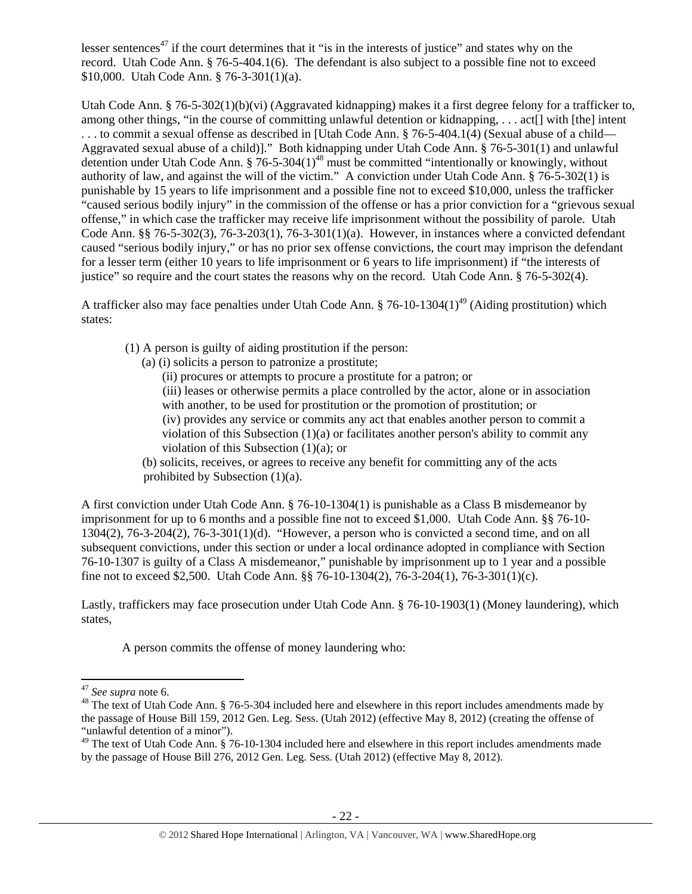lesser sentences[47] if the court determines that it "is in the interests of justice" and states why on the record. Utah Code Ann. § 76-5-404.1(6). The defendant is also subject to a possible fine not to exceed $10,000. Utah Code Ann. § 76-3-301(1)(a).

Utah Code Ann. § 76-5-302(1)(b)(vi) (Aggravated kidnapping) makes it a first degree felony for a trafficker to, among other things, "in the course of committing unlawful detention or kidnapping, . . . act[] with [the] intent . . . to commit a sexual offense as described in [Utah Code Ann. § 76-5-404.1(4) (Sexual abuse of a child—Aggravated sexual abuse of a child)]." Both kidnapping under Utah Code Ann. § 76-5-301(1) and unlawful detention under Utah Code Ann. § 76-5-304(1)[48] must be committed "intentionally or knowingly, without authority of law, and against the will of the victim." A conviction under Utah Code Ann. § 76-5-302(1) is punishable by 15 years to life imprisonment and a possible fine not to exceed $10,000, unless the trafficker "caused serious bodily injury" in the commission of the offense or has a prior conviction for a "grievous sexual offense," in which case the trafficker may receive life imprisonment without the possibility of parole. Utah Code Ann. §§ 76-5-302(3), 76-3-203(1), 76-3-301(1)(a). However, in instances where a convicted defendant caused "serious bodily injury," or has no prior sex offense convictions, the court may imprison the defendant for a lesser term (either 10 years to life imprisonment or 6 years to life imprisonment) if "the interests of justice" so require and the court states the reasons why on the record. Utah Code Ann. § 76-5-302(4).

A trafficker also may face penalties under Utah Code Ann. § 76-10-1304(1)[49] (Aiding prostitution) which states:

> (1) A person is guilty of aiding prostitution if the person:
>
> (a) (i) solicits a person to patronize a prostitute;
>
> (ii) procures or attempts to procure a prostitute for a patron; or
>
> (iii) leases or otherwise permits a place controlled by the actor, alone or in association with another, to be used for prostitution or the promotion of prostitution; or
>
> (iv) provides any service or commits any act that enables another person to commit a violation of this Subsection (1)(a) or facilitates another person's ability to commit any violation of this Subsection (1)(a); or
>
> (b) solicits, receives, or agrees to receive any benefit for committing any of the acts prohibited by Subsection (1)(a).

A first conviction under Utah Code Ann. § 76-10-1304(1) is punishable as a Class B misdemeanor by imprisonment for up to 6 months and a possible fine not to exceed $1,000. Utah Code Ann. §§ 76-10-1304(2), 76-3-204(2), 76-3-301(1)(d). "However, a person who is convicted a second time, and on all subsequent convictions, under this section or under a local ordinance adopted in compliance with Section 76-10-1307 is guilty of a Class A misdemeanor," punishable by imprisonment up to 1 year and a possible fine not to exceed $2,500. Utah Code Ann. §§ 76-10-1304(2), 76-3-204(1), 76-3-301(1)(c).

Lastly, traffickers may face prosecution under Utah Code Ann. § 76-10-1903(1) (Money laundering), which states,

> A person commits the offense of money laundering who:

---

[47] *See supra* note 6.

[48] The text of Utah Code Ann. § 76-5-304 included here and elsewhere in this report includes amendments made by the passage of House Bill 159, 2012 Gen. Leg. Sess. (Utah 2012) (effective May 8, 2012) (creating the offense of "unlawful detention of a minor").

[49] The text of Utah Code Ann. § 76-10-1304 included here and elsewhere in this report includes amendments made by the passage of House Bill 276, 2012 Gen. Leg. Sess. (Utah 2012) (effective May 8, 2012).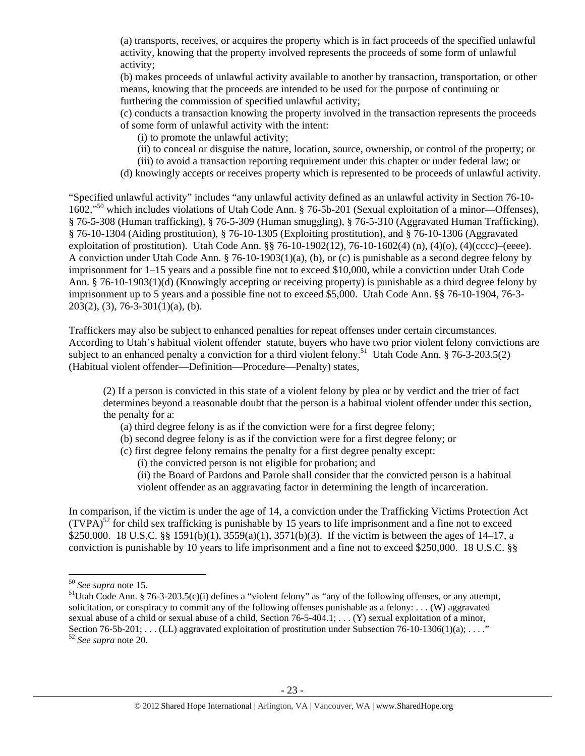(a) transports, receives, or acquires the property which is in fact proceeds of the specified unlawful activity, knowing that the property involved represents the proceeds of some form of unlawful activity;

(b) makes proceeds of unlawful activity available to another by transaction, transportation, or other means, knowing that the proceeds are intended to be used for the purpose of continuing or furthering the commission of specified unlawful activity;

(c) conducts a transaction knowing the property involved in the transaction represents the proceeds of some form of unlawful activity with the intent:

> (i) to promote the unlawful activity;
>
> (ii) to conceal or disguise the nature, location, source, ownership, or control of the property; or
>
> (iii) to avoid a transaction reporting requirement under this chapter or under federal law; or

(d) knowingly accepts or receives property which is represented to be proceeds of unlawful activity.

"Specified unlawful activity" includes "any unlawful activity defined as an unlawful activity in Section 76-10-1602,"[50] which includes violations of Utah Code Ann. § 76-5b-201 (Sexual exploitation of a minor—Offenses), § 76-5-308 (Human trafficking), § 76-5-309 (Human smuggling), § 76-5-310 (Aggravated Human Trafficking), § 76-10-1304 (Aiding prostitution), § 76-10-1305 (Exploiting prostitution), and § 76-10-1306 (Aggravated exploitation of prostitution). Utah Code Ann. §§ 76-10-1902(12), 76-10-1602(4) (n), (4)(o), (4)(cccc)–(eeee). A conviction under Utah Code Ann. § 76-10-1903(1)(a), (b), or (c) is punishable as a second degree felony by imprisonment for 1–15 years and a possible fine not to exceed $10,000, while a conviction under Utah Code Ann. § 76-10-1903(1)(d) (Knowingly accepting or receiving property) is punishable as a third degree felony by imprisonment up to 5 years and a possible fine not to exceed $5,000. Utah Code Ann. §§ 76-10-1904, 76-3-203(2), (3), 76-3-301(1)(a), (b).

Traffickers may also be subject to enhanced penalties for repeat offenses under certain circumstances. According to Utah's habitual violent offender statute, buyers who have two prior violent felony convictions are subject to an enhanced penalty a conviction for a third violent felony.[51] Utah Code Ann. § 76-3-203.5(2) (Habitual violent offender—Definition—Procedure—Penalty) states,

> (2) If a person is convicted in this state of a violent felony by plea or by verdict and the trier of fact determines beyond a reasonable doubt that the person is a habitual violent offender under this section, the penalty for a:
>
> (a) third degree felony is as if the conviction were for a first degree felony;
>
> (b) second degree felony is as if the conviction were for a first degree felony; or
>
> (c) first degree felony remains the penalty for a first degree penalty except:
>
> (i) the convicted person is not eligible for probation; and
>
> (ii) the Board of Pardons and Parole shall consider that the convicted person is a habitual violent offender as an aggravating factor in determining the length of incarceration.

In comparison, if the victim is under the age of 14, a conviction under the Trafficking Victims Protection Act (TVPA)[52] for child sex trafficking is punishable by 15 years to life imprisonment and a fine not to exceed $250,000. 18 U.S.C. §§ 1591(b)(1), 3559(a)(1), 3571(b)(3). If the victim is between the ages of 14–17, a conviction is punishable by 10 years to life imprisonment and a fine not to exceed $250,000. 18 U.S.C. §§

---

[50] *See supra* note 15.

[51] Utah Code Ann. § 76-3-203.5(c)(i) defines a "violent felony" as "any of the following offenses, or any attempt, solicitation, or conspiracy to commit any of the following offenses punishable as a felony: . . . (W) aggravated sexual abuse of a child or sexual abuse of a child, Section 76-5-404.1; . . . (Y) sexual exploitation of a minor, Section 76-5b-201; . . . (LL) aggravated exploitation of prostitution under Subsection 76-10-1306(1)(a); . . . ."

[52] *See supra* note 20.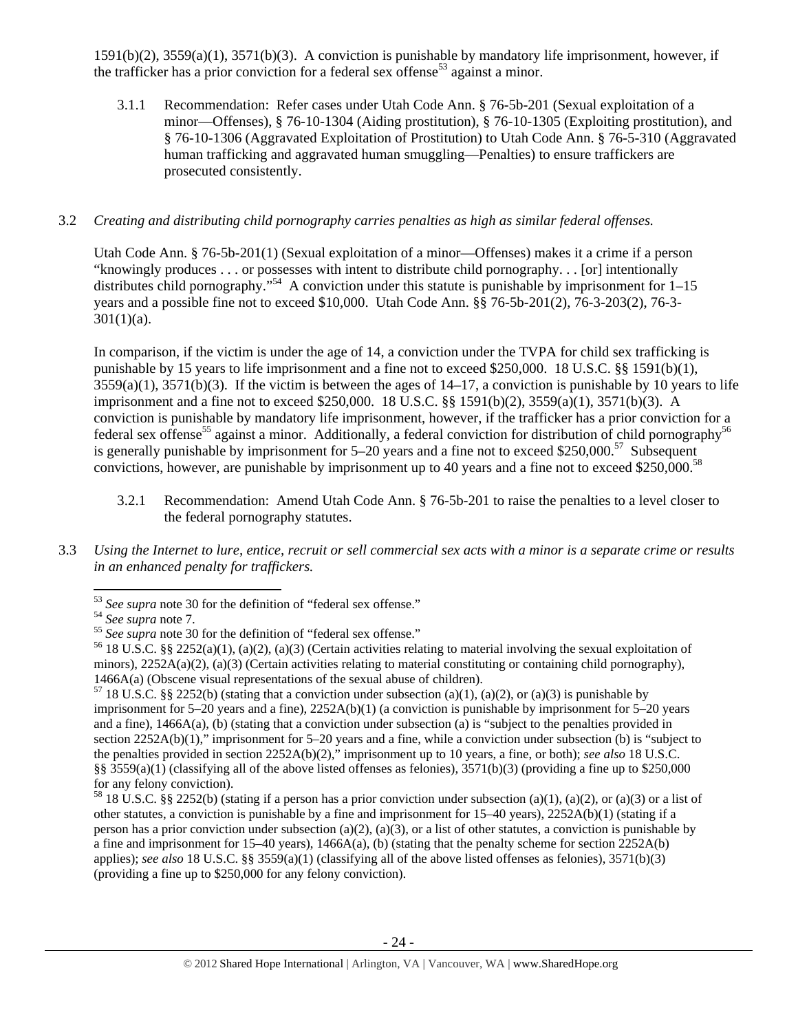1591(b)(2), 3559(a)(1), 3571(b)(3). A conviction is punishable by mandatory life imprisonment, however, if the trafficker has a prior conviction for a federal sex offense[53] against a minor.

3.1.1 Recommendation: Refer cases under Utah Code Ann. § 76-5b-201 (Sexual exploitation of a minor—Offenses), § 76-10-1304 (Aiding prostitution), § 76-10-1305 (Exploiting prostitution), and § 76-10-1306 (Aggravated Exploitation of Prostitution) to Utah Code Ann. § 76-5-310 (Aggravated human trafficking and aggravated human smuggling—Penalties) to ensure traffickers are prosecuted consistently.

3.2 *Creating and distributing child pornography carries penalties as high as similar federal offenses.*

Utah Code Ann. § 76-5b-201(1) (Sexual exploitation of a minor—Offenses) makes it a crime if a person "knowingly produces . . . or possesses with intent to distribute child pornography. . . [or] intentionally distributes child pornography."[54] A conviction under this statute is punishable by imprisonment for 1–15 years and a possible fine not to exceed $10,000. Utah Code Ann. §§ 76-5b-201(2), 76-3-203(2), 76-3-301(1)(a).

In comparison, if the victim is under the age of 14, a conviction under the TVPA for child sex trafficking is punishable by 15 years to life imprisonment and a fine not to exceed $250,000. 18 U.S.C. §§ 1591(b)(1), 3559(a)(1), 3571(b)(3). If the victim is between the ages of 14–17, a conviction is punishable by 10 years to life imprisonment and a fine not to exceed $250,000. 18 U.S.C. §§ 1591(b)(2), 3559(a)(1), 3571(b)(3). A conviction is punishable by mandatory life imprisonment, however, if the trafficker has a prior conviction for a federal sex offense[55] against a minor. Additionally, a federal conviction for distribution of child pornography[56] is generally punishable by imprisonment for 5–20 years and a fine not to exceed $250,000.[57] Subsequent convictions, however, are punishable by imprisonment up to 40 years and a fine not to exceed $250,000.[58]

3.2.1 Recommendation: Amend Utah Code Ann. § 76-5b-201 to raise the penalties to a level closer to the federal pornography statutes.

3.3 *Using the Internet to lure, entice, recruit or sell commercial sex acts with a minor is a separate crime or results in an enhanced penalty for traffickers.*

---

[53] *See supra* note 30 for the definition of "federal sex offense."

[54] *See supra* note 7.

[55] *See supra* note 30 for the definition of "federal sex offense."

[56] 18 U.S.C. §§ 2252(a)(1), (a)(2), (a)(3) (Certain activities relating to material involving the sexual exploitation of minors), 2252A(a)(2), (a)(3) (Certain activities relating to material constituting or containing child pornography), 1466A(a) (Obscene visual representations of the sexual abuse of children).

[57] 18 U.S.C. §§ 2252(b) (stating that a conviction under subsection (a)(1), (a)(2), or (a)(3) is punishable by imprisonment for 5–20 years and a fine), 2252A(b)(1) (a conviction is punishable by imprisonment for 5–20 years and a fine), 1466A(a), (b) (stating that a conviction under subsection (a) is "subject to the penalties provided in section 2252A(b)(1)," imprisonment for 5–20 years and a fine, while a conviction under subsection (b) is "subject to the penalties provided in section 2252A(b)(2)," imprisonment up to 10 years, a fine, or both); *see also* 18 U.S.C. §§ 3559(a)(1) (classifying all of the above listed offenses as felonies), 3571(b)(3) (providing a fine up to $250,000 for any felony conviction).

[58] 18 U.S.C. §§ 2252(b) (stating if a person has a prior conviction under subsection (a)(1), (a)(2), or (a)(3) or a list of other statutes, a conviction is punishable by a fine and imprisonment for 15–40 years), 2252A(b)(1) (stating if a person has a prior conviction under subsection (a)(2), (a)(3), or a list of other statutes, a conviction is punishable by a fine and imprisonment for 15–40 years), 1466A(a), (b) (stating that the penalty scheme for section 2252A(b) applies); *see also* 18 U.S.C. §§ 3559(a)(1) (classifying all of the above listed offenses as felonies), 3571(b)(3) (providing a fine up to $250,000 for any felony conviction).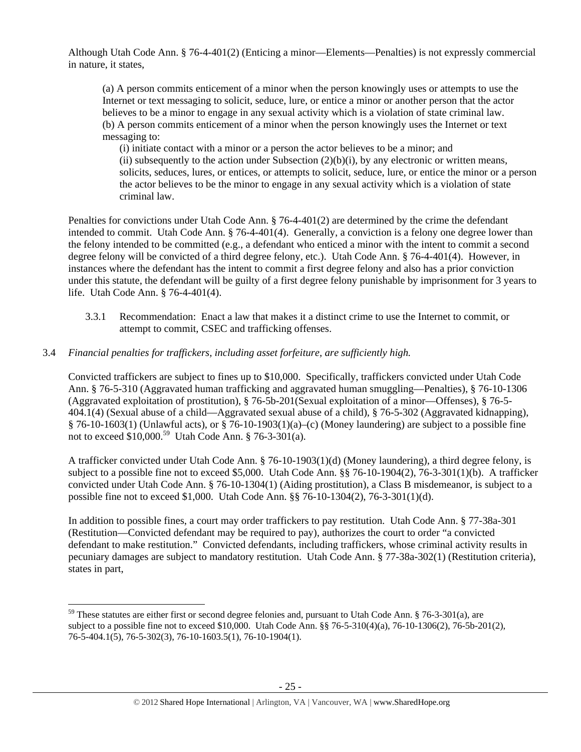Although Utah Code Ann. § 76-4-401(2) (Enticing a minor—Elements—Penalties) is not expressly commercial in nature, it states,

> (a) A person commits enticement of a minor when the person knowingly uses or attempts to use the Internet or text messaging to solicit, seduce, lure, or entice a minor or another person that the actor believes to be a minor to engage in any sexual activity which is a violation of state criminal law.
> (b) A person commits enticement of a minor when the person knowingly uses the Internet or text messaging to:
>
> > (i) initiate contact with a minor or a person the actor believes to be a minor; and
> > (ii) subsequently to the action under Subsection (2)(b)(i), by any electronic or written means, solicits, seduces, lures, or entices, or attempts to solicit, seduce, lure, or entice the minor or a person the actor believes to be the minor to engage in any sexual activity which is a violation of state criminal law.

Penalties for convictions under Utah Code Ann. § 76-4-401(2) are determined by the crime the defendant intended to commit. Utah Code Ann. § 76-4-401(4). Generally, a conviction is a felony one degree lower than the felony intended to be committed (e.g., a defendant who enticed a minor with the intent to commit a second degree felony will be convicted of a third degree felony, etc.). Utah Code Ann. § 76-4-401(4). However, in instances where the defendant has the intent to commit a first degree felony and also has a prior conviction under this statute, the defendant will be guilty of a first degree felony punishable by imprisonment for 3 years to life. Utah Code Ann. § 76-4-401(4).

3.3.1 Recommendation: Enact a law that makes it a distinct crime to use the Internet to commit, or attempt to commit, CSEC and trafficking offenses.

3.4 *Financial penalties for traffickers, including asset forfeiture, are sufficiently high.*

Convicted traffickers are subject to fines up to $10,000. Specifically, traffickers convicted under Utah Code Ann. § 76-5-310 (Aggravated human trafficking and aggravated human smuggling—Penalties), § 76-10-1306 (Aggravated exploitation of prostitution), § 76-5b-201(Sexual exploitation of a minor—Offenses), § 76-5-404.1(4) (Sexual abuse of a child—Aggravated sexual abuse of a child), § 76-5-302 (Aggravated kidnapping), § 76-10-1603(1) (Unlawful acts), or § 76-10-1903(1)(a)–(c) (Money laundering) are subject to a possible fine not to exceed $10,000.[59] Utah Code Ann. § 76-3-301(a).

A trafficker convicted under Utah Code Ann. § 76-10-1903(1)(d) (Money laundering), a third degree felony, is subject to a possible fine not to exceed $5,000. Utah Code Ann. §§ 76-10-1904(2), 76-3-301(1)(b). A trafficker convicted under Utah Code Ann. § 76-10-1304(1) (Aiding prostitution), a Class B misdemeanor, is subject to a possible fine not to exceed $1,000. Utah Code Ann. §§ 76-10-1304(2), 76-3-301(1)(d).

In addition to possible fines, a court may order traffickers to pay restitution. Utah Code Ann. § 77-38a-301 (Restitution—Convicted defendant may be required to pay), authorizes the court to order "a convicted defendant to make restitution." Convicted defendants, including traffickers, whose criminal activity results in pecuniary damages are subject to mandatory restitution. Utah Code Ann. § 77-38a-302(1) (Restitution criteria), states in part,

[59] These statutes are either first or second degree felonies and, pursuant to Utah Code Ann. § 76-3-301(a), are subject to a possible fine not to exceed $10,000. Utah Code Ann. §§ 76-5-310(4)(a), 76-10-1306(2), 76-5b-201(2), 76-5-404.1(5), 76-5-302(3), 76-10-1603.5(1), 76-10-1904(1).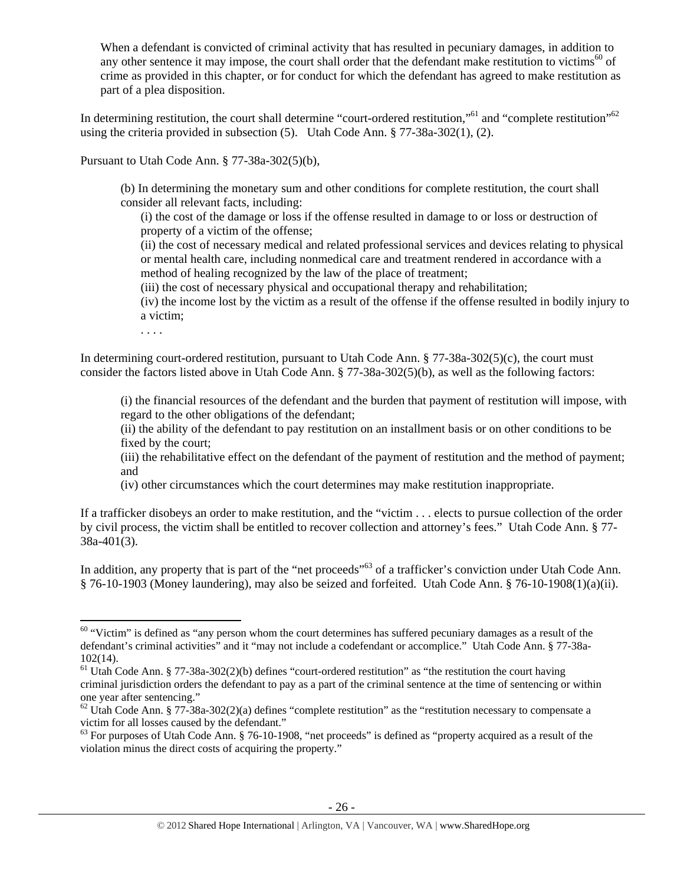> When a defendant is convicted of criminal activity that has resulted in pecuniary damages, in addition to any other sentence it may impose, the court shall order that the defendant make restitution to victims[60] of crime as provided in this chapter, or for conduct for which the defendant has agreed to make restitution as part of a plea disposition.

In determining restitution, the court shall determine "court-ordered restitution,"[61] and "complete restitution"[62] using the criteria provided in subsection (5). Utah Code Ann. § 77-38a-302(1), (2).

Pursuant to Utah Code Ann. § 77-38a-302(5)(b),

> (b) In determining the monetary sum and other conditions for complete restitution, the court shall consider all relevant facts, including:
>
> (i) the cost of the damage or loss if the offense resulted in damage to or loss or destruction of property of a victim of the offense;
>
> (ii) the cost of necessary medical and related professional services and devices relating to physical or mental health care, including nonmedical care and treatment rendered in accordance with a method of healing recognized by the law of the place of treatment;
>
> (iii) the cost of necessary physical and occupational therapy and rehabilitation;
>
> (iv) the income lost by the victim as a result of the offense if the offense resulted in bodily injury to a victim;
>
> . . . .

In determining court-ordered restitution, pursuant to Utah Code Ann. § 77-38a-302(5)(c), the court must consider the factors listed above in Utah Code Ann. § 77-38a-302(5)(b), as well as the following factors:

> (i) the financial resources of the defendant and the burden that payment of restitution will impose, with regard to the other obligations of the defendant;
>
> (ii) the ability of the defendant to pay restitution on an installment basis or on other conditions to be fixed by the court;
>
> (iii) the rehabilitative effect on the defendant of the payment of restitution and the method of payment; and
>
> (iv) other circumstances which the court determines may make restitution inappropriate.

If a trafficker disobeys an order to make restitution, and the "victim . . . elects to pursue collection of the order by civil process, the victim shall be entitled to recover collection and attorney's fees." Utah Code Ann. § 77-38a-401(3).

In addition, any property that is part of the "net proceeds"[63] of a trafficker's conviction under Utah Code Ann. § 76-10-1903 (Money laundering), may also be seized and forfeited. Utah Code Ann. § 76-10-1908(1)(a)(ii).

---

[60] "Victim" is defined as "any person whom the court determines has suffered pecuniary damages as a result of the defendant's criminal activities" and it "may not include a codefendant or accomplice." Utah Code Ann. § 77-38a-102(14).

[61] Utah Code Ann. § 77-38a-302(2)(b) defines "court-ordered restitution" as "the restitution the court having criminal jurisdiction orders the defendant to pay as a part of the criminal sentence at the time of sentencing or within one year after sentencing."

[62] Utah Code Ann. § 77-38a-302(2)(a) defines "complete restitution" as the "restitution necessary to compensate a victim for all losses caused by the defendant."

[63] For purposes of Utah Code Ann. § 76-10-1908, "net proceeds" is defined as "property acquired as a result of the violation minus the direct costs of acquiring the property."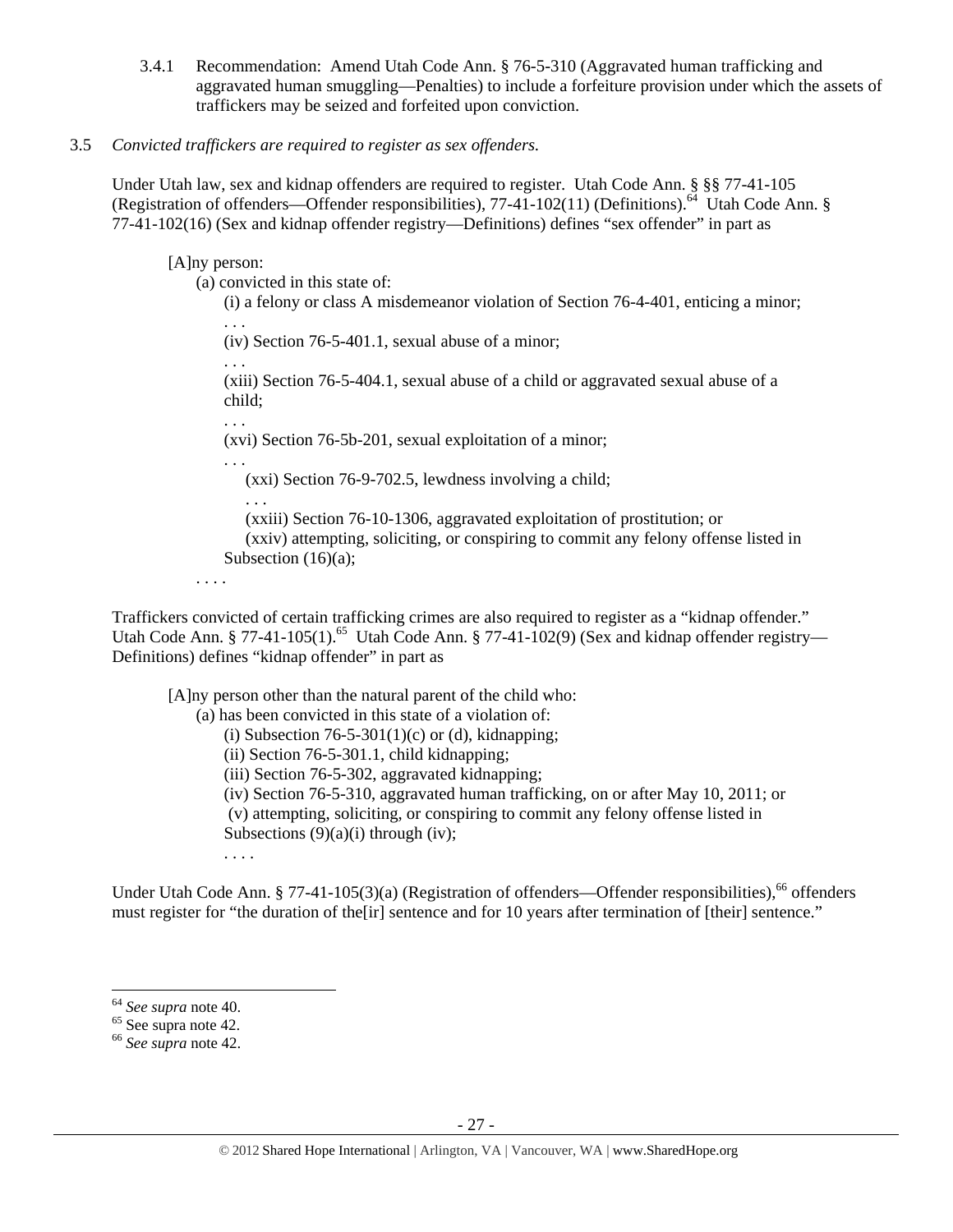3.4.1 Recommendation: Amend Utah Code Ann. § 76-5-310 (Aggravated human trafficking and aggravated human smuggling—Penalties) to include a forfeiture provision under which the assets of traffickers may be seized and forfeited upon conviction.

3.5 *Convicted traffickers are required to register as sex offenders.*

Under Utah law, sex and kidnap offenders are required to register. Utah Code Ann. § §§ 77-41-105 (Registration of offenders—Offender responsibilities), 77-41-102(11) (Definitions).[64] Utah Code Ann. § 77-41-102(16) (Sex and kidnap offender registry—Definitions) defines "sex offender" in part as

> [A]ny person:
>
> (a) convicted in this state of:
>
> (i) a felony or class A misdemeanor violation of Section 76-4-401, enticing a minor;
>
> . . .
>
> (iv) Section 76-5-401.1, sexual abuse of a minor;
>
> . . .
>
> (xiii) Section 76-5-404.1, sexual abuse of a child or aggravated sexual abuse of a child;
>
> . . .
>
> (xvi) Section 76-5b-201, sexual exploitation of a minor;
>
> . . .
>
> (xxi) Section 76-9-702.5, lewdness involving a child;
>
> . . .
>
> (xxiii) Section 76-10-1306, aggravated exploitation of prostitution; or
>
> (xxiv) attempting, soliciting, or conspiring to commit any felony offense listed in Subsection (16)(a);
>
> . . . .

Traffickers convicted of certain trafficking crimes are also required to register as a "kidnap offender." Utah Code Ann. § 77-41-105(1).[65] Utah Code Ann. § 77-41-102(9) (Sex and kidnap offender registry—Definitions) defines "kidnap offender" in part as

> [A]ny person other than the natural parent of the child who:
>
> (a) has been convicted in this state of a violation of:
>
> (i) Subsection 76-5-301(1)(c) or (d), kidnapping;
>
> (ii) Section 76-5-301.1, child kidnapping;
>
> (iii) Section 76-5-302, aggravated kidnapping;
>
> (iv) Section 76-5-310, aggravated human trafficking, on or after May 10, 2011; or
>
> (v) attempting, soliciting, or conspiring to commit any felony offense listed in Subsections (9)(a)(i) through (iv);
>
> . . . .

Under Utah Code Ann. § 77-41-105(3)(a) (Registration of offenders—Offender responsibilities),[66] offenders must register for "the duration of the[ir] sentence and for 10 years after termination of [their] sentence."

---

[64] *See supra* note 40.

[65] See supra note 42.

[66] *See supra* note 42.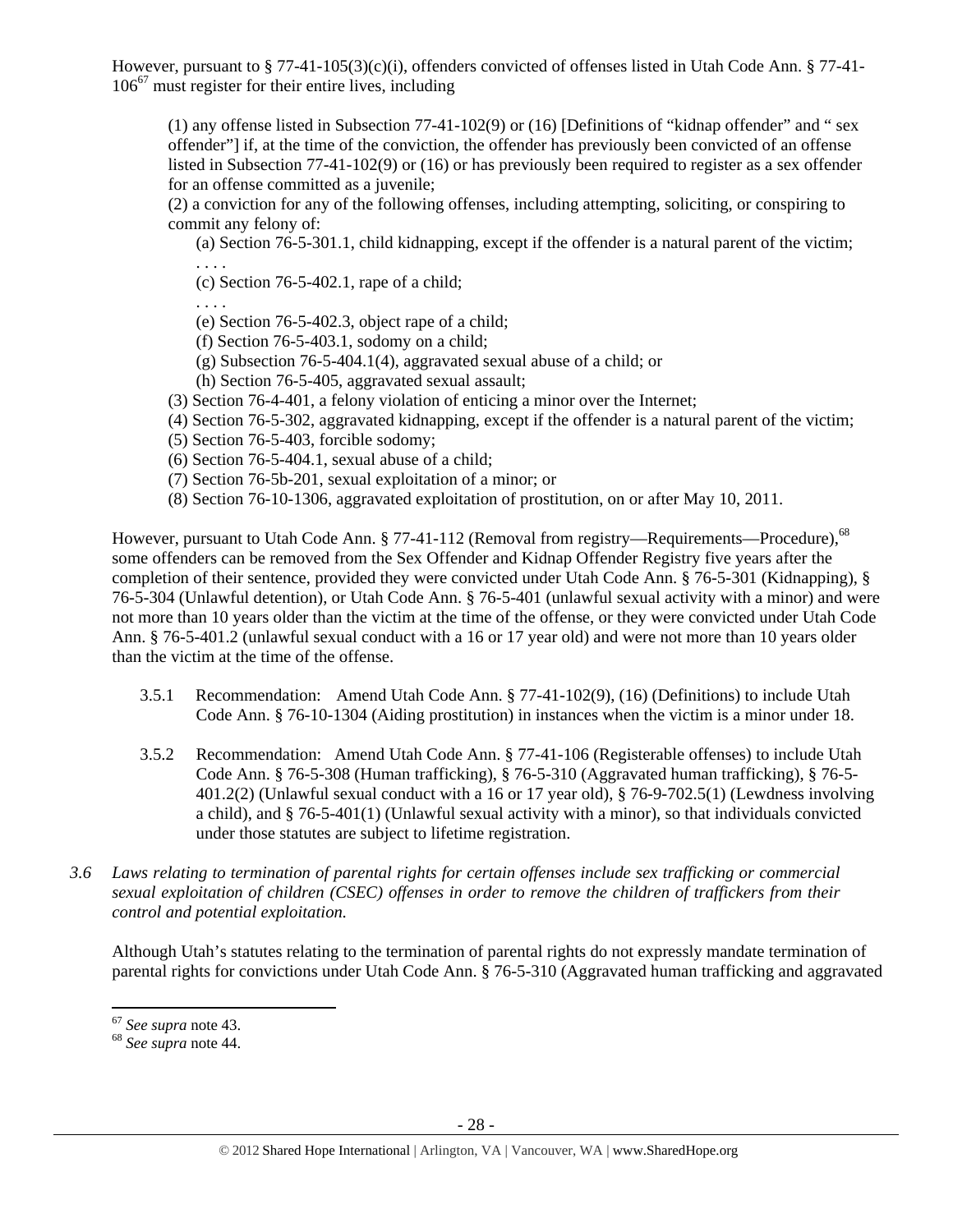However, pursuant to § 77-41-105(3)(c)(i), offenders convicted of offenses listed in Utah Code Ann. § 77-41-106[67] must register for their entire lives, including

> (1) any offense listed in Subsection 77-41-102(9) or (16) [Definitions of "kidnap offender" and " sex offender"] if, at the time of the conviction, the offender has previously been convicted of an offense listed in Subsection 77-41-102(9) or (16) or has previously been required to register as a sex offender for an offense committed as a juvenile;
> (2) a conviction for any of the following offenses, including attempting, soliciting, or conspiring to commit any felony of:
>
> (a) Section 76-5-301.1, child kidnapping, except if the offender is a natural parent of the victim;
> . . . .
> (c) Section 76-5-402.1, rape of a child;
> . . . .
> (e) Section 76-5-402.3, object rape of a child;
> (f) Section 76-5-403.1, sodomy on a child;
> (g) Subsection 76-5-404.1(4), aggravated sexual abuse of a child; or
> (h) Section 76-5-405, aggravated sexual assault;
>
> (3) Section 76-4-401, a felony violation of enticing a minor over the Internet;
> (4) Section 76-5-302, aggravated kidnapping, except if the offender is a natural parent of the victim;
> (5) Section 76-5-403, forcible sodomy;
> (6) Section 76-5-404.1, sexual abuse of a child;
> (7) Section 76-5b-201, sexual exploitation of a minor; or
> (8) Section 76-10-1306, aggravated exploitation of prostitution, on or after May 10, 2011.

However, pursuant to Utah Code Ann. § 77-41-112 (Removal from registry—Requirements—Procedure),[68] some offenders can be removed from the Sex Offender and Kidnap Offender Registry five years after the completion of their sentence, provided they were convicted under Utah Code Ann. § 76-5-301 (Kidnapping), § 76-5-304 (Unlawful detention), or Utah Code Ann. § 76-5-401 (unlawful sexual activity with a minor) and were not more than 10 years older than the victim at the time of the offense, or they were convicted under Utah Code Ann. § 76-5-401.2 (unlawful sexual conduct with a 16 or 17 year old) and were not more than 10 years older than the victim at the time of the offense.

3.5.1 Recommendation: Amend Utah Code Ann. § 77-41-102(9), (16) (Definitions) to include Utah Code Ann. § 76-10-1304 (Aiding prostitution) in instances when the victim is a minor under 18.

3.5.2 Recommendation: Amend Utah Code Ann. § 77-41-106 (Registerable offenses) to include Utah Code Ann. § 76-5-308 (Human trafficking), § 76-5-310 (Aggravated human trafficking), § 76-5-401.2(2) (Unlawful sexual conduct with a 16 or 17 year old), § 76-9-702.5(1) (Lewdness involving a child), and § 76-5-401(1) (Unlawful sexual activity with a minor), so that individuals convicted under those statutes are subject to lifetime registration.

*3.6 Laws relating to termination of parental rights for certain offenses include sex trafficking or commercial sexual exploitation of children (CSEC) offenses in order to remove the children of traffickers from their control and potential exploitation.*

Although Utah's statutes relating to the termination of parental rights do not expressly mandate termination of parental rights for convictions under Utah Code Ann. § 76-5-310 (Aggravated human trafficking and aggravated

[67] *See supra* note 43.
[68] *See supra* note 44.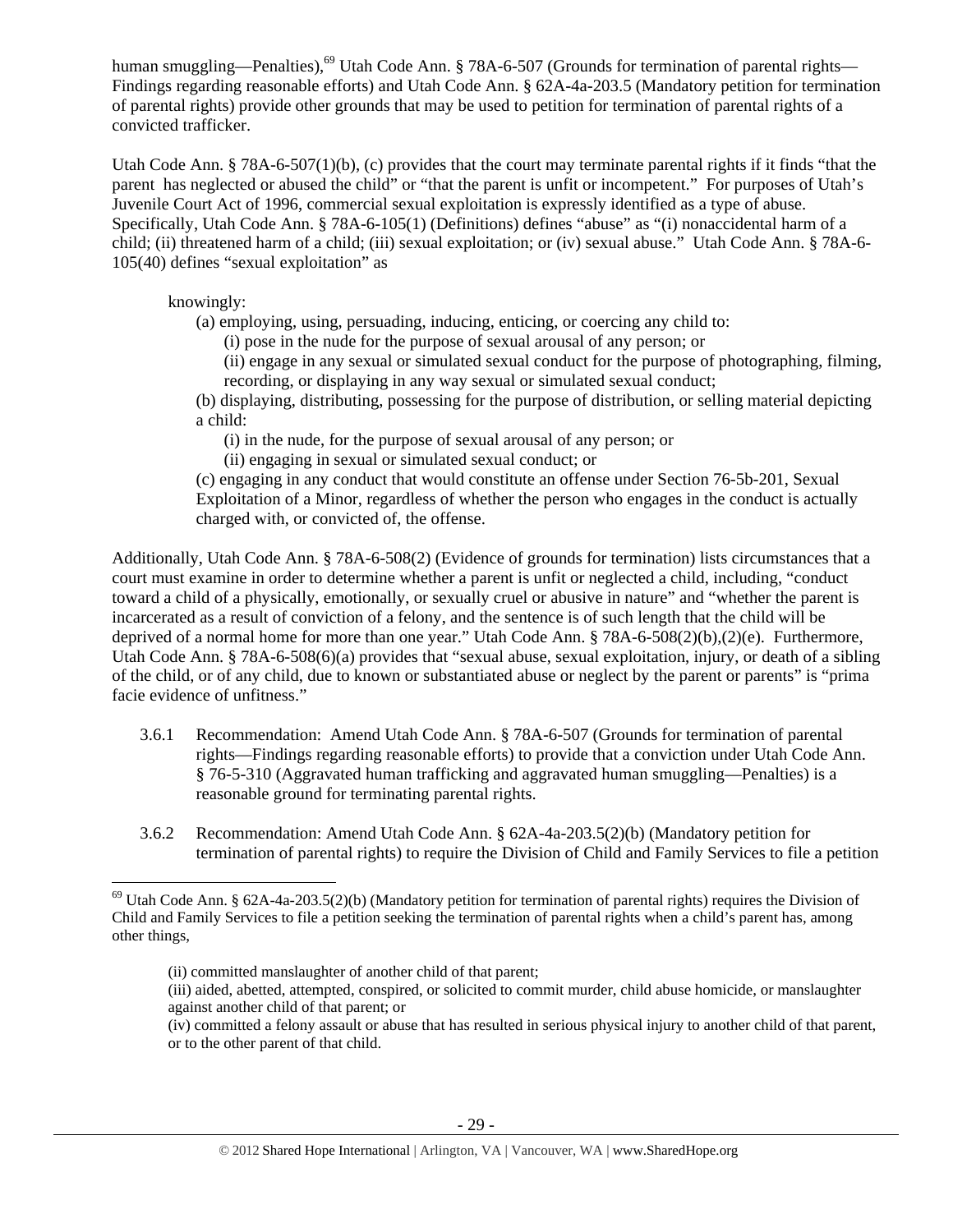human smuggling—Penalties),[69] Utah Code Ann. § 78A-6-507 (Grounds for termination of parental rights—Findings regarding reasonable efforts) and Utah Code Ann. § 62A-4a-203.5 (Mandatory petition for termination of parental rights) provide other grounds that may be used to petition for termination of parental rights of a convicted trafficker.

Utah Code Ann. § 78A-6-507(1)(b), (c) provides that the court may terminate parental rights if it finds "that the parent has neglected or abused the child" or "that the parent is unfit or incompetent." For purposes of Utah's Juvenile Court Act of 1996, commercial sexual exploitation is expressly identified as a type of abuse. Specifically, Utah Code Ann. § 78A-6-105(1) (Definitions) defines "abuse" as "(i) nonaccidental harm of a child; (ii) threatened harm of a child; (iii) sexual exploitation; or (iv) sexual abuse." Utah Code Ann. § 78A-6-105(40) defines "sexual exploitation" as

> knowingly:
>
> (a) employing, using, persuading, inducing, enticing, or coercing any child to:
>
> (i) pose in the nude for the purpose of sexual arousal of any person; or
>
> (ii) engage in any sexual or simulated sexual conduct for the purpose of photographing, filming, recording, or displaying in any way sexual or simulated sexual conduct;
>
> (b) displaying, distributing, possessing for the purpose of distribution, or selling material depicting a child:
>
> (i) in the nude, for the purpose of sexual arousal of any person; or
>
> (ii) engaging in sexual or simulated sexual conduct; or
>
> (c) engaging in any conduct that would constitute an offense under Section 76-5b-201, Sexual Exploitation of a Minor, regardless of whether the person who engages in the conduct is actually charged with, or convicted of, the offense.

Additionally, Utah Code Ann. § 78A-6-508(2) (Evidence of grounds for termination) lists circumstances that a court must examine in order to determine whether a parent is unfit or neglected a child, including, "conduct toward a child of a physically, emotionally, or sexually cruel or abusive in nature" and "whether the parent is incarcerated as a result of conviction of a felony, and the sentence is of such length that the child will be deprived of a normal home for more than one year." Utah Code Ann. § 78A-6-508(2)(b),(2)(e). Furthermore, Utah Code Ann. § 78A-6-508(6)(a) provides that "sexual abuse, sexual exploitation, injury, or death of a sibling of the child, or of any child, due to known or substantiated abuse or neglect by the parent or parents" is "prima facie evidence of unfitness."

3.6.1 Recommendation: Amend Utah Code Ann. § 78A-6-507 (Grounds for termination of parental rights—Findings regarding reasonable efforts) to provide that a conviction under Utah Code Ann. § 76-5-310 (Aggravated human trafficking and aggravated human smuggling—Penalties) is a reasonable ground for terminating parental rights.

3.6.2 Recommendation: Amend Utah Code Ann. § 62A-4a-203.5(2)(b) (Mandatory petition for termination of parental rights) to require the Division of Child and Family Services to file a petition

---

[69] Utah Code Ann. § 62A-4a-203.5(2)(b) (Mandatory petition for termination of parental rights) requires the Division of Child and Family Services to file a petition seeking the termination of parental rights when a child's parent has, among other things,

> (ii) committed manslaughter of another child of that parent;
>
> (iii) aided, abetted, attempted, conspired, or solicited to commit murder, child abuse homicide, or manslaughter against another child of that parent; or
>
> (iv) committed a felony assault or abuse that has resulted in serious physical injury to another child of that parent, or to the other parent of that child.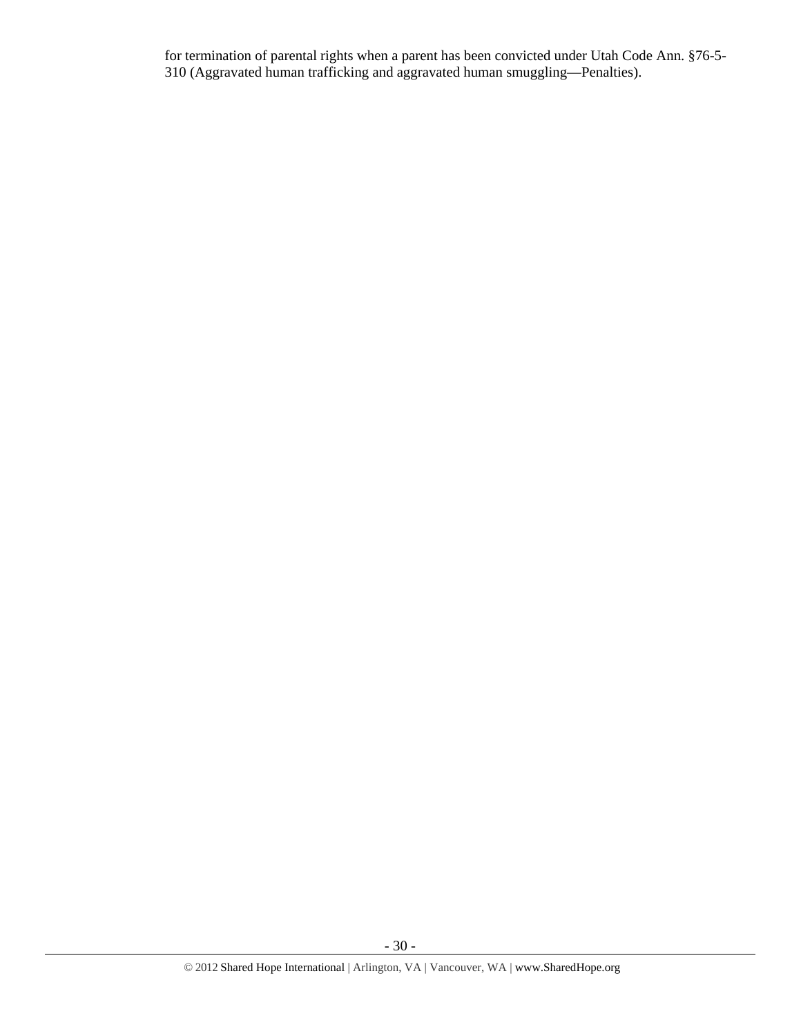for termination of parental rights when a parent has been convicted under Utah Code Ann. §76-5-310 (Aggravated human trafficking and aggravated human smuggling—Penalties).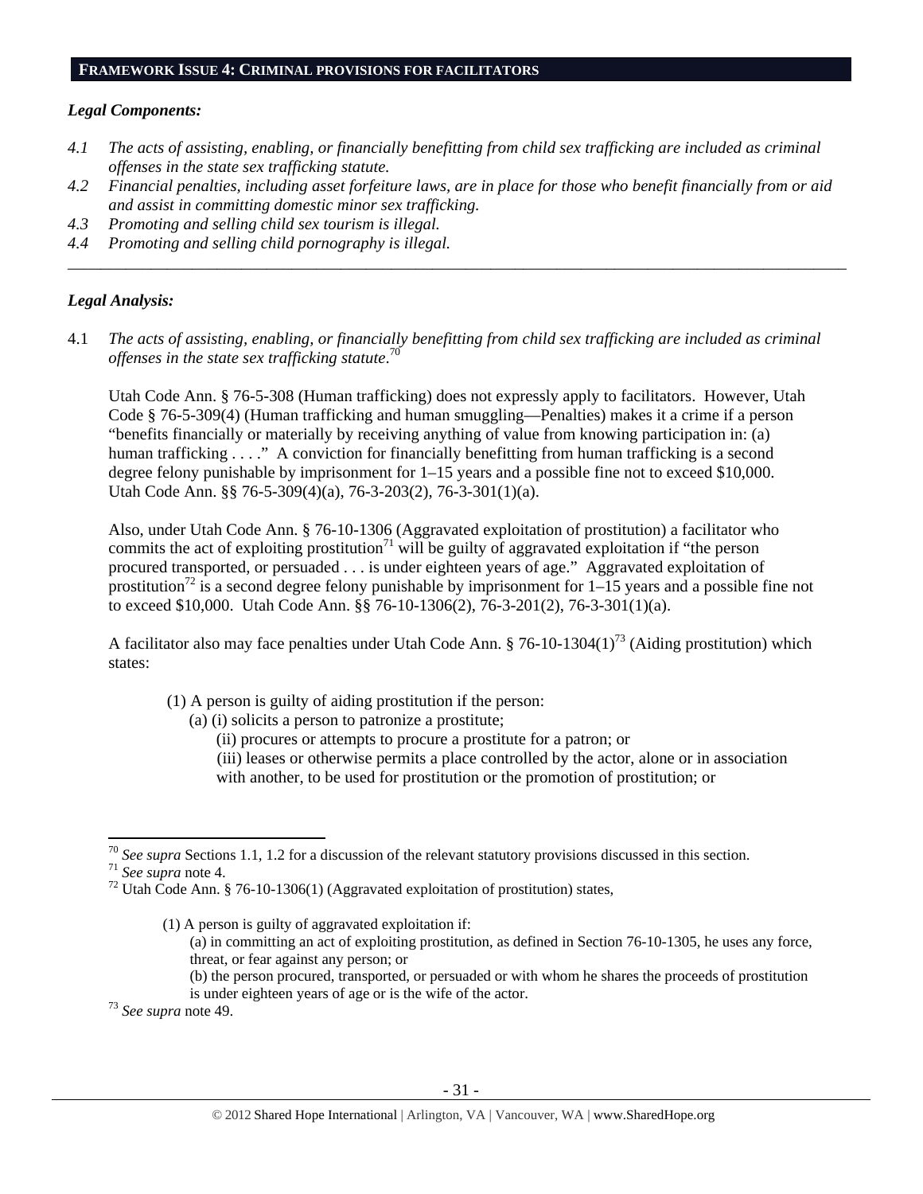## FRAMEWORK ISSUE 4: CRIMINAL PROVISIONS FOR FACILITATORS

***Legal Components:***

*4.1 The acts of assisting, enabling, or financially benefitting from child sex trafficking are included as criminal offenses in the state sex trafficking statute.*

*4.2 Financial penalties, including asset forfeiture laws, are in place for those who benefit financially from or aid and assist in committing domestic minor sex trafficking.*

*4.3 Promoting and selling child sex tourism is illegal.*

*4.4 Promoting and selling child pornography is illegal.*

---

***Legal Analysis:***

4.1 *The acts of assisting, enabling, or financially benefitting from child sex trafficking are included as criminal offenses in the state sex trafficking statute.*[70]

Utah Code Ann. § 76-5-308 (Human trafficking) does not expressly apply to facilitators. However, Utah Code § 76-5-309(4) (Human trafficking and human smuggling—Penalties) makes it a crime if a person "benefits financially or materially by receiving anything of value from knowing participation in: (a) human trafficking . . . ." A conviction for financially benefitting from human trafficking is a second degree felony punishable by imprisonment for 1–15 years and a possible fine not to exceed $10,000. Utah Code Ann. §§ 76-5-309(4)(a), 76-3-203(2), 76-3-301(1)(a).

Also, under Utah Code Ann. § 76-10-1306 (Aggravated exploitation of prostitution) a facilitator who commits the act of exploiting prostitution[71] will be guilty of aggravated exploitation if "the person procured transported, or persuaded . . . is under eighteen years of age." Aggravated exploitation of prostitution[72] is a second degree felony punishable by imprisonment for 1–15 years and a possible fine not to exceed $10,000. Utah Code Ann. §§ 76-10-1306(2), 76-3-201(2), 76-3-301(1)(a).

A facilitator also may face penalties under Utah Code Ann. § 76-10-1304(1)[73] (Aiding prostitution) which states:

> (1) A person is guilty of aiding prostitution if the person:
> (a) (i) solicits a person to patronize a prostitute;
> (ii) procures or attempts to procure a prostitute for a patron; or
> (iii) leases or otherwise permits a place controlled by the actor, alone or in association with another, to be used for prostitution or the promotion of prostitution; or

---

[70] *See supra* Sections 1.1, 1.2 for a discussion of the relevant statutory provisions discussed in this section.

[71] *See supra* note 4.

[72] Utah Code Ann. § 76-10-1306(1) (Aggravated exploitation of prostitution) states,

> (1) A person is guilty of aggravated exploitation if:
> (a) in committing an act of exploiting prostitution, as defined in Section 76-10-1305, he uses any force, threat, or fear against any person; or
> (b) the person procured, transported, or persuaded or with whom he shares the proceeds of prostitution is under eighteen years of age or is the wife of the actor.

[73] *See supra* note 49.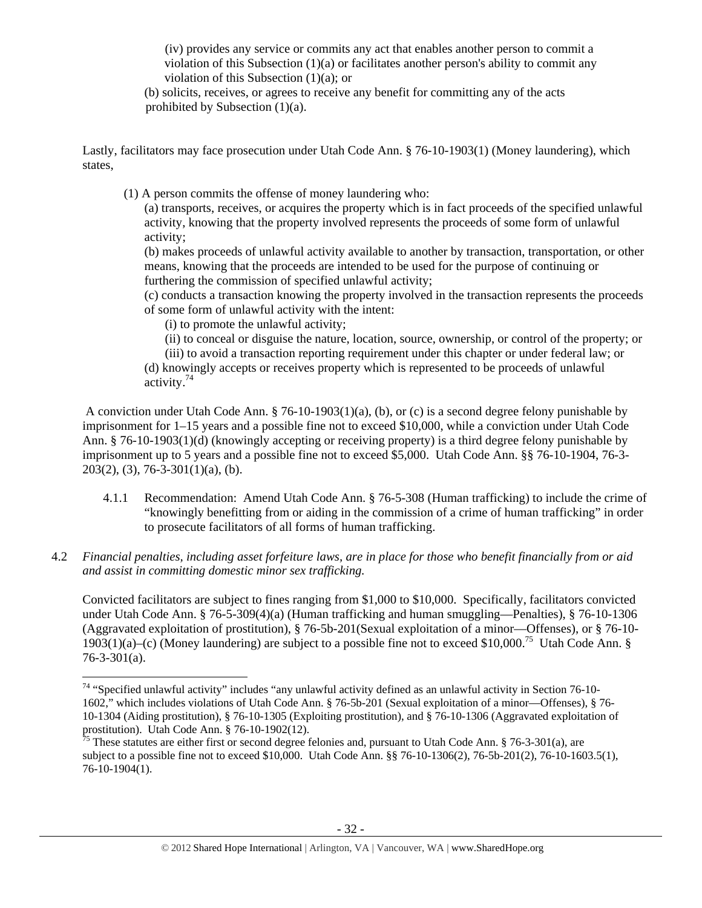(iv) provides any service or commits any act that enables another person to commit a violation of this Subsection (1)(a) or facilitates another person's ability to commit any violation of this Subsection (1)(a); or

(b) solicits, receives, or agrees to receive any benefit for committing any of the acts prohibited by Subsection (1)(a).

Lastly, facilitators may face prosecution under Utah Code Ann. § 76-10-1903(1) (Money laundering), which states,

> (1) A person commits the offense of money laundering who:
>
> (a) transports, receives, or acquires the property which is in fact proceeds of the specified unlawful activity, knowing that the property involved represents the proceeds of some form of unlawful activity;
>
> (b) makes proceeds of unlawful activity available to another by transaction, transportation, or other means, knowing that the proceeds are intended to be used for the purpose of continuing or furthering the commission of specified unlawful activity;
>
> (c) conducts a transaction knowing the property involved in the transaction represents the proceeds of some form of unlawful activity with the intent:
>
> (i) to promote the unlawful activity;
>
> (ii) to conceal or disguise the nature, location, source, ownership, or control of the property; or
>
> (iii) to avoid a transaction reporting requirement under this chapter or under federal law; or
>
> (d) knowingly accepts or receives property which is represented to be proceeds of unlawful activity.[74]

A conviction under Utah Code Ann. § 76-10-1903(1)(a), (b), or (c) is a second degree felony punishable by imprisonment for 1–15 years and a possible fine not to exceed $10,000, while a conviction under Utah Code Ann. § 76-10-1903(1)(d) (knowingly accepting or receiving property) is a third degree felony punishable by imprisonment up to 5 years and a possible fine not to exceed $5,000. Utah Code Ann. §§ 76-10-1904, 76-3-203(2), (3), 76-3-301(1)(a), (b).

4.1.1 Recommendation: Amend Utah Code Ann. § 76-5-308 (Human trafficking) to include the crime of "knowingly benefitting from or aiding in the commission of a crime of human trafficking" in order to prosecute facilitators of all forms of human trafficking.

4.2 *Financial penalties, including asset forfeiture laws, are in place for those who benefit financially from or aid and assist in committing domestic minor sex trafficking.*

Convicted facilitators are subject to fines ranging from $1,000 to $10,000. Specifically, facilitators convicted under Utah Code Ann. § 76-5-309(4)(a) (Human trafficking and human smuggling—Penalties), § 76-10-1306 (Aggravated exploitation of prostitution), § 76-5b-201(Sexual exploitation of a minor—Offenses), or § 76-10-1903(1)(a)–(c) (Money laundering) are subject to a possible fine not to exceed $10,000.[75] Utah Code Ann. § 76-3-301(a).

---

[74] "Specified unlawful activity" includes "any unlawful activity defined as an unlawful activity in Section 76-10-1602," which includes violations of Utah Code Ann. § 76-5b-201 (Sexual exploitation of a minor—Offenses), § 76-10-1304 (Aiding prostitution), § 76-10-1305 (Exploiting prostitution), and § 76-10-1306 (Aggravated exploitation of prostitution). Utah Code Ann. § 76-10-1902(12).

[75] These statutes are either first or second degree felonies and, pursuant to Utah Code Ann. § 76-3-301(a), are subject to a possible fine not to exceed $10,000. Utah Code Ann. §§ 76-10-1306(2), 76-5b-201(2), 76-10-1603.5(1), 76-10-1904(1).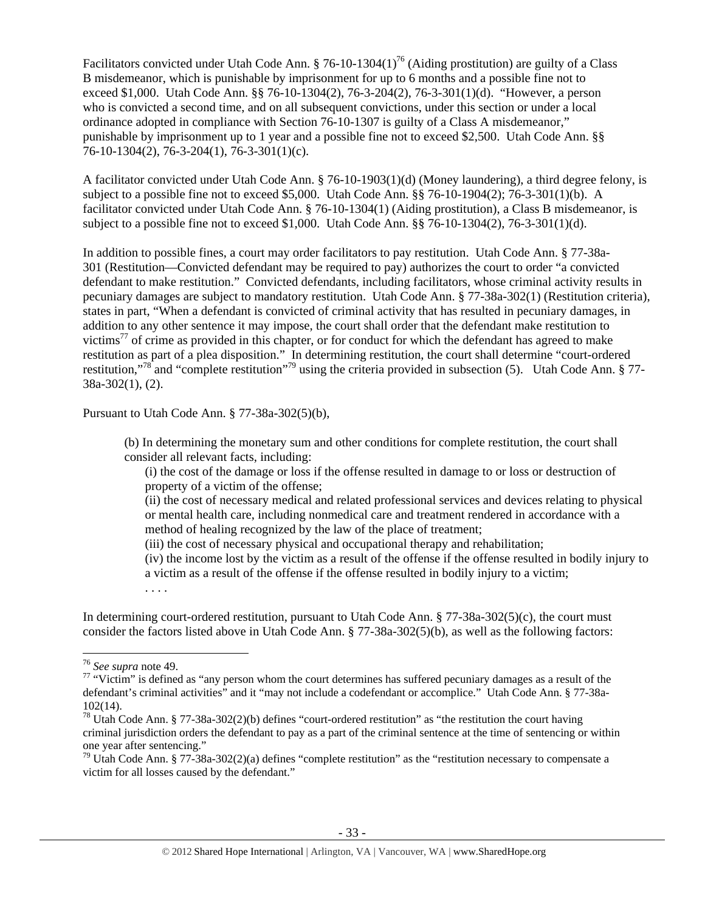Facilitators convicted under Utah Code Ann. § 76-10-1304(1)[76] (Aiding prostitution) are guilty of a Class B misdemeanor, which is punishable by imprisonment for up to 6 months and a possible fine not to exceed $1,000. Utah Code Ann. §§ 76-10-1304(2), 76-3-204(2), 76-3-301(1)(d). "However, a person who is convicted a second time, and on all subsequent convictions, under this section or under a local ordinance adopted in compliance with Section 76-10-1307 is guilty of a Class A misdemeanor," punishable by imprisonment up to 1 year and a possible fine not to exceed $2,500. Utah Code Ann. §§ 76-10-1304(2), 76-3-204(1), 76-3-301(1)(c).

A facilitator convicted under Utah Code Ann. § 76-10-1903(1)(d) (Money laundering), a third degree felony, is subject to a possible fine not to exceed $5,000. Utah Code Ann. §§ 76-10-1904(2); 76-3-301(1)(b). A facilitator convicted under Utah Code Ann. § 76-10-1304(1) (Aiding prostitution), a Class B misdemeanor, is subject to a possible fine not to exceed $1,000. Utah Code Ann. §§ 76-10-1304(2), 76-3-301(1)(d).

In addition to possible fines, a court may order facilitators to pay restitution. Utah Code Ann. § 77-38a-301 (Restitution—Convicted defendant may be required to pay) authorizes the court to order "a convicted defendant to make restitution." Convicted defendants, including facilitators, whose criminal activity results in pecuniary damages are subject to mandatory restitution. Utah Code Ann. § 77-38a-302(1) (Restitution criteria), states in part, "When a defendant is convicted of criminal activity that has resulted in pecuniary damages, in addition to any other sentence it may impose, the court shall order that the defendant make restitution to victims[77] of crime as provided in this chapter, or for conduct for which the defendant has agreed to make restitution as part of a plea disposition." In determining restitution, the court shall determine "court-ordered restitution,"[78] and "complete restitution"[79] using the criteria provided in subsection (5). Utah Code Ann. § 77-38a-302(1), (2).

Pursuant to Utah Code Ann. § 77-38a-302(5)(b),

> (b) In determining the monetary sum and other conditions for complete restitution, the court shall consider all relevant facts, including:
>
> (i) the cost of the damage or loss if the offense resulted in damage to or loss or destruction of property of a victim of the offense;
>
> (ii) the cost of necessary medical and related professional services and devices relating to physical or mental health care, including nonmedical care and treatment rendered in accordance with a method of healing recognized by the law of the place of treatment;
>
> (iii) the cost of necessary physical and occupational therapy and rehabilitation;
>
> (iv) the income lost by the victim as a result of the offense if the offense resulted in bodily injury to a victim as a result of the offense if the offense resulted in bodily injury to a victim;
>
> . . . .

In determining court-ordered restitution, pursuant to Utah Code Ann. § 77-38a-302(5)(c), the court must consider the factors listed above in Utah Code Ann. § 77-38a-302(5)(b), as well as the following factors:

---

[76] *See supra* note 49.

[77] "Victim" is defined as "any person whom the court determines has suffered pecuniary damages as a result of the defendant's criminal activities" and it "may not include a codefendant or accomplice." Utah Code Ann. § 77-38a-102(14).

[78] Utah Code Ann. § 77-38a-302(2)(b) defines "court-ordered restitution" as "the restitution the court having criminal jurisdiction orders the defendant to pay as a part of the criminal sentence at the time of sentencing or within one year after sentencing."

[79] Utah Code Ann. § 77-38a-302(2)(a) defines "complete restitution" as the "restitution necessary to compensate a victim for all losses caused by the defendant."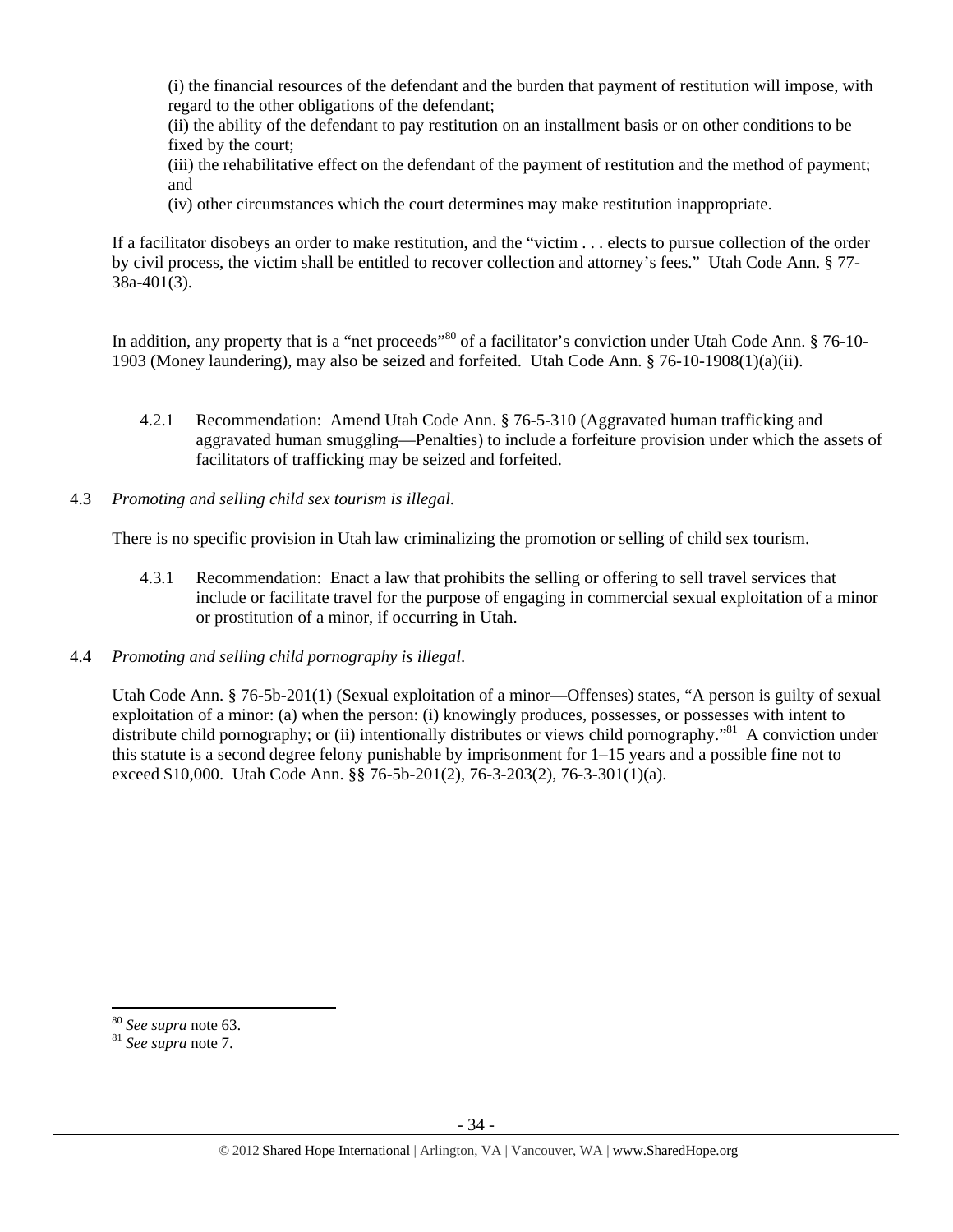(i) the financial resources of the defendant and the burden that payment of restitution will impose, with regard to the other obligations of the defendant;
(ii) the ability of the defendant to pay restitution on an installment basis or on other conditions to be fixed by the court;
(iii) the rehabilitative effect on the defendant of the payment of restitution and the method of payment; and
(iv) other circumstances which the court determines may make restitution inappropriate.

If a facilitator disobeys an order to make restitution, and the "victim . . . elects to pursue collection of the order by civil process, the victim shall be entitled to recover collection and attorney's fees." Utah Code Ann. § 77-38a-401(3).

In addition, any property that is a "net proceeds"[80] of a facilitator's conviction under Utah Code Ann. § 76-10-1903 (Money laundering), may also be seized and forfeited. Utah Code Ann. § 76-10-1908(1)(a)(ii).

4.2.1 Recommendation: Amend Utah Code Ann. § 76-5-310 (Aggravated human trafficking and aggravated human smuggling—Penalties) to include a forfeiture provision under which the assets of facilitators of trafficking may be seized and forfeited.

4.3 *Promoting and selling child sex tourism is illegal.*

There is no specific provision in Utah law criminalizing the promotion or selling of child sex tourism.

4.3.1 Recommendation: Enact a law that prohibits the selling or offering to sell travel services that include or facilitate travel for the purpose of engaging in commercial sexual exploitation of a minor or prostitution of a minor, if occurring in Utah.

4.4 *Promoting and selling child pornography is illegal.*

Utah Code Ann. § 76-5b-201(1) (Sexual exploitation of a minor—Offenses) states, "A person is guilty of sexual exploitation of a minor: (a) when the person: (i) knowingly produces, possesses, or possesses with intent to distribute child pornography; or (ii) intentionally distributes or views child pornography."[81] A conviction under this statute is a second degree felony punishable by imprisonment for 1–15 years and a possible fine not to exceed $10,000. Utah Code Ann. §§ 76-5b-201(2), 76-3-203(2), 76-3-301(1)(a).

[80] *See supra* note 63.
[81] *See supra* note 7.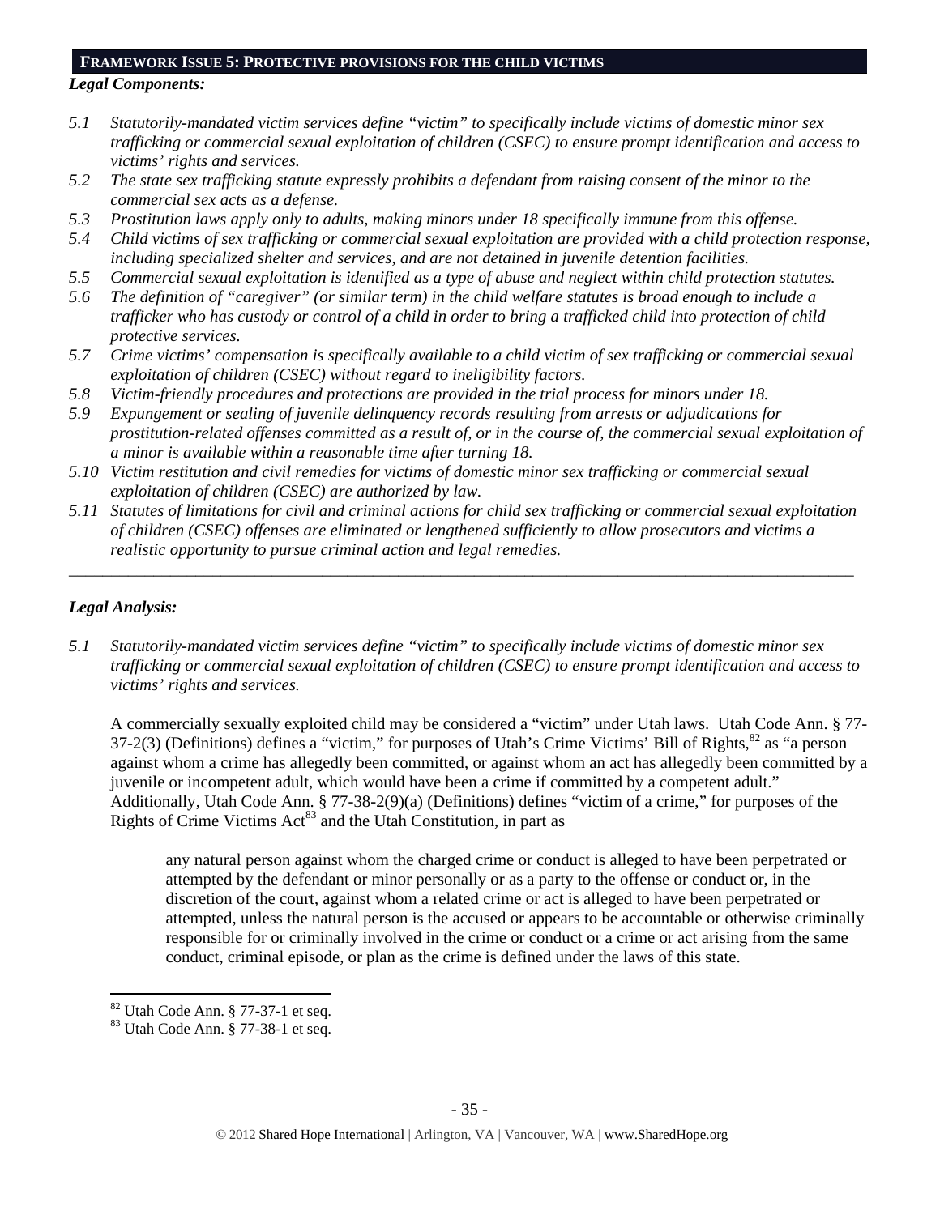## FRAMEWORK ISSUE 5: PROTECTIVE PROVISIONS FOR THE CHILD VICTIMS

***Legal Components:***

*5.1 Statutorily-mandated victim services define "victim" to specifically include victims of domestic minor sex trafficking or commercial sexual exploitation of children (CSEC) to ensure prompt identification and access to victims' rights and services.*

*5.2 The state sex trafficking statute expressly prohibits a defendant from raising consent of the minor to the commercial sex acts as a defense.*

*5.3 Prostitution laws apply only to adults, making minors under 18 specifically immune from this offense.*

*5.4 Child victims of sex trafficking or commercial sexual exploitation are provided with a child protection response, including specialized shelter and services, and are not detained in juvenile detention facilities.*

*5.5 Commercial sexual exploitation is identified as a type of abuse and neglect within child protection statutes.*

*5.6 The definition of "caregiver" (or similar term) in the child welfare statutes is broad enough to include a trafficker who has custody or control of a child in order to bring a trafficked child into protection of child protective services.*

*5.7 Crime victims' compensation is specifically available to a child victim of sex trafficking or commercial sexual exploitation of children (CSEC) without regard to ineligibility factors.*

*5.8 Victim-friendly procedures and protections are provided in the trial process for minors under 18.*

*5.9 Expungement or sealing of juvenile delinquency records resulting from arrests or adjudications for prostitution-related offenses committed as a result of, or in the course of, the commercial sexual exploitation of a minor is available within a reasonable time after turning 18.*

*5.10 Victim restitution and civil remedies for victims of domestic minor sex trafficking or commercial sexual exploitation of children (CSEC) are authorized by law.*

*5.11 Statutes of limitations for civil and criminal actions for child sex trafficking or commercial sexual exploitation of children (CSEC) offenses are eliminated or lengthened sufficiently to allow prosecutors and victims a realistic opportunity to pursue criminal action and legal remedies.*

---

***Legal Analysis:***

*5.1 Statutorily-mandated victim services define "victim" to specifically include victims of domestic minor sex trafficking or commercial sexual exploitation of children (CSEC) to ensure prompt identification and access to victims' rights and services.*

A commercially sexually exploited child may be considered a "victim" under Utah laws. Utah Code Ann. § 77-37-2(3) (Definitions) defines a "victim," for purposes of Utah's Crime Victims' Bill of Rights,[82] as "a person against whom a crime has allegedly been committed, or against whom an act has allegedly been committed by a juvenile or incompetent adult, which would have been a crime if committed by a competent adult." Additionally, Utah Code Ann. § 77-38-2(9)(a) (Definitions) defines "victim of a crime," for purposes of the Rights of Crime Victims Act[83] and the Utah Constitution, in part as

> any natural person against whom the charged crime or conduct is alleged to have been perpetrated or attempted by the defendant or minor personally or as a party to the offense or conduct or, in the discretion of the court, against whom a related crime or act is alleged to have been perpetrated or attempted, unless the natural person is the accused or appears to be accountable or otherwise criminally responsible for or criminally involved in the crime or conduct or a crime or act arising from the same conduct, criminal episode, or plan as the crime is defined under the laws of this state.

---

[82] Utah Code Ann. § 77-37-1 et seq.

[83] Utah Code Ann. § 77-38-1 et seq.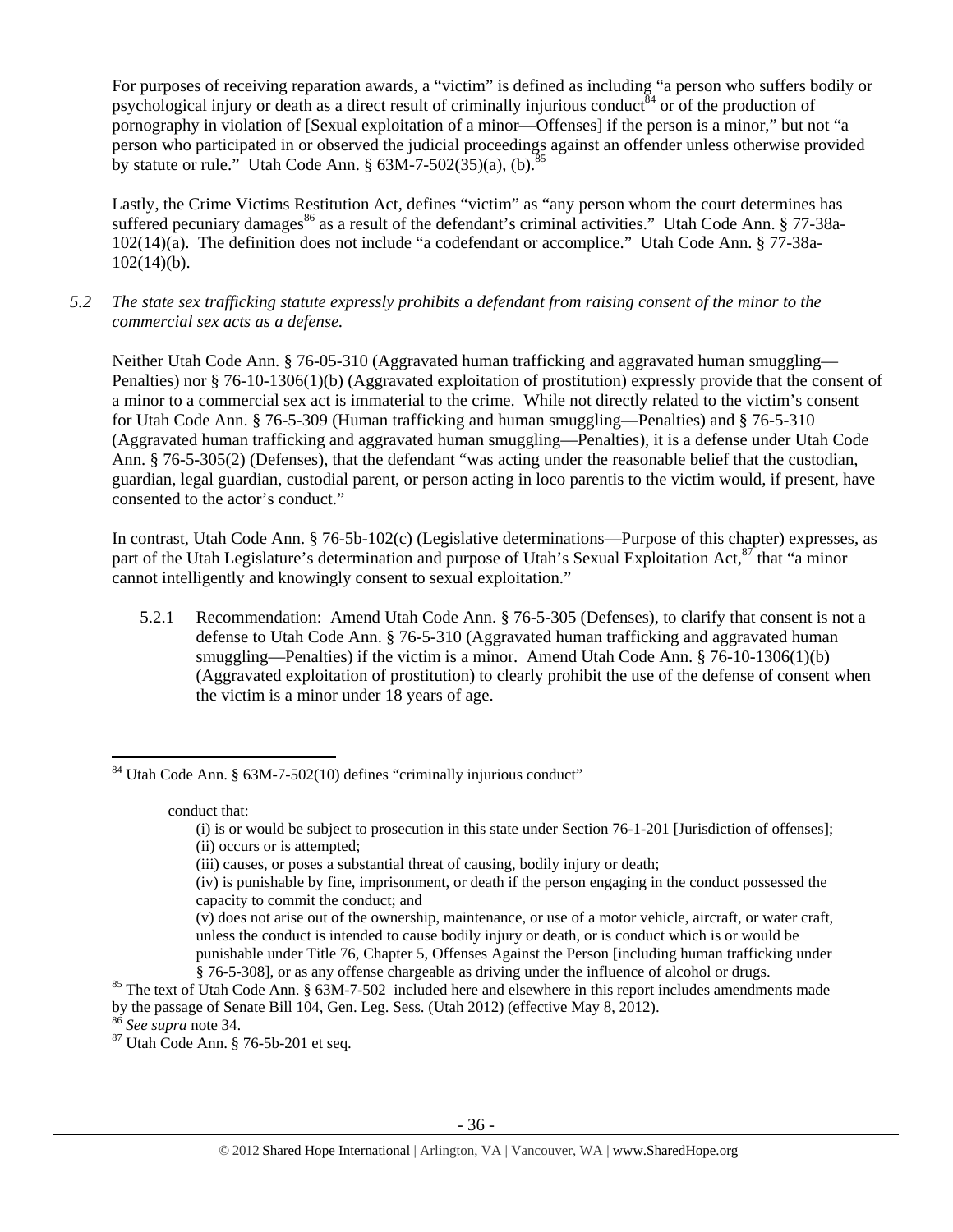For purposes of receiving reparation awards, a "victim" is defined as including "a person who suffers bodily or psychological injury or death as a direct result of criminally injurious conduct[84] or of the production of pornography in violation of [Sexual exploitation of a minor—Offenses] if the person is a minor," but not "a person who participated in or observed the judicial proceedings against an offender unless otherwise provided by statute or rule." Utah Code Ann. § 63M-7-502(35)(a), (b).[85]

Lastly, the Crime Victims Restitution Act, defines "victim" as "any person whom the court determines has suffered pecuniary damages[86] as a result of the defendant's criminal activities." Utah Code Ann. § 77-38a-102(14)(a). The definition does not include "a codefendant or accomplice." Utah Code Ann. § 77-38a-102(14)(b).

*5.2 The state sex trafficking statute expressly prohibits a defendant from raising consent of the minor to the commercial sex acts as a defense.*

Neither Utah Code Ann. § 76-05-310 (Aggravated human trafficking and aggravated human smuggling—Penalties) nor § 76-10-1306(1)(b) (Aggravated exploitation of prostitution) expressly provide that the consent of a minor to a commercial sex act is immaterial to the crime. While not directly related to the victim's consent for Utah Code Ann. § 76-5-309 (Human trafficking and human smuggling—Penalties) and § 76-5-310 (Aggravated human trafficking and aggravated human smuggling—Penalties), it is a defense under Utah Code Ann. § 76-5-305(2) (Defenses), that the defendant "was acting under the reasonable belief that the custodian, guardian, legal guardian, custodial parent, or person acting in loco parentis to the victim would, if present, have consented to the actor's conduct."

In contrast, Utah Code Ann. § 76-5b-102(c) (Legislative determinations—Purpose of this chapter) expresses, as part of the Utah Legislature's determination and purpose of Utah's Sexual Exploitation Act,[87] that "a minor cannot intelligently and knowingly consent to sexual exploitation."

5.2.1 Recommendation: Amend Utah Code Ann. § 76-5-305 (Defenses), to clarify that consent is not a defense to Utah Code Ann. § 76-5-310 (Aggravated human trafficking and aggravated human smuggling—Penalties) if the victim is a minor. Amend Utah Code Ann. § 76-10-1306(1)(b) (Aggravated exploitation of prostitution) to clearly prohibit the use of the defense of consent when the victim is a minor under 18 years of age.

---

[84] Utah Code Ann. § 63M-7-502(10) defines "criminally injurious conduct"

> conduct that:
>
> (i) is or would be subject to prosecution in this state under Section 76-1-201 [Jurisdiction of offenses];
>
> (ii) occurs or is attempted;
>
> (iii) causes, or poses a substantial threat of causing, bodily injury or death;
>
> (iv) is punishable by fine, imprisonment, or death if the person engaging in the conduct possessed the capacity to commit the conduct; and
>
> (v) does not arise out of the ownership, maintenance, or use of a motor vehicle, aircraft, or water craft, unless the conduct is intended to cause bodily injury or death, or is conduct which is or would be punishable under Title 76, Chapter 5, Offenses Against the Person [including human trafficking under § 76-5-308], or as any offense chargeable as driving under the influence of alcohol or drugs.

[85] The text of Utah Code Ann. § 63M-7-502 included here and elsewhere in this report includes amendments made by the passage of Senate Bill 104, Gen. Leg. Sess. (Utah 2012) (effective May 8, 2012).

[86] *See supra* note 34.

[87] Utah Code Ann. § 76-5b-201 et seq.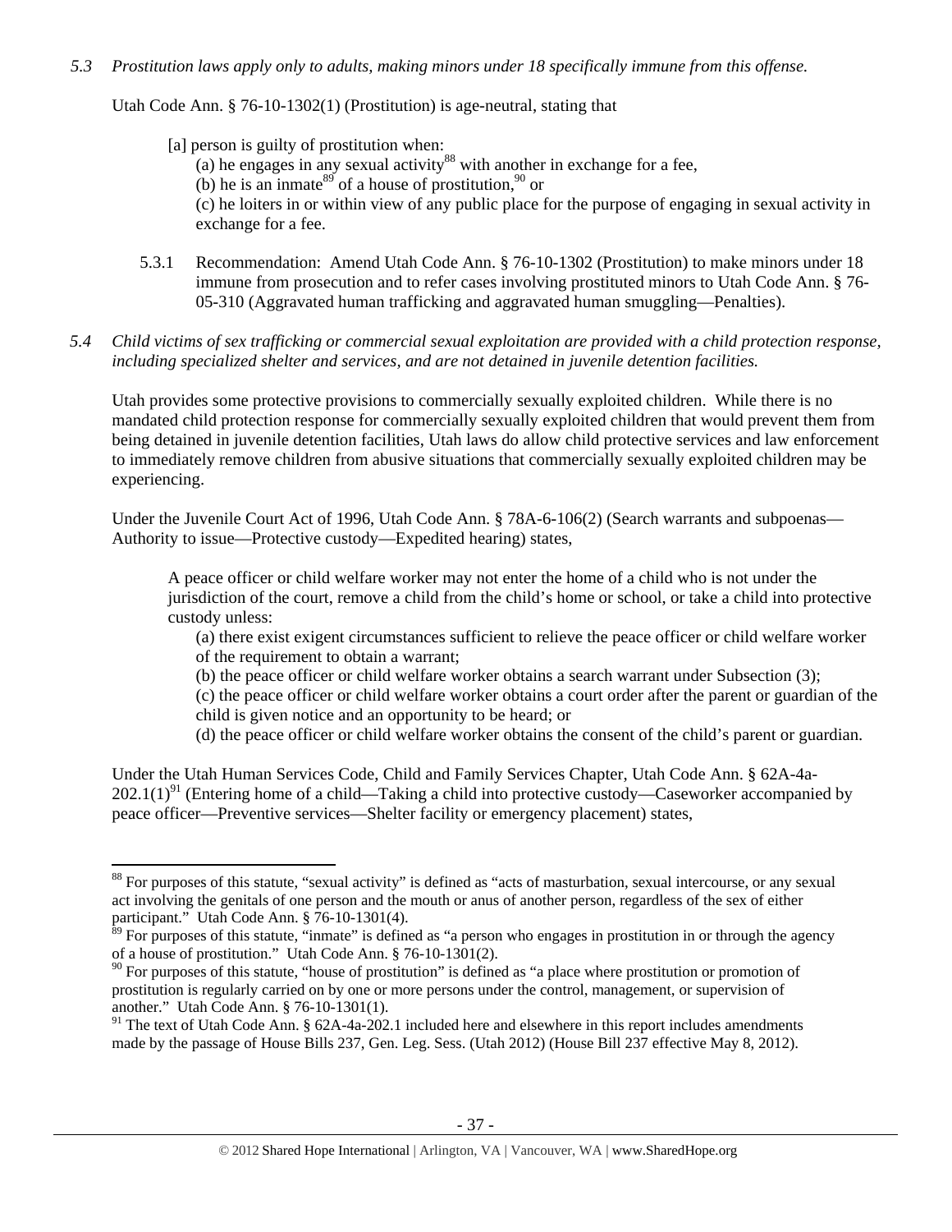*5.3 Prostitution laws apply only to adults, making minors under 18 specifically immune from this offense.*

Utah Code Ann. § 76-10-1302(1) (Prostitution) is age-neutral, stating that

> [a] person is guilty of prostitution when:
>
> (a) he engages in any sexual activity[88] with another in exchange for a fee,
>
> (b) he is an inmate[89] of a house of prostitution,[90] or
>
> (c) he loiters in or within view of any public place for the purpose of engaging in sexual activity in exchange for a fee.

5.3.1 Recommendation: Amend Utah Code Ann. § 76-10-1302 (Prostitution) to make minors under 18 immune from prosecution and to refer cases involving prostituted minors to Utah Code Ann. § 76-05-310 (Aggravated human trafficking and aggravated human smuggling—Penalties).

*5.4 Child victims of sex trafficking or commercial sexual exploitation are provided with a child protection response, including specialized shelter and services, and are not detained in juvenile detention facilities.*

Utah provides some protective provisions to commercially sexually exploited children. While there is no mandated child protection response for commercially sexually exploited children that would prevent them from being detained in juvenile detention facilities, Utah laws do allow child protective services and law enforcement to immediately remove children from abusive situations that commercially sexually exploited children may be experiencing.

Under the Juvenile Court Act of 1996, Utah Code Ann. § 78A-6-106(2) (Search warrants and subpoenas—Authority to issue—Protective custody—Expedited hearing) states,

> A peace officer or child welfare worker may not enter the home of a child who is not under the jurisdiction of the court, remove a child from the child's home or school, or take a child into protective custody unless:
>
> (a) there exist exigent circumstances sufficient to relieve the peace officer or child welfare worker of the requirement to obtain a warrant;
>
> (b) the peace officer or child welfare worker obtains a search warrant under Subsection (3);
>
> (c) the peace officer or child welfare worker obtains a court order after the parent or guardian of the child is given notice and an opportunity to be heard; or
>
> (d) the peace officer or child welfare worker obtains the consent of the child's parent or guardian.

Under the Utah Human Services Code, Child and Family Services Chapter, Utah Code Ann. § 62A-4a-202.1(1)[91] (Entering home of a child—Taking a child into protective custody—Caseworker accompanied by peace officer—Preventive services—Shelter facility or emergency placement) states,

---

[88] For purposes of this statute, "sexual activity" is defined as "acts of masturbation, sexual intercourse, or any sexual act involving the genitals of one person and the mouth or anus of another person, regardless of the sex of either participant." Utah Code Ann. § 76-10-1301(4).

[89] For purposes of this statute, "inmate" is defined as "a person who engages in prostitution in or through the agency of a house of prostitution." Utah Code Ann. § 76-10-1301(2).

[90] For purposes of this statute, "house of prostitution" is defined as "a place where prostitution or promotion of prostitution is regularly carried on by one or more persons under the control, management, or supervision of another." Utah Code Ann. § 76-10-1301(1).

[91] The text of Utah Code Ann. § 62A-4a-202.1 included here and elsewhere in this report includes amendments made by the passage of House Bills 237, Gen. Leg. Sess. (Utah 2012) (House Bill 237 effective May 8, 2012).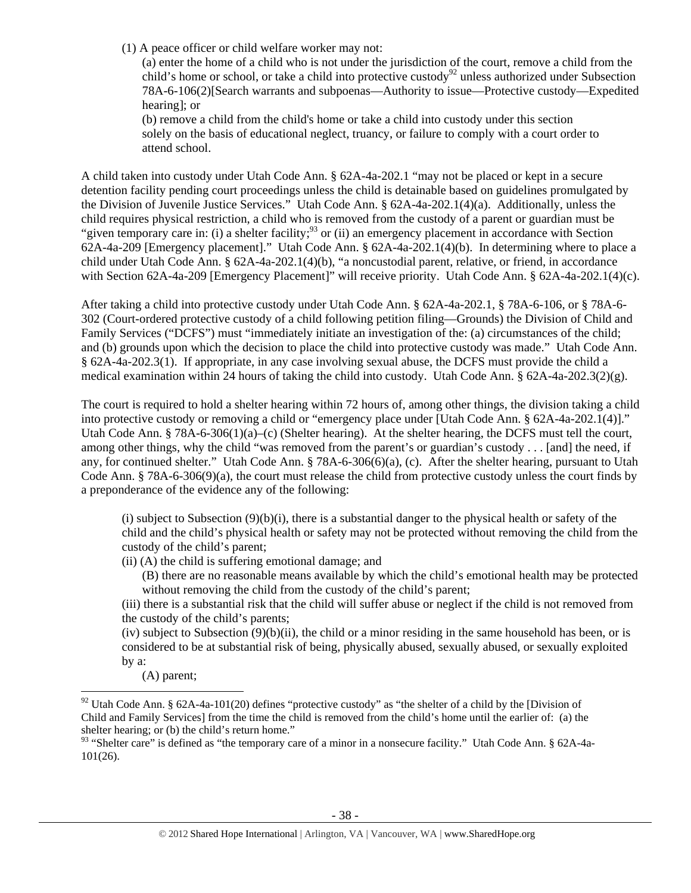(1) A peace officer or child welfare worker may not:

(a) enter the home of a child who is not under the jurisdiction of the court, remove a child from the child's home or school, or take a child into protective custody[92] unless authorized under Subsection 78A-6-106(2)[Search warrants and subpoenas—Authority to issue—Protective custody—Expedited hearing]; or

(b) remove a child from the child's home or take a child into custody under this section solely on the basis of educational neglect, truancy, or failure to comply with a court order to attend school.

A child taken into custody under Utah Code Ann. § 62A-4a-202.1 "may not be placed or kept in a secure detention facility pending court proceedings unless the child is detainable based on guidelines promulgated by the Division of Juvenile Justice Services." Utah Code Ann. § 62A-4a-202.1(4)(a). Additionally, unless the child requires physical restriction, a child who is removed from the custody of a parent or guardian must be "given temporary care in: (i) a shelter facility;[93] or (ii) an emergency placement in accordance with Section 62A-4a-209 [Emergency placement]." Utah Code Ann. § 62A-4a-202.1(4)(b). In determining where to place a child under Utah Code Ann. § 62A-4a-202.1(4)(b), "a noncustodial parent, relative, or friend, in accordance with Section 62A-4a-209 [Emergency Placement]" will receive priority. Utah Code Ann. § 62A-4a-202.1(4)(c).

After taking a child into protective custody under Utah Code Ann. § 62A-4a-202.1, § 78A-6-106, or § 78A-6-302 (Court-ordered protective custody of a child following petition filing—Grounds) the Division of Child and Family Services ("DCFS") must "immediately initiate an investigation of the: (a) circumstances of the child; and (b) grounds upon which the decision to place the child into protective custody was made." Utah Code Ann. § 62A-4a-202.3(1). If appropriate, in any case involving sexual abuse, the DCFS must provide the child a medical examination within 24 hours of taking the child into custody. Utah Code Ann. § 62A-4a-202.3(2)(g).

The court is required to hold a shelter hearing within 72 hours of, among other things, the division taking a child into protective custody or removing a child or "emergency place under [Utah Code Ann. § 62A-4a-202.1(4)]." Utah Code Ann. § 78A-6-306(1)(a)–(c) (Shelter hearing). At the shelter hearing, the DCFS must tell the court, among other things, why the child "was removed from the parent's or guardian's custody . . . [and] the need, if any, for continued shelter." Utah Code Ann. § 78A-6-306(6)(a), (c). After the shelter hearing, pursuant to Utah Code Ann. § 78A-6-306(9)(a), the court must release the child from protective custody unless the court finds by a preponderance of the evidence any of the following:

(i) subject to Subsection (9)(b)(i), there is a substantial danger to the physical health or safety of the child and the child's physical health or safety may not be protected without removing the child from the custody of the child's parent;

(ii) (A) the child is suffering emotional damage; and

(B) there are no reasonable means available by which the child's emotional health may be protected without removing the child from the custody of the child's parent;

(iii) there is a substantial risk that the child will suffer abuse or neglect if the child is not removed from the custody of the child's parents;

(iv) subject to Subsection (9)(b)(ii), the child or a minor residing in the same household has been, or is considered to be at substantial risk of being, physically abused, sexually abused, or sexually exploited by a:

(A) parent;

---

[92] Utah Code Ann. § 62A-4a-101(20) defines "protective custody" as "the shelter of a child by the [Division of Child and Family Services] from the time the child is removed from the child's home until the earlier of: (a) the shelter hearing; or (b) the child's return home."

[93] "Shelter care" is defined as "the temporary care of a minor in a nonsecure facility." Utah Code Ann. § 62A-4a-101(26).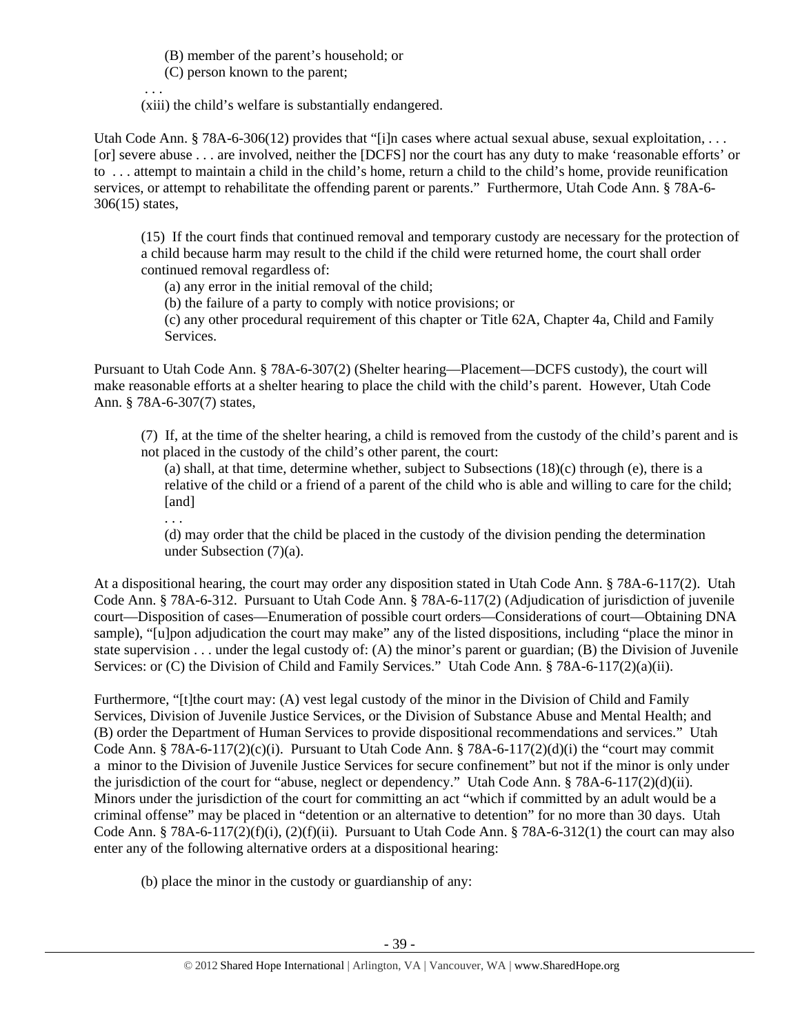(B) member of the parent's household; or

(C) person known to the parent;

. . .

(xiii) the child's welfare is substantially endangered.

Utah Code Ann. § 78A-6-306(12) provides that "[i]n cases where actual sexual abuse, sexual exploitation, . . . [or] severe abuse . . . are involved, neither the [DCFS] nor the court has any duty to make 'reasonable efforts' or to . . . attempt to maintain a child in the child's home, return a child to the child's home, provide reunification services, or attempt to rehabilitate the offending parent or parents." Furthermore, Utah Code Ann. § 78A-6-306(15) states,

> (15) If the court finds that continued removal and temporary custody are necessary for the protection of a child because harm may result to the child if the child were returned home, the court shall order continued removal regardless of:
>
> (a) any error in the initial removal of the child;
>
> (b) the failure of a party to comply with notice provisions; or
>
> (c) any other procedural requirement of this chapter or Title 62A, Chapter 4a, Child and Family Services.

Pursuant to Utah Code Ann. § 78A-6-307(2) (Shelter hearing—Placement—DCFS custody), the court will make reasonable efforts at a shelter hearing to place the child with the child's parent. However, Utah Code Ann. § 78A-6-307(7) states,

> (7) If, at the time of the shelter hearing, a child is removed from the custody of the child's parent and is not placed in the custody of the child's other parent, the court:
>
> (a) shall, at that time, determine whether, subject to Subsections (18)(c) through (e), there is a relative of the child or a friend of a parent of the child who is able and willing to care for the child; [and]
>
> . . .
>
> (d) may order that the child be placed in the custody of the division pending the determination under Subsection (7)(a).

At a dispositional hearing, the court may order any disposition stated in Utah Code Ann. § 78A-6-117(2). Utah Code Ann. § 78A-6-312. Pursuant to Utah Code Ann. § 78A-6-117(2) (Adjudication of jurisdiction of juvenile court—Disposition of cases—Enumeration of possible court orders—Considerations of court—Obtaining DNA sample), "[u]pon adjudication the court may make" any of the listed dispositions, including "place the minor in state supervision . . . under the legal custody of: (A) the minor's parent or guardian; (B) the Division of Juvenile Services: or (C) the Division of Child and Family Services." Utah Code Ann. § 78A-6-117(2)(a)(ii).

Furthermore, "[t]the court may: (A) vest legal custody of the minor in the Division of Child and Family Services, Division of Juvenile Justice Services, or the Division of Substance Abuse and Mental Health; and (B) order the Department of Human Services to provide dispositional recommendations and services." Utah Code Ann. § 78A-6-117(2)(c)(i). Pursuant to Utah Code Ann. § 78A-6-117(2)(d)(i) the "court may commit a minor to the Division of Juvenile Justice Services for secure confinement" but not if the minor is only under the jurisdiction of the court for "abuse, neglect or dependency." Utah Code Ann. § 78A-6-117(2)(d)(ii). Minors under the jurisdiction of the court for committing an act "which if committed by an adult would be a criminal offense" may be placed in "detention or an alternative to detention" for no more than 30 days. Utah Code Ann. § 78A-6-117(2)(f)(i), (2)(f)(ii). Pursuant to Utah Code Ann. § 78A-6-312(1) the court can may also enter any of the following alternative orders at a dispositional hearing:

> (b) place the minor in the custody or guardianship of any: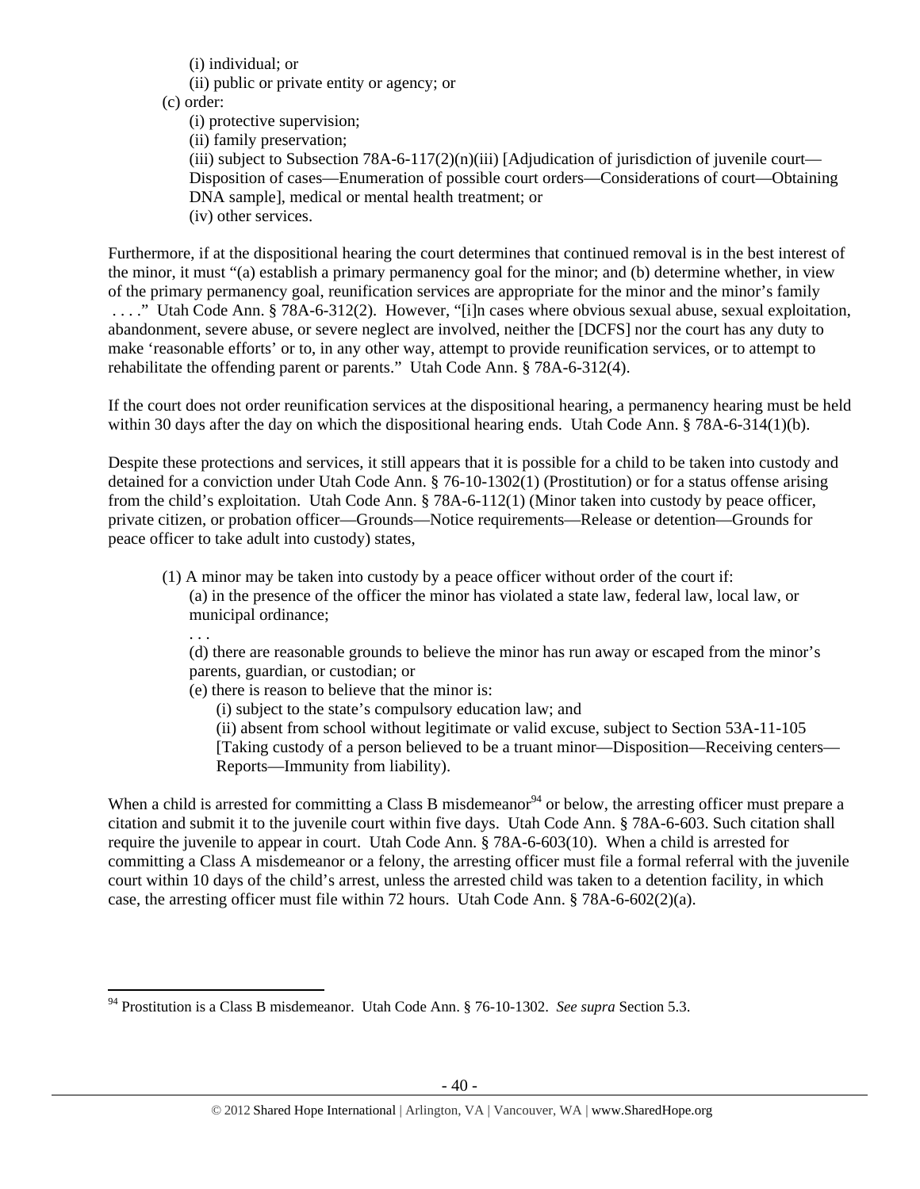(i) individual; or

(ii) public or private entity or agency; or

(c) order:

(i) protective supervision;

(ii) family preservation;

(iii) subject to Subsection 78A-6-117(2)(n)(iii) [Adjudication of jurisdiction of juvenile court—Disposition of cases—Enumeration of possible court orders—Considerations of court—Obtaining DNA sample], medical or mental health treatment; or

(iv) other services.

Furthermore, if at the dispositional hearing the court determines that continued removal is in the best interest of the minor, it must "(a) establish a primary permanency goal for the minor; and (b) determine whether, in view of the primary permanency goal, reunification services are appropriate for the minor and the minor's family . . . ." Utah Code Ann. § 78A-6-312(2). However, "[i]n cases where obvious sexual abuse, sexual exploitation, abandonment, severe abuse, or severe neglect are involved, neither the [DCFS] nor the court has any duty to make 'reasonable efforts' or to, in any other way, attempt to provide reunification services, or to attempt to rehabilitate the offending parent or parents." Utah Code Ann. § 78A-6-312(4).

If the court does not order reunification services at the dispositional hearing, a permanency hearing must be held within 30 days after the day on which the dispositional hearing ends. Utah Code Ann. § 78A-6-314(1)(b).

Despite these protections and services, it still appears that it is possible for a child to be taken into custody and detained for a conviction under Utah Code Ann. § 76-10-1302(1) (Prostitution) or for a status offense arising from the child's exploitation. Utah Code Ann. § 78A-6-112(1) (Minor taken into custody by peace officer, private citizen, or probation officer—Grounds—Notice requirements—Release or detention—Grounds for peace officer to take adult into custody) states,

> (1) A minor may be taken into custody by a peace officer without order of the court if:
>
> (a) in the presence of the officer the minor has violated a state law, federal law, local law, or municipal ordinance;
>
> . . .
>
> (d) there are reasonable grounds to believe the minor has run away or escaped from the minor's parents, guardian, or custodian; or
>
> (e) there is reason to believe that the minor is:
>
> (i) subject to the state's compulsory education law; and
>
> (ii) absent from school without legitimate or valid excuse, subject to Section 53A-11-105 [Taking custody of a person believed to be a truant minor—Disposition—Receiving centers—Reports—Immunity from liability).

When a child is arrested for committing a Class B misdemeanor[94] or below, the arresting officer must prepare a citation and submit it to the juvenile court within five days. Utah Code Ann. § 78A-6-603. Such citation shall require the juvenile to appear in court. Utah Code Ann. § 78A-6-603(10). When a child is arrested for committing a Class A misdemeanor or a felony, the arresting officer must file a formal referral with the juvenile court within 10 days of the child's arrest, unless the arrested child was taken to a detention facility, in which case, the arresting officer must file within 72 hours. Utah Code Ann. § 78A-6-602(2)(a).

[94] Prostitution is a Class B misdemeanor. Utah Code Ann. § 76-10-1302. *See supra* Section 5.3.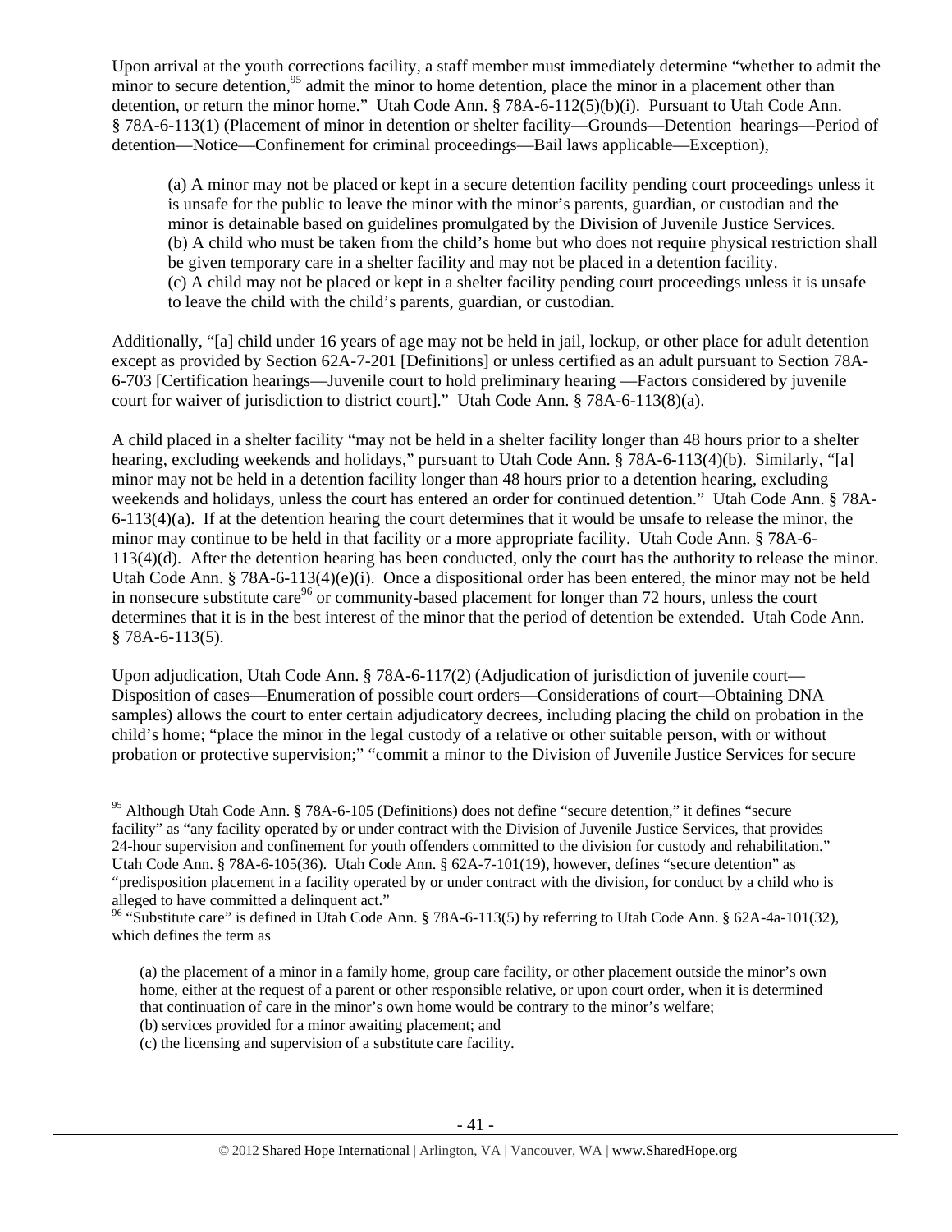Upon arrival at the youth corrections facility, a staff member must immediately determine "whether to admit the minor to secure detention,[95] admit the minor to home detention, place the minor in a placement other than detention, or return the minor home." Utah Code Ann. § 78A-6-112(5)(b)(i). Pursuant to Utah Code Ann. § 78A-6-113(1) (Placement of minor in detention or shelter facility—Grounds—Detention hearings—Period of detention—Notice—Confinement for criminal proceedings—Bail laws applicable—Exception),

> (a) A minor may not be placed or kept in a secure detention facility pending court proceedings unless it is unsafe for the public to leave the minor with the minor's parents, guardian, or custodian and the minor is detainable based on guidelines promulgated by the Division of Juvenile Justice Services.
> (b) A child who must be taken from the child's home but who does not require physical restriction shall be given temporary care in a shelter facility and may not be placed in a detention facility.
> (c) A child may not be placed or kept in a shelter facility pending court proceedings unless it is unsafe to leave the child with the child's parents, guardian, or custodian.

Additionally, "[a] child under 16 years of age may not be held in jail, lockup, or other place for adult detention except as provided by Section 62A-7-201 [Definitions] or unless certified as an adult pursuant to Section 78A-6-703 [Certification hearings—Juvenile court to hold preliminary hearing —Factors considered by juvenile court for waiver of jurisdiction to district court]." Utah Code Ann. § 78A-6-113(8)(a).

A child placed in a shelter facility "may not be held in a shelter facility longer than 48 hours prior to a shelter hearing, excluding weekends and holidays," pursuant to Utah Code Ann. § 78A-6-113(4)(b). Similarly, "[a] minor may not be held in a detention facility longer than 48 hours prior to a detention hearing, excluding weekends and holidays, unless the court has entered an order for continued detention." Utah Code Ann. § 78A-6-113(4)(a). If at the detention hearing the court determines that it would be unsafe to release the minor, the minor may continue to be held in that facility or a more appropriate facility. Utah Code Ann. § 78A-6-113(4)(d). After the detention hearing has been conducted, only the court has the authority to release the minor. Utah Code Ann. § 78A-6-113(4)(e)(i). Once a dispositional order has been entered, the minor may not be held in nonsecure substitute care[96] or community-based placement for longer than 72 hours, unless the court determines that it is in the best interest of the minor that the period of detention be extended. Utah Code Ann. § 78A-6-113(5).

Upon adjudication, Utah Code Ann. § 78A-6-117(2) (Adjudication of jurisdiction of juvenile court—Disposition of cases—Enumeration of possible court orders—Considerations of court—Obtaining DNA samples) allows the court to enter certain adjudicatory decrees, including placing the child on probation in the child's home; "place the minor in the legal custody of a relative or other suitable person, with or without probation or protective supervision;" "commit a minor to the Division of Juvenile Justice Services for secure

---

[95] Although Utah Code Ann. § 78A-6-105 (Definitions) does not define "secure detention," it defines "secure facility" as "any facility operated by or under contract with the Division of Juvenile Justice Services, that provides 24-hour supervision and confinement for youth offenders committed to the division for custody and rehabilitation." Utah Code Ann. § 78A-6-105(36). Utah Code Ann. § 62A-7-101(19), however, defines "secure detention" as "predisposition placement in a facility operated by or under contract with the division, for conduct by a child who is alleged to have committed a delinquent act."

[96] "Substitute care" is defined in Utah Code Ann. § 78A-6-113(5) by referring to Utah Code Ann. § 62A-4a-101(32), which defines the term as

> (a) the placement of a minor in a family home, group care facility, or other placement outside the minor's own home, either at the request of a parent or other responsible relative, or upon court order, when it is determined that continuation of care in the minor's own home would be contrary to the minor's welfare;
> (b) services provided for a minor awaiting placement; and
> (c) the licensing and supervision of a substitute care facility.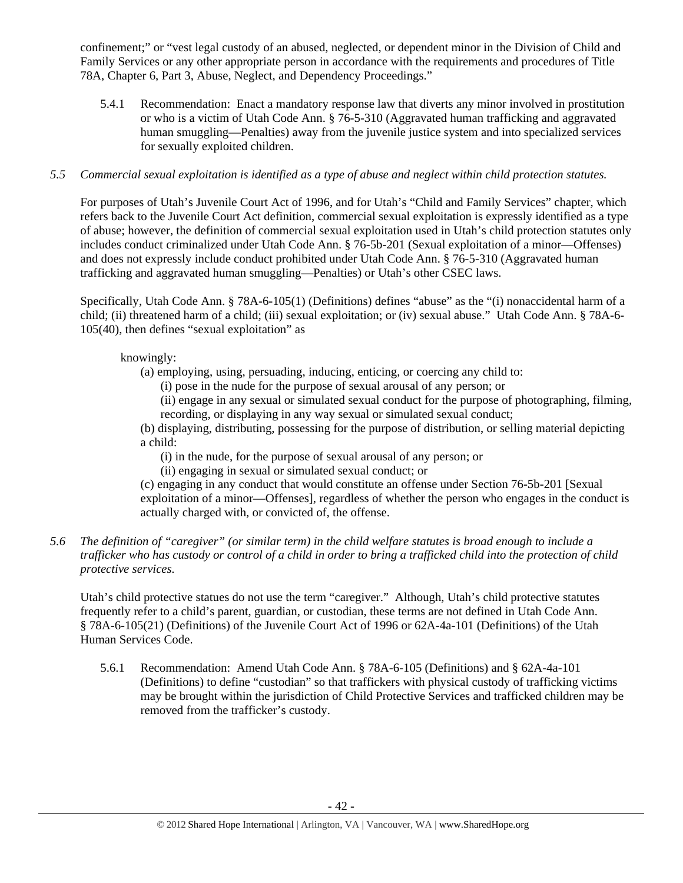confinement;" or "vest legal custody of an abused, neglected, or dependent minor in the Division of Child and Family Services or any other appropriate person in accordance with the requirements and procedures of Title 78A, Chapter 6, Part 3, Abuse, Neglect, and Dependency Proceedings."

5.4.1 Recommendation: Enact a mandatory response law that diverts any minor involved in prostitution or who is a victim of Utah Code Ann. § 76-5-310 (Aggravated human trafficking and aggravated human smuggling—Penalties) away from the juvenile justice system and into specialized services for sexually exploited children.

*5.5 Commercial sexual exploitation is identified as a type of abuse and neglect within child protection statutes.*

For purposes of Utah's Juvenile Court Act of 1996, and for Utah's "Child and Family Services" chapter, which refers back to the Juvenile Court Act definition, commercial sexual exploitation is expressly identified as a type of abuse; however, the definition of commercial sexual exploitation used in Utah's child protection statutes only includes conduct criminalized under Utah Code Ann. § 76-5b-201 (Sexual exploitation of a minor—Offenses) and does not expressly include conduct prohibited under Utah Code Ann. § 76-5-310 (Aggravated human trafficking and aggravated human smuggling—Penalties) or Utah's other CSEC laws.

Specifically, Utah Code Ann. § 78A-6-105(1) (Definitions) defines "abuse" as the "(i) nonaccidental harm of a child; (ii) threatened harm of a child; (iii) sexual exploitation; or (iv) sexual abuse." Utah Code Ann. § 78A-6-105(40), then defines "sexual exploitation" as

> knowingly:
> (a) employing, using, persuading, inducing, enticing, or coercing any child to:
> (i) pose in the nude for the purpose of sexual arousal of any person; or
> (ii) engage in any sexual or simulated sexual conduct for the purpose of photographing, filming, recording, or displaying in any way sexual or simulated sexual conduct;
> (b) displaying, distributing, possessing for the purpose of distribution, or selling material depicting a child:
> (i) in the nude, for the purpose of sexual arousal of any person; or
> (ii) engaging in sexual or simulated sexual conduct; or
> (c) engaging in any conduct that would constitute an offense under Section 76-5b-201 [Sexual exploitation of a minor—Offenses], regardless of whether the person who engages in the conduct is actually charged with, or convicted of, the offense.

*5.6 The definition of "caregiver" (or similar term) in the child welfare statutes is broad enough to include a trafficker who has custody or control of a child in order to bring a trafficked child into the protection of child protective services.*

Utah's child protective statues do not use the term "caregiver." Although, Utah's child protective statutes frequently refer to a child's parent, guardian, or custodian, these terms are not defined in Utah Code Ann. § 78A-6-105(21) (Definitions) of the Juvenile Court Act of 1996 or 62A-4a-101 (Definitions) of the Utah Human Services Code.

5.6.1 Recommendation: Amend Utah Code Ann. § 78A-6-105 (Definitions) and § 62A-4a-101 (Definitions) to define "custodian" so that traffickers with physical custody of trafficking victims may be brought within the jurisdiction of Child Protective Services and trafficked children may be removed from the trafficker's custody.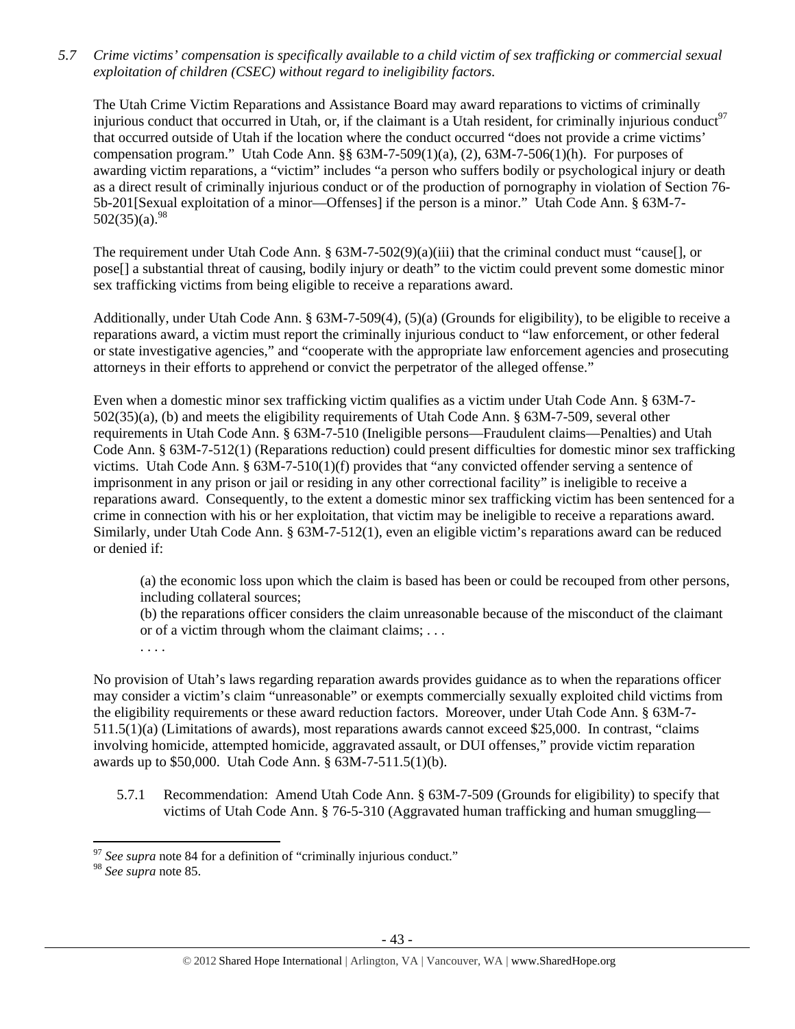*5.7 Crime victims' compensation is specifically available to a child victim of sex trafficking or commercial sexual exploitation of children (CSEC) without regard to ineligibility factors.*

The Utah Crime Victim Reparations and Assistance Board may award reparations to victims of criminally injurious conduct that occurred in Utah, or, if the claimant is a Utah resident, for criminally injurious conduct[97] that occurred outside of Utah if the location where the conduct occurred "does not provide a crime victims' compensation program." Utah Code Ann. §§ 63M-7-509(1)(a), (2), 63M-7-506(1)(h). For purposes of awarding victim reparations, a "victim" includes "a person who suffers bodily or psychological injury or death as a direct result of criminally injurious conduct or of the production of pornography in violation of Section 76-5b-201[Sexual exploitation of a minor—Offenses] if the person is a minor." Utah Code Ann. § 63M-7-502(35)(a).[98]

The requirement under Utah Code Ann. § 63M-7-502(9)(a)(iii) that the criminal conduct must "cause[], or pose[] a substantial threat of causing, bodily injury or death" to the victim could prevent some domestic minor sex trafficking victims from being eligible to receive a reparations award.

Additionally, under Utah Code Ann. § 63M-7-509(4), (5)(a) (Grounds for eligibility), to be eligible to receive a reparations award, a victim must report the criminally injurious conduct to "law enforcement, or other federal or state investigative agencies," and "cooperate with the appropriate law enforcement agencies and prosecuting attorneys in their efforts to apprehend or convict the perpetrator of the alleged offense."

Even when a domestic minor sex trafficking victim qualifies as a victim under Utah Code Ann. § 63M-7-502(35)(a), (b) and meets the eligibility requirements of Utah Code Ann. § 63M-7-509, several other requirements in Utah Code Ann. § 63M-7-510 (Ineligible persons—Fraudulent claims—Penalties) and Utah Code Ann. § 63M-7-512(1) (Reparations reduction) could present difficulties for domestic minor sex trafficking victims. Utah Code Ann. § 63M-7-510(1)(f) provides that "any convicted offender serving a sentence of imprisonment in any prison or jail or residing in any other correctional facility" is ineligible to receive a reparations award. Consequently, to the extent a domestic minor sex trafficking victim has been sentenced for a crime in connection with his or her exploitation, that victim may be ineligible to receive a reparations award. Similarly, under Utah Code Ann. § 63M-7-512(1), even an eligible victim's reparations award can be reduced or denied if:

> (a) the economic loss upon which the claim is based has been or could be recouped from other persons, including collateral sources;
> (b) the reparations officer considers the claim unreasonable because of the misconduct of the claimant or of a victim through whom the claimant claims; . . .
> . . . .

No provision of Utah's laws regarding reparation awards provides guidance as to when the reparations officer may consider a victim's claim "unreasonable" or exempts commercially sexually exploited child victims from the eligibility requirements or these award reduction factors. Moreover, under Utah Code Ann. § 63M-7-511.5(1)(a) (Limitations of awards), most reparations awards cannot exceed $25,000. In contrast, "claims involving homicide, attempted homicide, aggravated assault, or DUI offenses," provide victim reparation awards up to $50,000. Utah Code Ann. § 63M-7-511.5(1)(b).

5.7.1 Recommendation: Amend Utah Code Ann. § 63M-7-509 (Grounds for eligibility) to specify that victims of Utah Code Ann. § 76-5-310 (Aggravated human trafficking and human smuggling—

[97] *See supra* note 84 for a definition of "criminally injurious conduct."
[98] *See supra* note 85.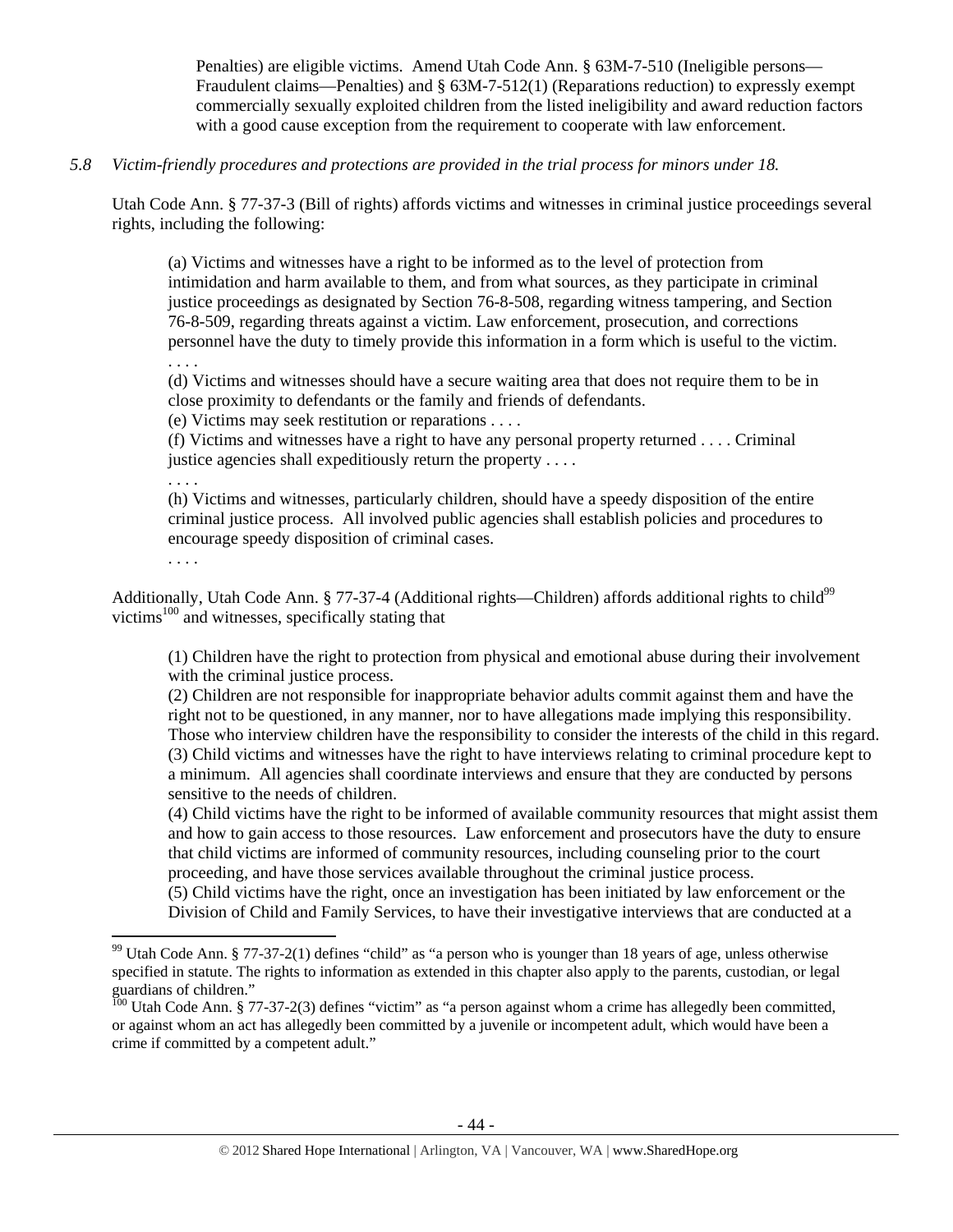Penalties) are eligible victims. Amend Utah Code Ann. § 63M-7-510 (Ineligible persons—Fraudulent claims—Penalties) and § 63M-7-512(1) (Reparations reduction) to expressly exempt commercially sexually exploited children from the listed ineligibility and award reduction factors with a good cause exception from the requirement to cooperate with law enforcement.

*5.8 Victim-friendly procedures and protections are provided in the trial process for minors under 18.*

Utah Code Ann. § 77-37-3 (Bill of rights) affords victims and witnesses in criminal justice proceedings several rights, including the following:

> (a) Victims and witnesses have a right to be informed as to the level of protection from intimidation and harm available to them, and from what sources, as they participate in criminal justice proceedings as designated by Section 76-8-508, regarding witness tampering, and Section 76-8-509, regarding threats against a victim. Law enforcement, prosecution, and corrections personnel have the duty to timely provide this information in a form which is useful to the victim.
> . . . .
> (d) Victims and witnesses should have a secure waiting area that does not require them to be in close proximity to defendants or the family and friends of defendants.
> (e) Victims may seek restitution or reparations . . . .
> (f) Victims and witnesses have a right to have any personal property returned . . . . Criminal justice agencies shall expeditiously return the property . . . .
> . . . .
> (h) Victims and witnesses, particularly children, should have a speedy disposition of the entire criminal justice process. All involved public agencies shall establish policies and procedures to encourage speedy disposition of criminal cases.
> . . . .

Additionally, Utah Code Ann. § 77-37-4 (Additional rights—Children) affords additional rights to child[99] victims[100] and witnesses, specifically stating that

> (1) Children have the right to protection from physical and emotional abuse during their involvement with the criminal justice process.
> (2) Children are not responsible for inappropriate behavior adults commit against them and have the right not to be questioned, in any manner, nor to have allegations made implying this responsibility. Those who interview children have the responsibility to consider the interests of the child in this regard.
> (3) Child victims and witnesses have the right to have interviews relating to criminal procedure kept to a minimum. All agencies shall coordinate interviews and ensure that they are conducted by persons sensitive to the needs of children.
> (4) Child victims have the right to be informed of available community resources that might assist them and how to gain access to those resources. Law enforcement and prosecutors have the duty to ensure that child victims are informed of community resources, including counseling prior to the court proceeding, and have those services available throughout the criminal justice process.
> (5) Child victims have the right, once an investigation has been initiated by law enforcement or the Division of Child and Family Services, to have their investigative interviews that are conducted at a

---

[99] Utah Code Ann. § 77-37-2(1) defines "child" as "a person who is younger than 18 years of age, unless otherwise specified in statute. The rights to information as extended in this chapter also apply to the parents, custodian, or legal guardians of children."

[100] Utah Code Ann. § 77-37-2(3) defines "victim" as "a person against whom a crime has allegedly been committed, or against whom an act has allegedly been committed by a juvenile or incompetent adult, which would have been a crime if committed by a competent adult."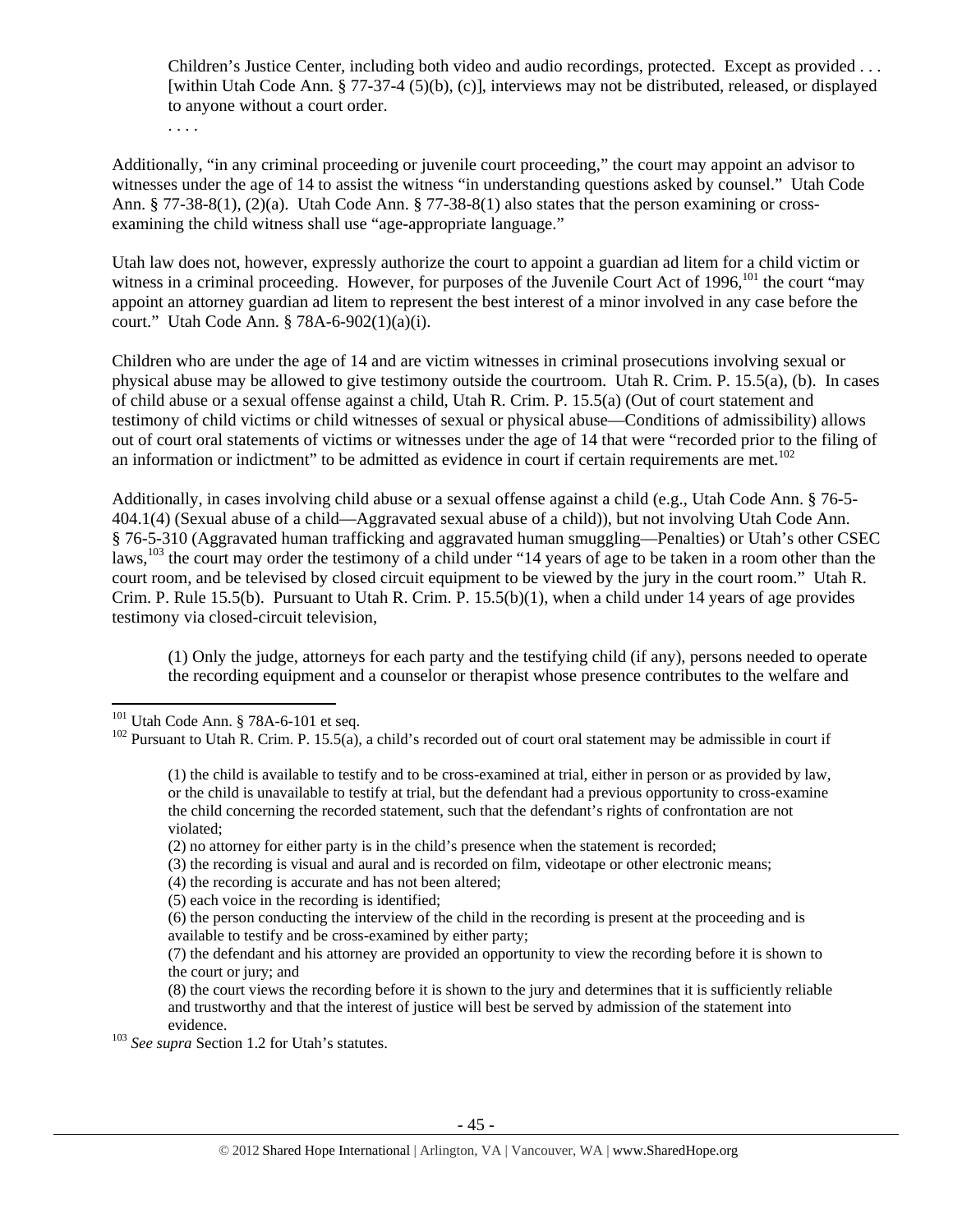> Children's Justice Center, including both video and audio recordings, protected. Except as provided . . . [within Utah Code Ann. § 77-37-4 (5)(b), (c)], interviews may not be distributed, released, or displayed to anyone without a court order.
>
> . . . .

Additionally, "in any criminal proceeding or juvenile court proceeding," the court may appoint an advisor to witnesses under the age of 14 to assist the witness "in understanding questions asked by counsel." Utah Code Ann. § 77-38-8(1), (2)(a). Utah Code Ann. § 77-38-8(1) also states that the person examining or cross-examining the child witness shall use "age-appropriate language."

Utah law does not, however, expressly authorize the court to appoint a guardian ad litem for a child victim or witness in a criminal proceeding. However, for purposes of the Juvenile Court Act of 1996,[101] the court "may appoint an attorney guardian ad litem to represent the best interest of a minor involved in any case before the court." Utah Code Ann. § 78A-6-902(1)(a)(i).

Children who are under the age of 14 and are victim witnesses in criminal prosecutions involving sexual or physical abuse may be allowed to give testimony outside the courtroom. Utah R. Crim. P. 15.5(a), (b). In cases of child abuse or a sexual offense against a child, Utah R. Crim. P. 15.5(a) (Out of court statement and testimony of child victims or child witnesses of sexual or physical abuse—Conditions of admissibility) allows out of court oral statements of victims or witnesses under the age of 14 that were "recorded prior to the filing of an information or indictment" to be admitted as evidence in court if certain requirements are met.[102]

Additionally, in cases involving child abuse or a sexual offense against a child (e.g., Utah Code Ann. § 76-5-404.1(4) (Sexual abuse of a child—Aggravated sexual abuse of a child)), but not involving Utah Code Ann. § 76-5-310 (Aggravated human trafficking and aggravated human smuggling—Penalties) or Utah's other CSEC laws,[103] the court may order the testimony of a child under "14 years of age to be taken in a room other than the court room, and be televised by closed circuit equipment to be viewed by the jury in the court room." Utah R. Crim. P. Rule 15.5(b). Pursuant to Utah R. Crim. P. 15.5(b)(1), when a child under 14 years of age provides testimony via closed-circuit television,

> (1) Only the judge, attorneys for each party and the testifying child (if any), persons needed to operate the recording equipment and a counselor or therapist whose presence contributes to the welfare and

---

[101] Utah Code Ann. § 78A-6-101 et seq.

[102] Pursuant to Utah R. Crim. P. 15.5(a), a child's recorded out of court oral statement may be admissible in court if

> (1) the child is available to testify and to be cross-examined at trial, either in person or as provided by law, or the child is unavailable to testify at trial, but the defendant had a previous opportunity to cross-examine the child concerning the recorded statement, such that the defendant's rights of confrontation are not violated;
>
> (2) no attorney for either party is in the child's presence when the statement is recorded;
>
> (3) the recording is visual and aural and is recorded on film, videotape or other electronic means;
>
> (4) the recording is accurate and has not been altered;
>
> (5) each voice in the recording is identified;
>
> (6) the person conducting the interview of the child in the recording is present at the proceeding and is available to testify and be cross-examined by either party;
>
> (7) the defendant and his attorney are provided an opportunity to view the recording before it is shown to the court or jury; and
>
> (8) the court views the recording before it is shown to the jury and determines that it is sufficiently reliable and trustworthy and that the interest of justice will best be served by admission of the statement into evidence.

[103] *See supra* Section 1.2 for Utah's statutes.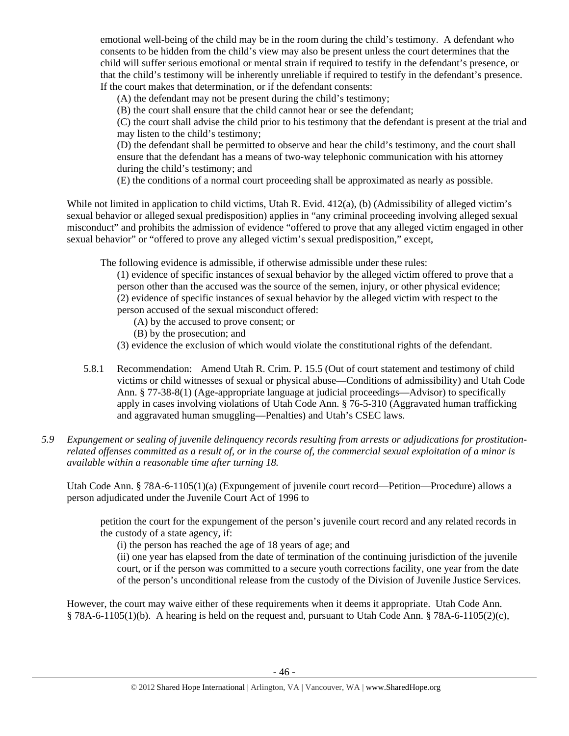emotional well-being of the child may be in the room during the child's testimony. A defendant who consents to be hidden from the child's view may also be present unless the court determines that the child will suffer serious emotional or mental strain if required to testify in the defendant's presence, or that the child's testimony will be inherently unreliable if required to testify in the defendant's presence. If the court makes that determination, or if the defendant consents:

(A) the defendant may not be present during the child's testimony;

(B) the court shall ensure that the child cannot hear or see the defendant;

(C) the court shall advise the child prior to his testimony that the defendant is present at the trial and may listen to the child's testimony;

(D) the defendant shall be permitted to observe and hear the child's testimony, and the court shall ensure that the defendant has a means of two-way telephonic communication with his attorney during the child's testimony; and

(E) the conditions of a normal court proceeding shall be approximated as nearly as possible.

While not limited in application to child victims, Utah R. Evid. 412(a), (b) (Admissibility of alleged victim's sexual behavior or alleged sexual predisposition) applies in "any criminal proceeding involving alleged sexual misconduct" and prohibits the admission of evidence "offered to prove that any alleged victim engaged in other sexual behavior" or "offered to prove any alleged victim's sexual predisposition," except,

> The following evidence is admissible, if otherwise admissible under these rules:
>
> (1) evidence of specific instances of sexual behavior by the alleged victim offered to prove that a person other than the accused was the source of the semen, injury, or other physical evidence;
>
> (2) evidence of specific instances of sexual behavior by the alleged victim with respect to the person accused of the sexual misconduct offered:
>
> (A) by the accused to prove consent; or
>
> (B) by the prosecution; and
>
> (3) evidence the exclusion of which would violate the constitutional rights of the defendant.

5.8.1 Recommendation: Amend Utah R. Crim. P. 15.5 (Out of court statement and testimony of child victims or child witnesses of sexual or physical abuse—Conditions of admissibility) and Utah Code Ann. § 77-38-8(1) (Age-appropriate language at judicial proceedings—Advisor) to specifically apply in cases involving violations of Utah Code Ann. § 76-5-310 (Aggravated human trafficking and aggravated human smuggling—Penalties) and Utah's CSEC laws.

*5.9 Expungement or sealing of juvenile delinquency records resulting from arrests or adjudications for prostitution-related offenses committed as a result of, or in the course of, the commercial sexual exploitation of a minor is available within a reasonable time after turning 18.*

Utah Code Ann. § 78A-6-1105(1)(a) (Expungement of juvenile court record—Petition—Procedure) allows a person adjudicated under the Juvenile Court Act of 1996 to

> petition the court for the expungement of the person's juvenile court record and any related records in the custody of a state agency, if:
>
> (i) the person has reached the age of 18 years of age; and
>
> (ii) one year has elapsed from the date of termination of the continuing jurisdiction of the juvenile court, or if the person was committed to a secure youth corrections facility, one year from the date of the person's unconditional release from the custody of the Division of Juvenile Justice Services.

However, the court may waive either of these requirements when it deems it appropriate. Utah Code Ann. § 78A-6-1105(1)(b). A hearing is held on the request and, pursuant to Utah Code Ann. § 78A-6-1105(2)(c),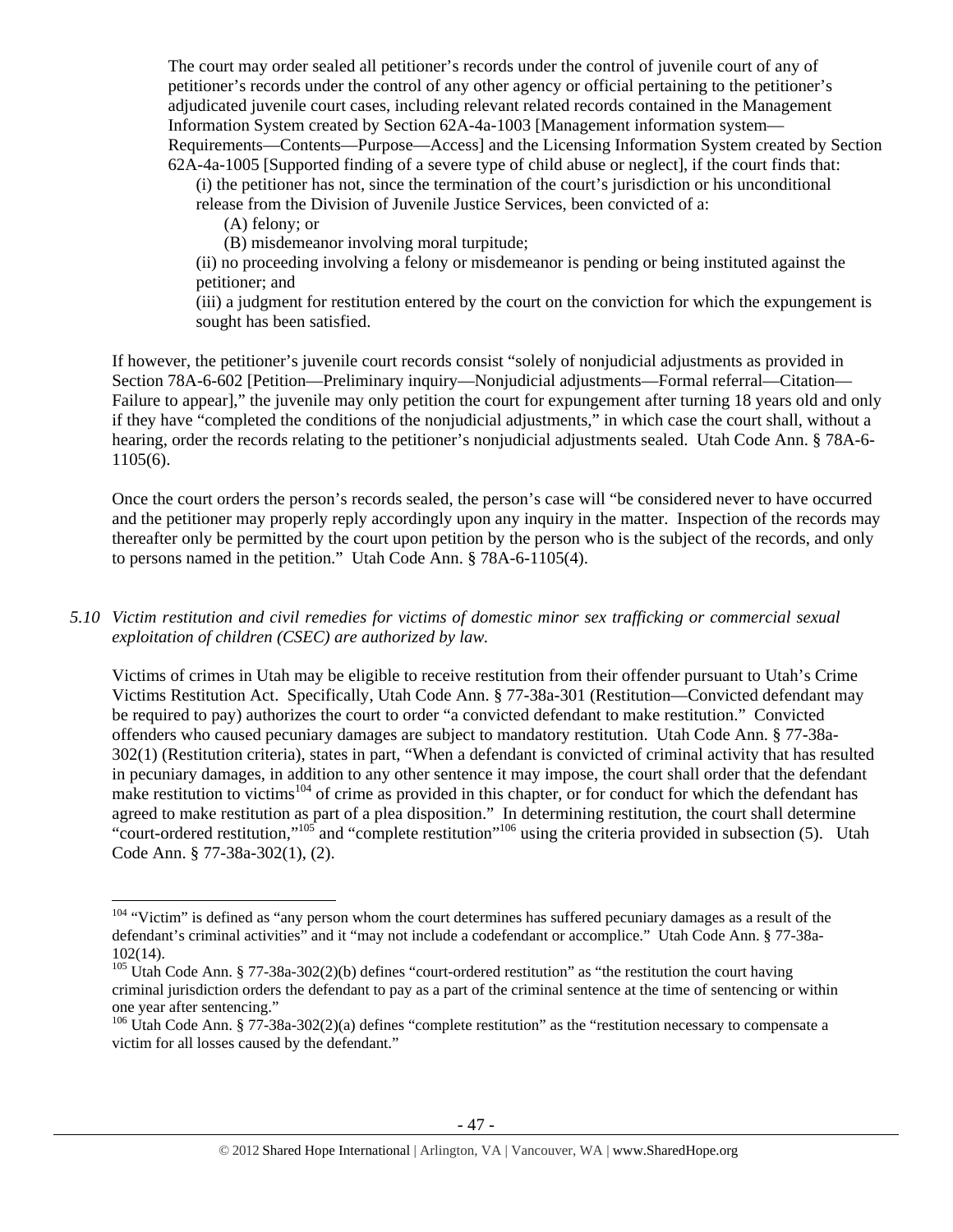The court may order sealed all petitioner's records under the control of juvenile court of any of petitioner's records under the control of any other agency or official pertaining to the petitioner's adjudicated juvenile court cases, including relevant related records contained in the Management Information System created by Section 62A-4a-1003 [Management information system—Requirements—Contents—Purpose—Access] and the Licensing Information System created by Section 62A-4a-1005 [Supported finding of a severe type of child abuse or neglect], if the court finds that:

> (i) the petitioner has not, since the termination of the court's jurisdiction or his unconditional release from the Division of Juvenile Justice Services, been convicted of a:
>
> > (A) felony; or
> >
> > (B) misdemeanor involving moral turpitude;
>
> (ii) no proceeding involving a felony or misdemeanor is pending or being instituted against the petitioner; and
>
> (iii) a judgment for restitution entered by the court on the conviction for which the expungement is sought has been satisfied.

If however, the petitioner's juvenile court records consist "solely of nonjudicial adjustments as provided in Section 78A-6-602 [Petition—Preliminary inquiry—Nonjudicial adjustments—Formal referral—Citation—Failure to appear]," the juvenile may only petition the court for expungement after turning 18 years old and only if they have "completed the conditions of the nonjudicial adjustments," in which case the court shall, without a hearing, order the records relating to the petitioner's nonjudicial adjustments sealed. Utah Code Ann. § 78A-6-1105(6).

Once the court orders the person's records sealed, the person's case will "be considered never to have occurred and the petitioner may properly reply accordingly upon any inquiry in the matter. Inspection of the records may thereafter only be permitted by the court upon petition by the person who is the subject of the records, and only to persons named in the petition." Utah Code Ann. § 78A-6-1105(4).

*5.10 Victim restitution and civil remedies for victims of domestic minor sex trafficking or commercial sexual exploitation of children (CSEC) are authorized by law.*

Victims of crimes in Utah may be eligible to receive restitution from their offender pursuant to Utah's Crime Victims Restitution Act. Specifically, Utah Code Ann. § 77-38a-301 (Restitution—Convicted defendant may be required to pay) authorizes the court to order "a convicted defendant to make restitution." Convicted offenders who caused pecuniary damages are subject to mandatory restitution. Utah Code Ann. § 77-38a-302(1) (Restitution criteria), states in part, "When a defendant is convicted of criminal activity that has resulted in pecuniary damages, in addition to any other sentence it may impose, the court shall order that the defendant make restitution to victims[104] of crime as provided in this chapter, or for conduct for which the defendant has agreed to make restitution as part of a plea disposition." In determining restitution, the court shall determine "court-ordered restitution,"[105] and "complete restitution"[106] using the criteria provided in subsection (5). Utah Code Ann. § 77-38a-302(1), (2).

---

[104] "Victim" is defined as "any person whom the court determines has suffered pecuniary damages as a result of the defendant's criminal activities" and it "may not include a codefendant or accomplice." Utah Code Ann. § 77-38a-102(14).

[105] Utah Code Ann. § 77-38a-302(2)(b) defines "court-ordered restitution" as "the restitution the court having criminal jurisdiction orders the defendant to pay as a part of the criminal sentence at the time of sentencing or within one year after sentencing."

[106] Utah Code Ann. § 77-38a-302(2)(a) defines "complete restitution" as the "restitution necessary to compensate a victim for all losses caused by the defendant."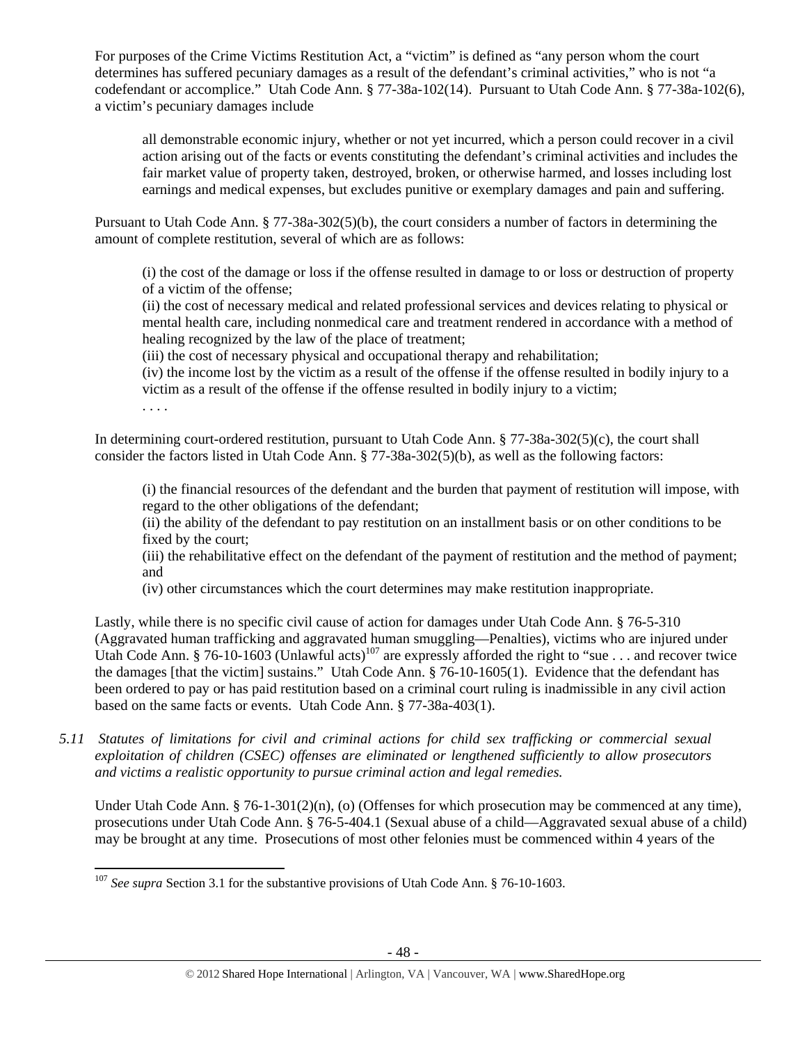For purposes of the Crime Victims Restitution Act, a "victim" is defined as "any person whom the court determines has suffered pecuniary damages as a result of the defendant's criminal activities," who is not "a codefendant or accomplice." Utah Code Ann. § 77-38a-102(14). Pursuant to Utah Code Ann. § 77-38a-102(6), a victim's pecuniary damages include

> all demonstrable economic injury, whether or not yet incurred, which a person could recover in a civil action arising out of the facts or events constituting the defendant's criminal activities and includes the fair market value of property taken, destroyed, broken, or otherwise harmed, and losses including lost earnings and medical expenses, but excludes punitive or exemplary damages and pain and suffering.

Pursuant to Utah Code Ann. § 77-38a-302(5)(b), the court considers a number of factors in determining the amount of complete restitution, several of which are as follows:

> (i) the cost of the damage or loss if the offense resulted in damage to or loss or destruction of property of a victim of the offense;
> (ii) the cost of necessary medical and related professional services and devices relating to physical or mental health care, including nonmedical care and treatment rendered in accordance with a method of healing recognized by the law of the place of treatment;
> (iii) the cost of necessary physical and occupational therapy and rehabilitation;
> (iv) the income lost by the victim as a result of the offense if the offense resulted in bodily injury to a victim as a result of the offense if the offense resulted in bodily injury to a victim;
> . . . .

In determining court-ordered restitution, pursuant to Utah Code Ann. § 77-38a-302(5)(c), the court shall consider the factors listed in Utah Code Ann. § 77-38a-302(5)(b), as well as the following factors:

> (i) the financial resources of the defendant and the burden that payment of restitution will impose, with regard to the other obligations of the defendant;
> (ii) the ability of the defendant to pay restitution on an installment basis or on other conditions to be fixed by the court;
> (iii) the rehabilitative effect on the defendant of the payment of restitution and the method of payment; and
> (iv) other circumstances which the court determines may make restitution inappropriate.

Lastly, while there is no specific civil cause of action for damages under Utah Code Ann. § 76-5-310 (Aggravated human trafficking and aggravated human smuggling—Penalties), victims who are injured under Utah Code Ann. § 76-10-1603 (Unlawful acts)[107] are expressly afforded the right to "sue . . . and recover twice the damages [that the victim] sustains." Utah Code Ann. § 76-10-1605(1). Evidence that the defendant has been ordered to pay or has paid restitution based on a criminal court ruling is inadmissible in any civil action based on the same facts or events. Utah Code Ann. § 77-38a-403(1).

*5.11 Statutes of limitations for civil and criminal actions for child sex trafficking or commercial sexual exploitation of children (CSEC) offenses are eliminated or lengthened sufficiently to allow prosecutors and victims a realistic opportunity to pursue criminal action and legal remedies.*

Under Utah Code Ann. § 76-1-301(2)(n), (o) (Offenses for which prosecution may be commenced at any time), prosecutions under Utah Code Ann. § 76-5-404.1 (Sexual abuse of a child—Aggravated sexual abuse of a child) may be brought at any time. Prosecutions of most other felonies must be commenced within 4 years of the

---

[107] *See supra* Section 3.1 for the substantive provisions of Utah Code Ann. § 76-10-1603.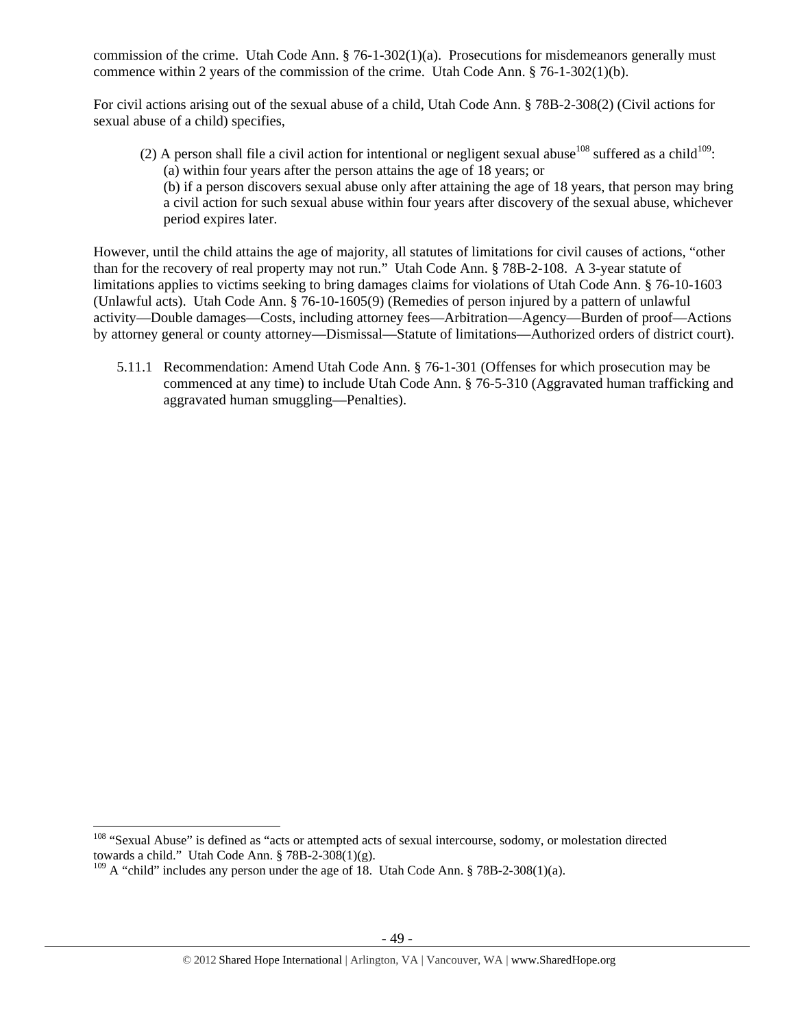commission of the crime. Utah Code Ann. § 76-1-302(1)(a). Prosecutions for misdemeanors generally must commence within 2 years of the commission of the crime. Utah Code Ann. § 76-1-302(1)(b).

For civil actions arising out of the sexual abuse of a child, Utah Code Ann. § 78B-2-308(2) (Civil actions for sexual abuse of a child) specifies,

> (2) A person shall file a civil action for intentional or negligent sexual abuse[108] suffered as a child[109]:
> (a) within four years after the person attains the age of 18 years; or
> (b) if a person discovers sexual abuse only after attaining the age of 18 years, that person may bring a civil action for such sexual abuse within four years after discovery of the sexual abuse, whichever period expires later.

However, until the child attains the age of majority, all statutes of limitations for civil causes of actions, "other than for the recovery of real property may not run." Utah Code Ann. § 78B-2-108. A 3-year statute of limitations applies to victims seeking to bring damages claims for violations of Utah Code Ann. § 76-10-1603 (Unlawful acts). Utah Code Ann. § 76-10-1605(9) (Remedies of person injured by a pattern of unlawful activity—Double damages—Costs, including attorney fees—Arbitration—Agency—Burden of proof—Actions by attorney general or county attorney—Dismissal—Statute of limitations—Authorized orders of district court).

5.11.1 Recommendation: Amend Utah Code Ann. § 76-1-301 (Offenses for which prosecution may be commenced at any time) to include Utah Code Ann. § 76-5-310 (Aggravated human trafficking and aggravated human smuggling—Penalties).

---

[108] "Sexual Abuse" is defined as "acts or attempted acts of sexual intercourse, sodomy, or molestation directed towards a child." Utah Code Ann. § 78B-2-308(1)(g).

[109] A "child" includes any person under the age of 18. Utah Code Ann. § 78B-2-308(1)(a).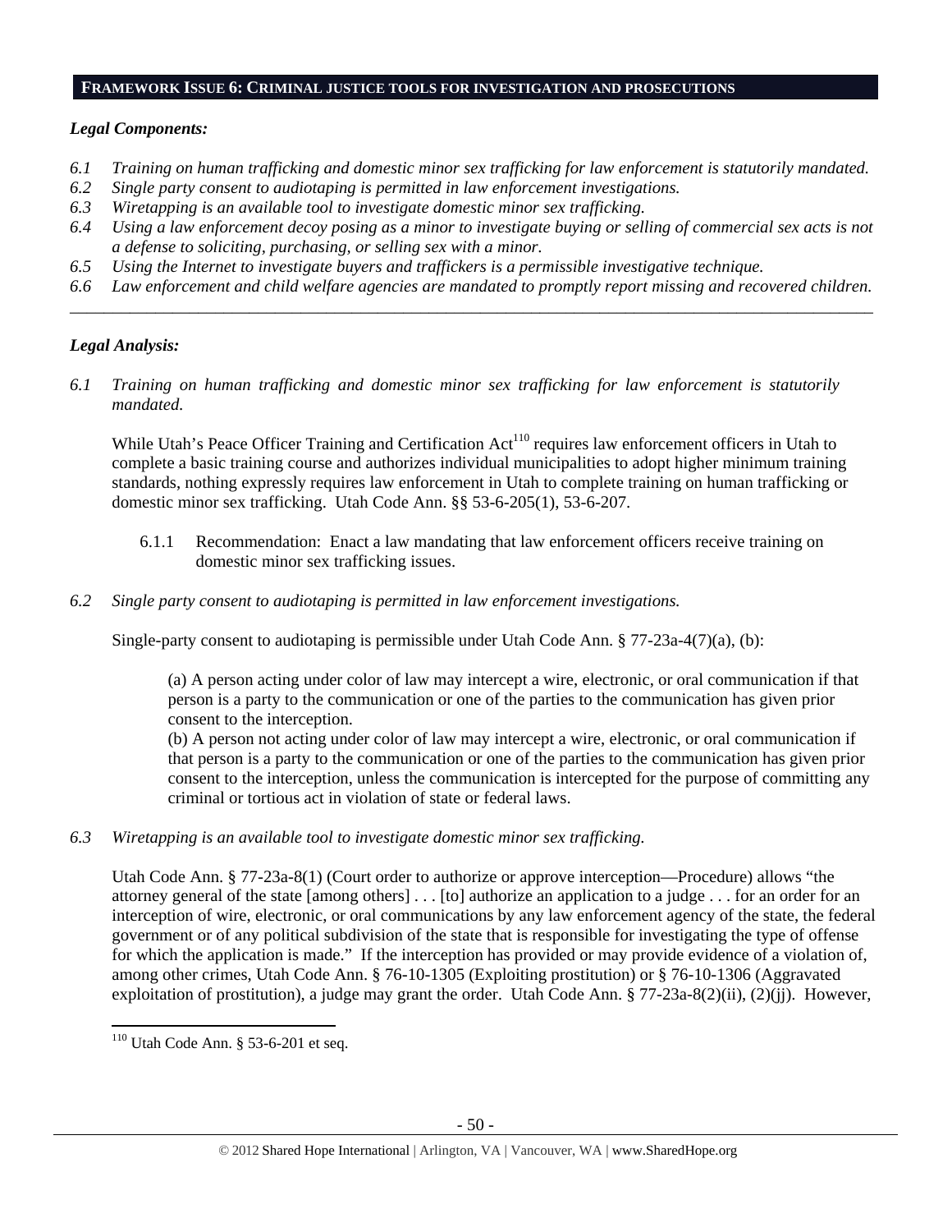## FRAMEWORK ISSUE 6: CRIMINAL JUSTICE TOOLS FOR INVESTIGATION AND PROSECUTIONS

*Legal Components:*

*6.1 Training on human trafficking and domestic minor sex trafficking for law enforcement is statutorily mandated.*
*6.2 Single party consent to audiotaping is permitted in law enforcement investigations.*
*6.3 Wiretapping is an available tool to investigate domestic minor sex trafficking.*
*6.4 Using a law enforcement decoy posing as a minor to investigate buying or selling of commercial sex acts is not a defense to soliciting, purchasing, or selling sex with a minor.*
*6.5 Using the Internet to investigate buyers and traffickers is a permissible investigative technique.*
*6.6 Law enforcement and child welfare agencies are mandated to promptly report missing and recovered children.*

---

*Legal Analysis:*

*6.1 Training on human trafficking and domestic minor sex trafficking for law enforcement is statutorily mandated.*

While Utah's Peace Officer Training and Certification Act[110] requires law enforcement officers in Utah to complete a basic training course and authorizes individual municipalities to adopt higher minimum training standards, nothing expressly requires law enforcement in Utah to complete training on human trafficking or domestic minor sex trafficking. Utah Code Ann. §§ 53-6-205(1), 53-6-207.

6.1.1 Recommendation: Enact a law mandating that law enforcement officers receive training on domestic minor sex trafficking issues.

*6.2 Single party consent to audiotaping is permitted in law enforcement investigations.*

Single-party consent to audiotaping is permissible under Utah Code Ann. § 77-23a-4(7)(a), (b):

> (a) A person acting under color of law may intercept a wire, electronic, or oral communication if that person is a party to the communication or one of the parties to the communication has given prior consent to the interception.
> (b) A person not acting under color of law may intercept a wire, electronic, or oral communication if that person is a party to the communication or one of the parties to the communication has given prior consent to the interception, unless the communication is intercepted for the purpose of committing any criminal or tortious act in violation of state or federal laws.

*6.3 Wiretapping is an available tool to investigate domestic minor sex trafficking.*

Utah Code Ann. § 77-23a-8(1) (Court order to authorize or approve interception—Procedure) allows "the attorney general of the state [among others] . . . [to] authorize an application to a judge . . . for an order for an interception of wire, electronic, or oral communications by any law enforcement agency of the state, the federal government or of any political subdivision of the state that is responsible for investigating the type of offense for which the application is made." If the interception has provided or may provide evidence of a violation of, among other crimes, Utah Code Ann. § 76-10-1305 (Exploiting prostitution) or § 76-10-1306 (Aggravated exploitation of prostitution), a judge may grant the order. Utah Code Ann. § 77-23a-8(2)(ii), (2)(jj). However,

---

[110] Utah Code Ann. § 53-6-201 et seq.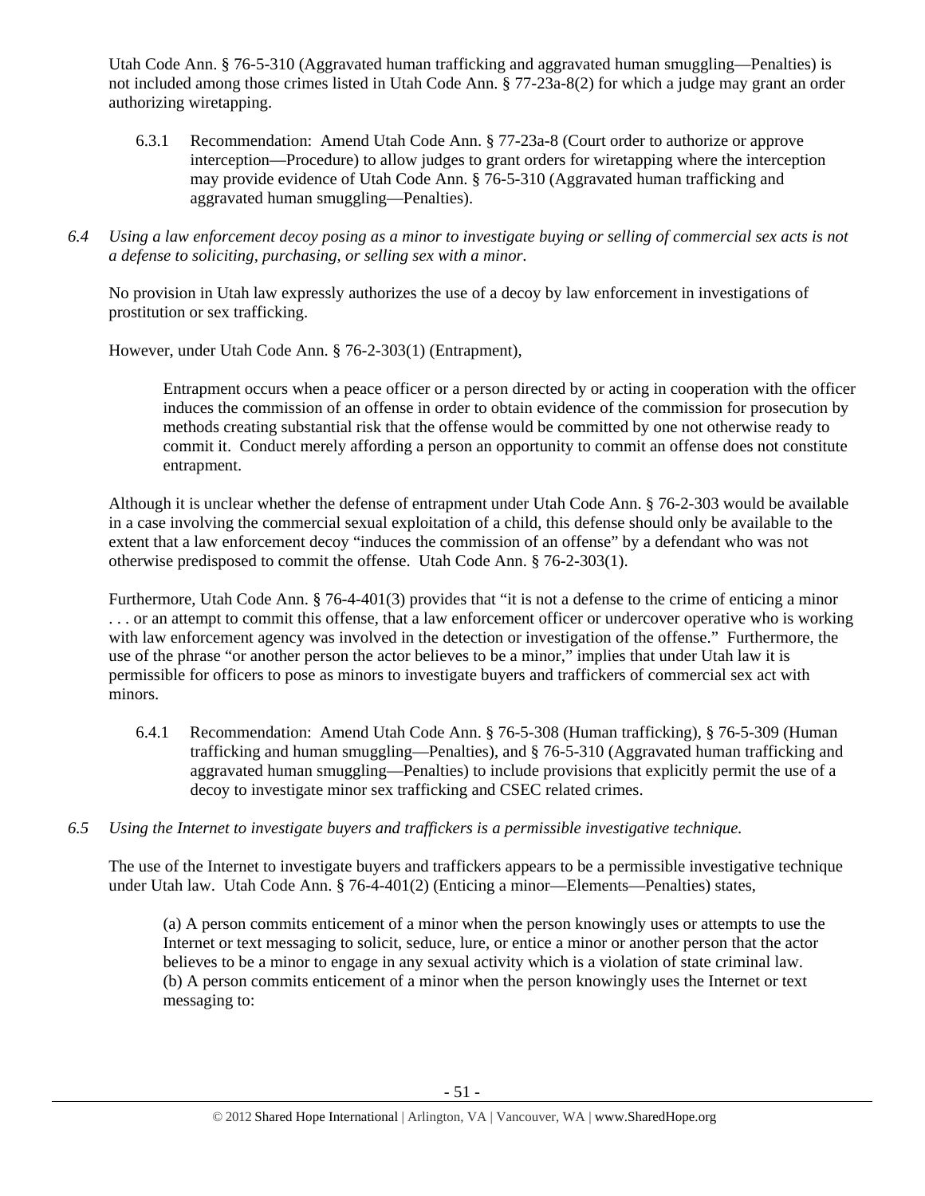Utah Code Ann. § 76-5-310 (Aggravated human trafficking and aggravated human smuggling—Penalties) is not included among those crimes listed in Utah Code Ann. § 77-23a-8(2) for which a judge may grant an order authorizing wiretapping.

6.3.1 Recommendation: Amend Utah Code Ann. § 77-23a-8 (Court order to authorize or approve interception—Procedure) to allow judges to grant orders for wiretapping where the interception may provide evidence of Utah Code Ann. § 76-5-310 (Aggravated human trafficking and aggravated human smuggling—Penalties).

*6.4 Using a law enforcement decoy posing as a minor to investigate buying or selling of commercial sex acts is not a defense to soliciting, purchasing, or selling sex with a minor.*

No provision in Utah law expressly authorizes the use of a decoy by law enforcement in investigations of prostitution or sex trafficking.

However, under Utah Code Ann. § 76-2-303(1) (Entrapment),

> Entrapment occurs when a peace officer or a person directed by or acting in cooperation with the officer induces the commission of an offense in order to obtain evidence of the commission for prosecution by methods creating substantial risk that the offense would be committed by one not otherwise ready to commit it. Conduct merely affording a person an opportunity to commit an offense does not constitute entrapment.

Although it is unclear whether the defense of entrapment under Utah Code Ann. § 76-2-303 would be available in a case involving the commercial sexual exploitation of a child, this defense should only be available to the extent that a law enforcement decoy "induces the commission of an offense" by a defendant who was not otherwise predisposed to commit the offense. Utah Code Ann. § 76-2-303(1).

Furthermore, Utah Code Ann. § 76-4-401(3) provides that "it is not a defense to the crime of enticing a minor . . . or an attempt to commit this offense, that a law enforcement officer or undercover operative who is working with law enforcement agency was involved in the detection or investigation of the offense." Furthermore, the use of the phrase "or another person the actor believes to be a minor," implies that under Utah law it is permissible for officers to pose as minors to investigate buyers and traffickers of commercial sex act with minors.

6.4.1 Recommendation: Amend Utah Code Ann. § 76-5-308 (Human trafficking), § 76-5-309 (Human trafficking and human smuggling—Penalties), and § 76-5-310 (Aggravated human trafficking and aggravated human smuggling—Penalties) to include provisions that explicitly permit the use of a decoy to investigate minor sex trafficking and CSEC related crimes.

*6.5 Using the Internet to investigate buyers and traffickers is a permissible investigative technique.*

The use of the Internet to investigate buyers and traffickers appears to be a permissible investigative technique under Utah law. Utah Code Ann. § 76-4-401(2) (Enticing a minor—Elements—Penalties) states,

> (a) A person commits enticement of a minor when the person knowingly uses or attempts to use the Internet or text messaging to solicit, seduce, lure, or entice a minor or another person that the actor believes to be a minor to engage in any sexual activity which is a violation of state criminal law.
> (b) A person commits enticement of a minor when the person knowingly uses the Internet or text messaging to: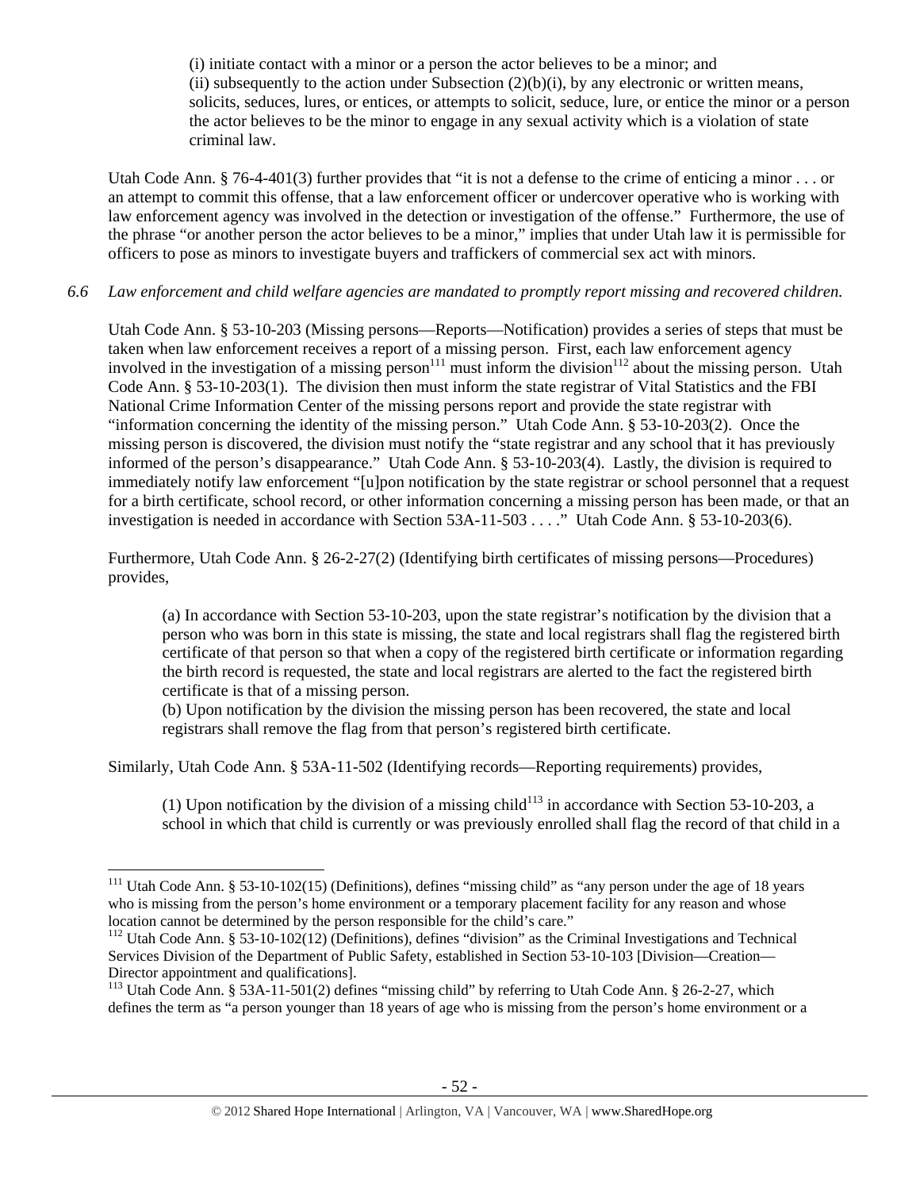(i) initiate contact with a minor or a person the actor believes to be a minor; and
(ii) subsequently to the action under Subsection (2)(b)(i), by any electronic or written means, solicits, seduces, lures, or entices, or attempts to solicit, seduce, lure, or entice the minor or a person the actor believes to be the minor to engage in any sexual activity which is a violation of state criminal law.

Utah Code Ann. § 76-4-401(3) further provides that "it is not a defense to the crime of enticing a minor . . . or an attempt to commit this offense, that a law enforcement officer or undercover operative who is working with law enforcement agency was involved in the detection or investigation of the offense." Furthermore, the use of the phrase "or another person the actor believes to be a minor," implies that under Utah law it is permissible for officers to pose as minors to investigate buyers and traffickers of commercial sex act with minors.

*6.6 Law enforcement and child welfare agencies are mandated to promptly report missing and recovered children.*

Utah Code Ann. § 53-10-203 (Missing persons—Reports—Notification) provides a series of steps that must be taken when law enforcement receives a report of a missing person. First, each law enforcement agency involved in the investigation of a missing person[111] must inform the division[112] about the missing person. Utah Code Ann. § 53-10-203(1). The division then must inform the state registrar of Vital Statistics and the FBI National Crime Information Center of the missing persons report and provide the state registrar with "information concerning the identity of the missing person." Utah Code Ann. § 53-10-203(2). Once the missing person is discovered, the division must notify the "state registrar and any school that it has previously informed of the person's disappearance." Utah Code Ann. § 53-10-203(4). Lastly, the division is required to immediately notify law enforcement "[u]pon notification by the state registrar or school personnel that a request for a birth certificate, school record, or other information concerning a missing person has been made, or that an investigation is needed in accordance with Section 53A-11-503 . . . ." Utah Code Ann. § 53-10-203(6).

Furthermore, Utah Code Ann. § 26-2-27(2) (Identifying birth certificates of missing persons—Procedures) provides,

(a) In accordance with Section 53-10-203, upon the state registrar's notification by the division that a person who was born in this state is missing, the state and local registrars shall flag the registered birth certificate of that person so that when a copy of the registered birth certificate or information regarding the birth record is requested, the state and local registrars are alerted to the fact the registered birth certificate is that of a missing person.
(b) Upon notification by the division the missing person has been recovered, the state and local registrars shall remove the flag from that person's registered birth certificate.

Similarly, Utah Code Ann. § 53A-11-502 (Identifying records—Reporting requirements) provides,

(1) Upon notification by the division of a missing child[113] in accordance with Section 53-10-203, a school in which that child is currently or was previously enrolled shall flag the record of that child in a

---

[111] Utah Code Ann. § 53-10-102(15) (Definitions), defines "missing child" as "any person under the age of 18 years who is missing from the person's home environment or a temporary placement facility for any reason and whose location cannot be determined by the person responsible for the child's care."

[112] Utah Code Ann. § 53-10-102(12) (Definitions), defines "division" as the Criminal Investigations and Technical Services Division of the Department of Public Safety, established in Section 53-10-103 [Division—Creation—Director appointment and qualifications].

[113] Utah Code Ann. § 53A-11-501(2) defines "missing child" by referring to Utah Code Ann. § 26-2-27, which defines the term as "a person younger than 18 years of age who is missing from the person's home environment or a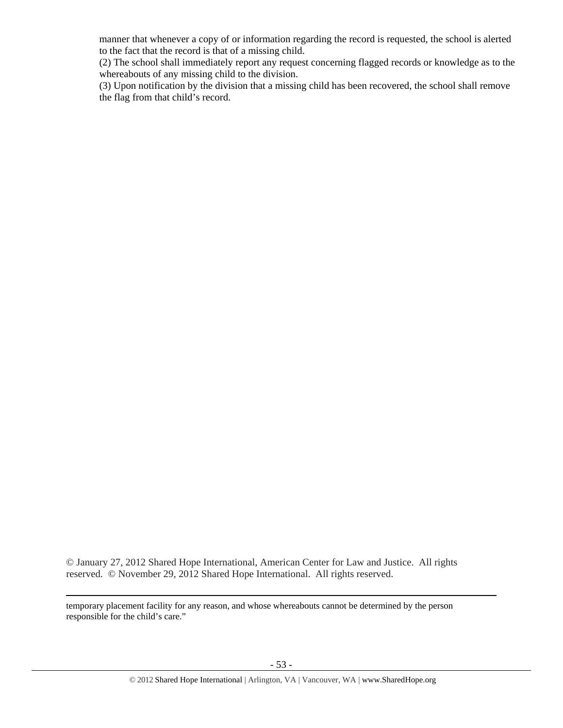manner that whenever a copy of or information regarding the record is requested, the school is alerted to the fact that the record is that of a missing child.

(2) The school shall immediately report any request concerning flagged records or knowledge as to the whereabouts of any missing child to the division.

(3) Upon notification by the division that a missing child has been recovered, the school shall remove the flag from that child's record.

© January 27, 2012 Shared Hope International, American Center for Law and Justice. All rights reserved. © November 29, 2012 Shared Hope International. All rights reserved.

---

temporary placement facility for any reason, and whose whereabouts cannot be determined by the person responsible for the child's care."